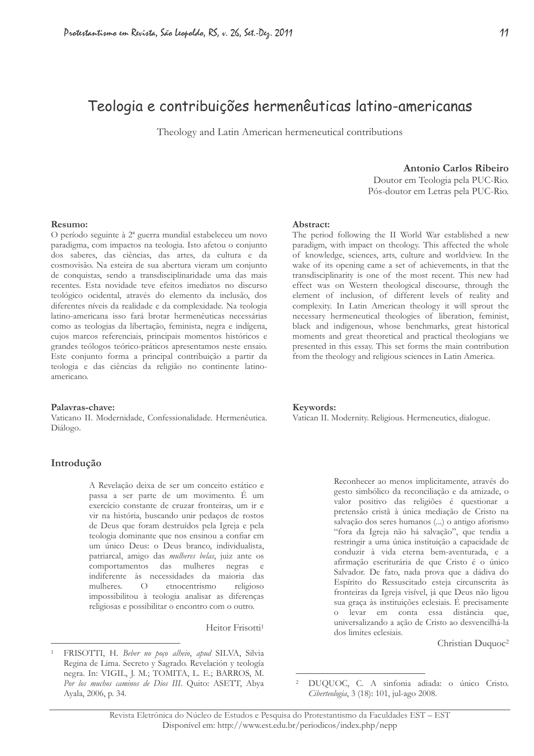# Teologia e contribuições hermenêuticas latino-americanas

Theology and Latin American hermeneutical contributions

**Antonio Carlos Ribeiro**
Doutor em Teologia pela PUC-Rio.
Pós-doutor em Letras pela PUC-Rio.

**Resumo:**
O período seguinte à 2ª guerra mundial estabeleceu um novo paradigma, com impactos na teologia. Isto afetou o conjunto dos saberes, das ciências, das artes, da cultura e da cosmovisão. Na esteira de sua abertura vieram um conjunto de conquistas, sendo a transdisciplinaridade uma das mais recentes. Esta novidade teve efeitos imediatos no discurso teológico ocidental, através do elemento da inclusão, dos diferentes níveis da realidade e da complexidade. Na teologia latino-americana isso fará brotar hermenêuticas necessárias como as teologias da libertação, feminista, negra e indígena, cujos marcos referenciais, principais momentos históricos e grandes teólogos teórico-práticos apresentamos neste ensaio. Este conjunto forma a principal contribuição a partir da teologia e das ciências da religião no continente latino-americano.

**Palavras-chave:**
Vaticano II. Modernidade, Confessionalidade. Hermenêutica. Diálogo.

**Abstract:**
The period following the II World War established a new paradigm, with impact on theology. This affected the whole of knowledge, sciences, arts, culture and worldview. In the wake of its opening came a set of achievements, in that the transdisciplinarity is one of the most recent. This new had effect was on Western theological discourse, through the element of inclusion, of different levels of reality and complexity. In Latin American theology it will sprout the necessary hermeneutical theologies of liberation, feminist, black and indigenous, whose benchmarks, great historical moments and great theoretical and practical theologians we presented in this essay. This set forms the main contribution from the theology and religious sciences in Latin America.

**Keywords:**
Vatican II. Modernity. Religious. Hermeneutics, dialogue.

## Introdução

> A Revelação deixa de ser um conceito estático e passa a ser parte de um movimento. É um exercício constante de cruzar fronteiras, um ir e vir na história, buscando unir pedaços de rostos de Deus que foram destruídos pela Igreja e pela teologia dominante que nos ensinou a confiar em um único Deus: o Deus branco, individualista, patriarcal, amigo das *mulheres belas*, juiz ante os comportamentos das mulheres negras e indiferente às necessidades da maioria das mulheres. O etnocentrismo religioso impossibilitou à teologia analisar as diferenças religiosas e possibilitar o encontro com o outro.
>
> Heitor Frisotti[1]

> Reconhecer ao menos implicitamente, através do gesto simbólico da reconciliação e da amizade, o valor positivo das religiões é questionar a pretensão cristã à única mediação de Cristo na salvação dos seres humanos (...) o antigo aforismo "fora da Igreja não há salvação", que tendia a restringir a uma única instituição a capacidade de conduzir à vida eterna bem-aventurada, e a afirmação escriturária de que Cristo é o único Salvador. De fato, nada prova que a dádiva do Espírito do Ressuscitado esteja circunscrita às fronteiras da Igreja visível, já que Deus não ligou sua graça às instituições eclesiais. É precisamente o levar em conta essa distância que, universalizando a ação de Cristo ao desvencilhá-la dos limites eclesiais.
>
> Christian Duquoc[2]

---

[1] FRISOTTI, H. *Beber no poço alheio*, *apud* SILVA, Silvia Regina de Lima. Secreto y Sagrado. Revelación y teología negra. In: VIGIL, J. M.; TOMITA, L. E.; BARROS, M. *Por los muchos caminos de Dios III*. Quito: ASETT, Abya Ayala, 2006, p. 34.

[2] DUQUOC, C. A sinfonia adiada: o único Cristo. *Ciberteologia*, 3 (18): 101, jul-ago 2008.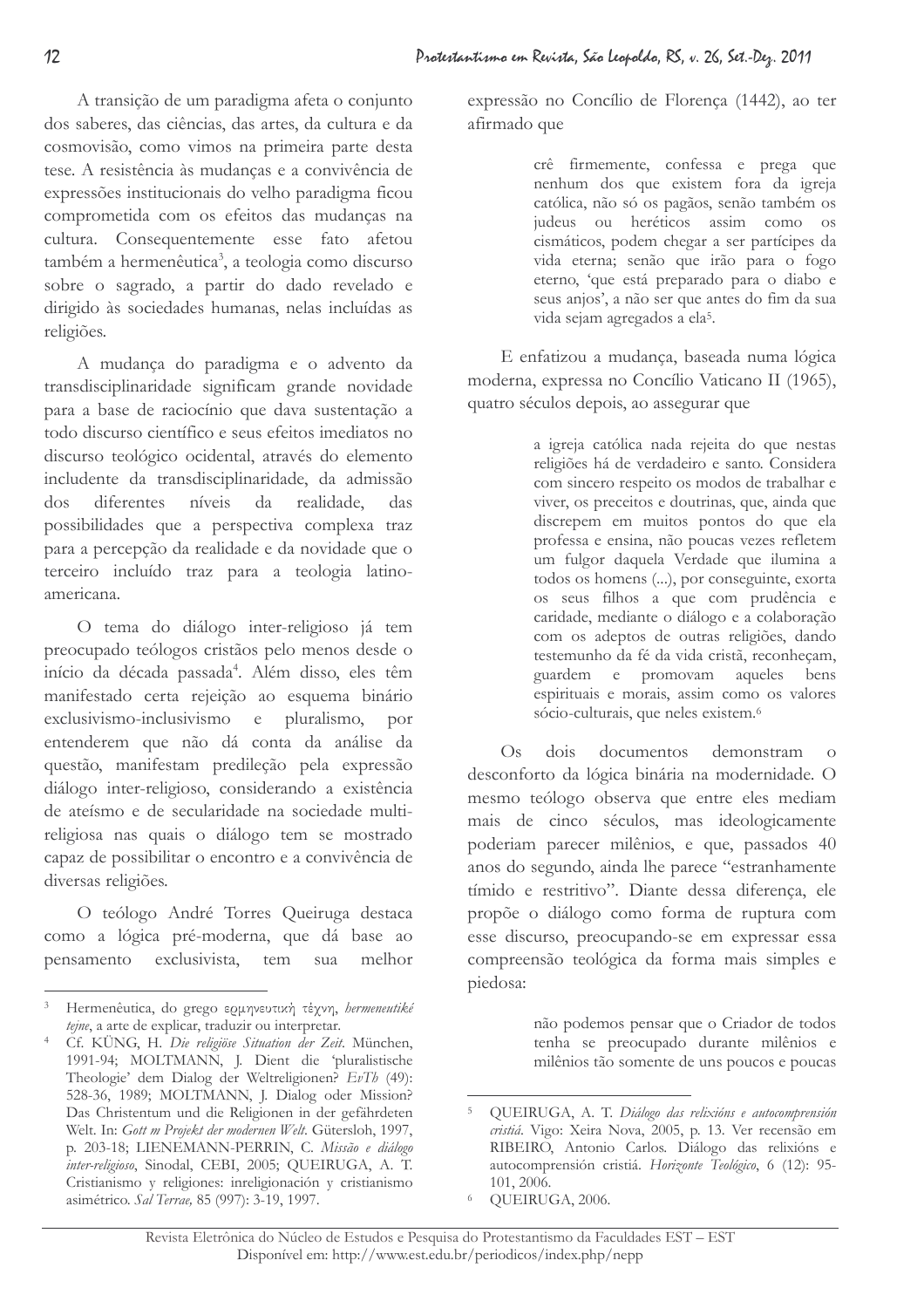A transição de um paradigma afeta o conjunto dos saberes, das ciências, das artes, da cultura e da cosmovisão, como vimos na primeira parte desta tese. A resistência às mudanças e a convivência de expressões institucionais do velho paradigma ficou comprometida com os efeitos das mudanças na cultura. Consequentemente esse fato afetou também a hermenêutica[3], a teologia como discurso sobre o sagrado, a partir do dado revelado e dirigido às sociedades humanas, nelas incluídas as religiões.

A mudança do paradigma e o advento da transdisciplinaridade significam grande novidade para a base de raciocínio que dava sustentação a todo discurso científico e seus efeitos imediatos no discurso teológico ocidental, através do elemento includente da transdisciplinaridade, da admissão dos diferentes níveis da realidade, das possibilidades que a perspectiva complexa traz para a percepção da realidade e da novidade que o terceiro incluído traz para a teologia latino-americana.

O tema do diálogo inter-religioso já tem preocupado teólogos cristãos pelo menos desde o início da década passada[4]. Além disso, eles têm manifestado certa rejeição ao esquema binário exclusivismo-inclusivismo e pluralismo, por entenderem que não dá conta da análise da questão, manifestam predileção pela expressão diálogo inter-religioso, considerando a existência de ateísmo e de secularidade na sociedade multi-religiosa nas quais o diálogo tem se mostrado capaz de possibilitar o encontro e a convivência de diversas religiões.

O teólogo André Torres Queiruga destaca como a lógica pré-moderna, que dá base ao pensamento exclusivista, tem sua melhor expressão no Concílio de Florença (1442), ao ter afirmado que

> crê firmemente, confessa e prega que nenhum dos que existem fora da igreja católica, não só os pagãos, senão também os judeus ou heréticos assim como os cismáticos, podem chegar a ser partícipes da vida eterna; senão que irão para o fogo eterno, 'que está preparado para o diabo e seus anjos', a não ser que antes do fim da sua vida sejam agregados a ela[5].

E enfatizou a mudança, baseada numa lógica moderna, expressa no Concílio Vaticano II (1965), quatro séculos depois, ao assegurar que

> a igreja católica nada rejeita do que nestas religiões há de verdadeiro e santo. Considera com sincero respeito os modos de trabalhar e viver, os preceitos e doutrinas, que, ainda que discrepem em muitos pontos do que ela professa e ensina, não poucas vezes refletem um fulgor daquela Verdade que ilumina a todos os homens (...), por conseguinte, exorta os seus filhos a que com prudência e caridade, mediante o diálogo e a colaboração com os adeptos de outras religiões, dando testemunho da fé da vida cristã, reconheçam, guardem e promovam aqueles bens espirituais e morais, assim como os valores sócio-culturais, que neles existem.[6]

Os dois documentos demonstram o desconforto da lógica binária na modernidade. O mesmo teólogo observa que entre eles mediam mais de cinco séculos, mas ideologicamente poderiam parecer milênios, e que, passados 40 anos do segundo, ainda lhe parece "estranhamente tímido e restritivo". Diante dessa diferença, ele propõe o diálogo como forma de ruptura com esse discurso, preocupando-se em expressar essa compreensão teológica da forma mais simples e piedosa:

> não podemos pensar que o Criador de todos tenha se preocupado durante milênios e milênios tão somente de uns poucos e poucas

---

[3] Hermenêutica, do grego ερμηνευτική τέχνη, *hermeneutiké tejne*, a arte de explicar, traduzir ou interpretar.

[4] Cf. KÜNG, H. *Die religiöse Situation der Zeit*. München, 1991-94; MOLTMANN, J. Dient die 'pluralistische Theologie' dem Dialog der Weltreligionen? *EvTh* (49): 528-36, 1989; MOLTMANN, J. Dialog oder Mission? Das Christentum und die Religionen in der gefährdeten Welt. In: *Gott m Projekt der modernen Welt*. Gütersloh, 1997, p. 203-18; LIENEMANN-PERRIN, C. *Missão e diálogo inter-religioso*, Sinodal, CEBI, 2005; QUEIRUGA, A. T. Cristianismo y religiones: inreligionación y cristianismo asimétrico. *Sal Terrae,* 85 (997): 3-19, 1997.

[5] QUEIRUGA, A. T. *Diálogo das relixións e autocomprensión cristiá*. Vigo: Xeira Nova, 2005, p. 13. Ver recensão em RIBEIRO, Antonio Carlos. Diálogo das relixións e autocomprensión cristiá. *Horizonte Teológico*, 6 (12): 95-101, 2006.

[6] QUEIRUGA, 2006.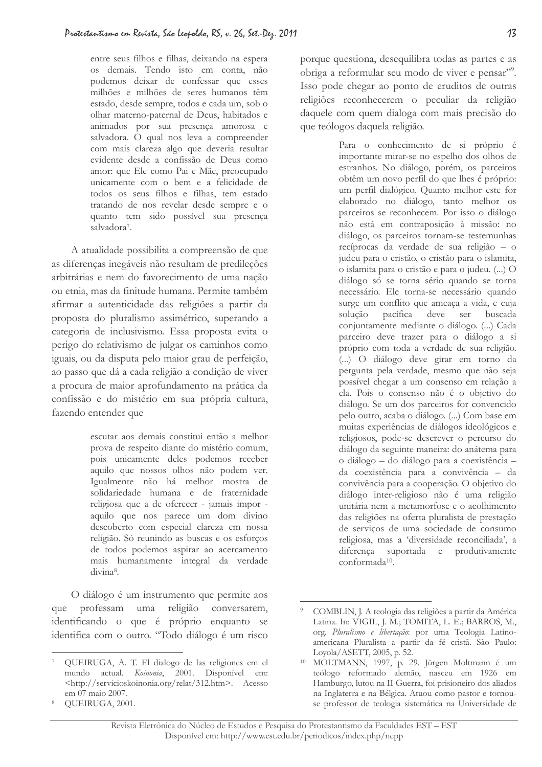> entre seus filhos e filhas, deixando na espera os demais. Tendo isto em conta, não podemos deixar de confessar que esses milhões e milhões de seres humanos têm estado, desde sempre, todos e cada um, sob o olhar materno-paternal de Deus, habitados e animados por sua presença amorosa e salvadora. O qual nos leva a compreender com mais clareza algo que deveria resultar evidente desde a confissão de Deus como amor: que Ele como Pai e Mãe, preocupado unicamente com o bem e a felicidade de todos os seus filhos e filhas, tem estado tratando de nos revelar desde sempre e o quanto tem sido possível sua presença salvadora[7].

A atualidade possibilita a compreensão de que as diferenças inegáveis não resultam de predileções arbitrárias e nem do favorecimento de uma nação ou etnia, mas da finitude humana. Permite também afirmar a autenticidade das religiões a partir da proposta do pluralismo assimétrico, superando a categoria de inclusivismo. Essa proposta evita o perigo do relativismo de julgar os caminhos como iguais, ou da disputa pelo maior grau de perfeição, ao passo que dá a cada religião a condição de viver a procura de maior aprofundamento na prática da confissão e do mistério em sua própria cultura, fazendo entender que

> escutar aos demais constitui então a melhor prova de respeito diante do mistério comum, pois unicamente deles podemos receber aquilo que nossos olhos não podem ver. Igualmente não há melhor mostra de solidariedade humana e de fraternidade religiosa que a de oferecer - jamais impor - aquilo que nos parece um dom divino descoberto com especial clareza em nossa religião. Só reunindo as buscas e os esforços de todos podemos aspirar ao acercamento mais humanamente integral da verdade divina[8].

O diálogo é um instrumento que permite aos que professam uma religião conversarem, identificando o que é próprio enquanto se identifica com o outro. "Todo diálogo é um risco porque questiona, desequilibra todas as partes e as obriga a reformular seu modo de viver e pensar"[9]. Isso pode chegar ao ponto de eruditos de outras religiões reconhecerem o peculiar da religião daquele com quem dialoga com mais precisão do que teólogos daquela religião.

> Para o conhecimento de si próprio é importante mirar-se no espelho dos olhos de estranhos. No diálogo, porém, os parceiros obtêm um novo perfil do que lhes é próprio: um perfil dialógico. Quanto melhor este for elaborado no diálogo, tanto melhor os parceiros se reconhecem. Por isso o diálogo não está em contraposição à missão: no diálogo, os parceiros tornam-se testemunhas recíprocas da verdade de sua religião – o judeu para o cristão, o cristão para o islamita, o islamita para o cristão e para o judeu. (...) O diálogo só se torna sério quando se torna necessário. Ele torna-se necessário quando surge um conflito que ameaça a vida, e cuja solução pacífica deve ser buscada conjuntamente mediante o diálogo. (...) Cada parceiro deve trazer para o diálogo a si próprio com toda a verdade de sua religião. (...) O diálogo deve girar em torno da pergunta pela verdade, mesmo que não seja possível chegar a um consenso em relação a ela. Pois o consenso não é o objetivo do diálogo. Se um dos parceiros for convencido pelo outro, acaba o diálogo. (...) Com base em muitas experiências de diálogos ideológicos e religiosos, pode-se descrever o percurso do diálogo da seguinte maneira: do anátema para o diálogo – do diálogo para a coexistência – da coexistência para a convivência – da convivência para a cooperação. O objetivo do diálogo inter-religioso não é uma religião unitária nem a metamorfose e o acolhimento das religiões na oferta pluralista de prestação de serviços de uma sociedade de consumo religiosa, mas a 'diversidade reconciliada', a diferença suportada e produtivamente conformada[10].

---

[7] QUEIRUGA, A. T. El dialogo de las religiones em el mundo actual. *Koinonia*, 2001. Disponível em: <http://servicioskoinonia.org/relat/312.htm>. Acesso em 07 maio 2007.

[8] QUEIRUGA, 2001.

[9] COMBLIN, J. A teologia das religiões a partir da América Latina. In: VIGIL, J. M.; TOMITA, L. E.; BARROS, M., org. *Pluralismo e libertação*: por uma Teologia Latino-americana Pluralista a partir da fé cristã. São Paulo: Loyola/ASETT, 2005, p. 52.

[10] MOLTMANN, 1997, p. 29. Jürgen Moltmann é um teólogo reformado alemão, nasceu em 1926 em Hamburgo, lutou na II Guerra, foi prisioneiro dos aliados na Inglaterra e na Bélgica. Atuou como pastor e tornou-se professor de teologia sistemática na Universidade de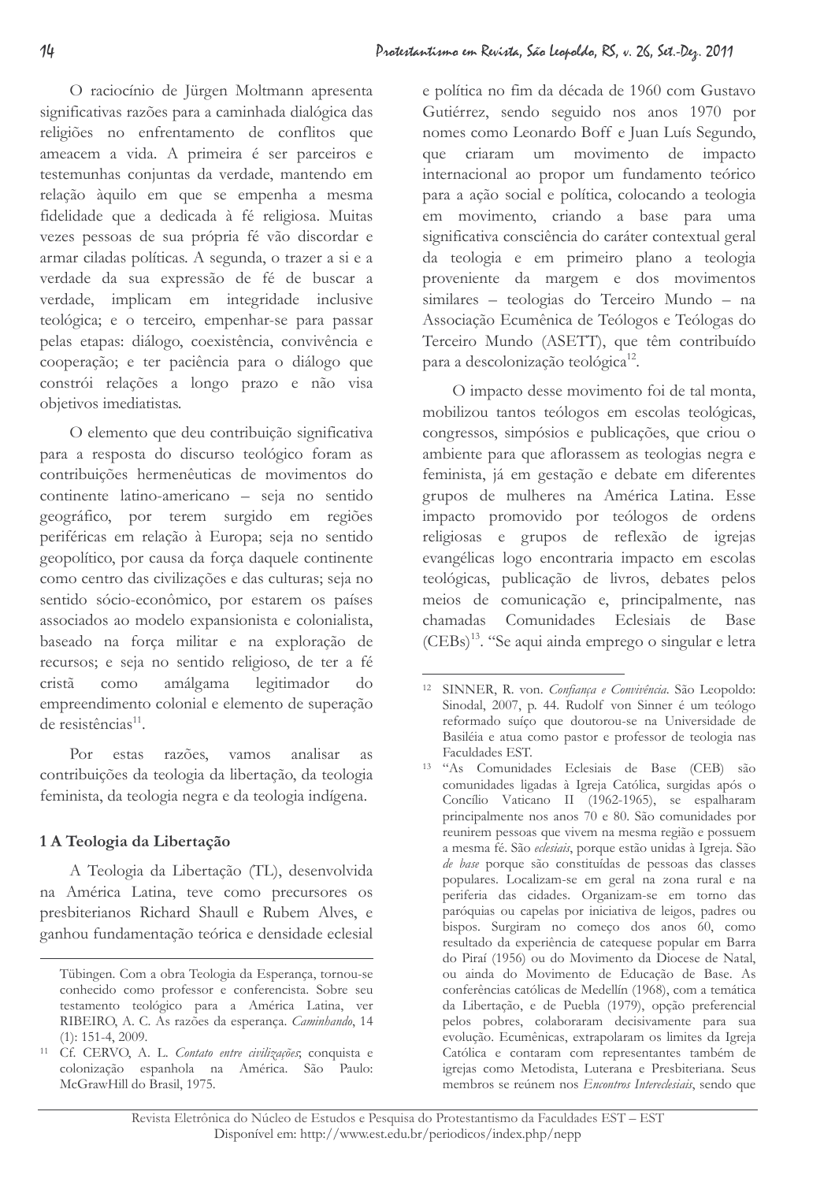O raciocínio de Jürgen Moltmann apresenta significativas razões para a caminhada dialógica das religiões no enfrentamento de conflitos que ameacem a vida. A primeira é ser parceiros e testemunhas conjuntas da verdade, mantendo em relação àquilo em que se empenha a mesma fidelidade que a dedicada à fé religiosa. Muitas vezes pessoas de sua própria fé vão discordar e armar ciladas políticas. A segunda, o trazer a si e a verdade da sua expressão de fé de buscar a verdade, implicam em integridade inclusive teológica; e o terceiro, empenhar-se para passar pelas etapas: diálogo, coexistência, convivência e cooperação; e ter paciência para o diálogo que constrói relações a longo prazo e não visa objetivos imediatistas.

O elemento que deu contribuição significativa para a resposta do discurso teológico foram as contribuições hermenêuticas de movimentos do continente latino-americano – seja no sentido geográfico, por terem surgido em regiões periféricas em relação à Europa; seja no sentido geopolítico, por causa da força daquele continente como centro das civilizações e das culturas; seja no sentido sócio-econômico, por estarem os países associados ao modelo expansionista e colonialista, baseado na força militar e na exploração de recursos; e seja no sentido religioso, de ter a fé cristã como amálgama legitimador do empreendimento colonial e elemento de superação de resistências[11].

Por estas razões, vamos analisar as contribuições da teologia da libertação, da teologia feminista, da teologia negra e da teologia indígena.

## 1 A Teologia da Libertação

A Teologia da Libertação (TL), desenvolvida na América Latina, teve como precursores os presbiterianos Richard Shaull e Rubem Alves, e ganhou fundamentação teórica e densidade eclesial e política no fim da década de 1960 com Gustavo Gutiérrez, sendo seguido nos anos 1970 por nomes como Leonardo Boff e Juan Luís Segundo, que criaram um movimento de impacto internacional ao propor um fundamento teórico para a ação social e política, colocando a teologia em movimento, criando a base para uma significativa consciência do caráter contextual geral da teologia e em primeiro plano a teologia proveniente da margem e dos movimentos similares – teologias do Terceiro Mundo – na Associação Ecumênica de Teólogos e Teólogas do Terceiro Mundo (ASETT), que têm contribuído para a descolonização teológica[12].

O impacto desse movimento foi de tal monta, mobilizou tantos teólogos em escolas teológicas, congressos, simpósios e publicações, que criou o ambiente para que aflorassem as teologias negra e feminista, já em gestação e debate em diferentes grupos de mulheres na América Latina. Esse impacto promovido por teólogos de ordens religiosas e grupos de reflexão de igrejas evangélicas logo encontraria impacto em escolas teológicas, publicação de livros, debates pelos meios de comunicação e, principalmente, nas chamadas Comunidades Eclesiais de Base (CEBs)[13]. "Se aqui ainda emprego o singular e letra

---

Tübingen. Com a obra Teologia da Esperança, tornou-se conhecido como professor e conferencista. Sobre seu testamento teológico para a América Latina, ver RIBEIRO, A. C. As razões da esperança. *Caminhando*, 14 (1): 151-4, 2009.

[11] Cf. CERVO, A. L. *Contato entre civilizações*; conquista e colonização espanhola na América. São Paulo: McGrawHill do Brasil, 1975.

[12] SINNER, R. von. *Confiança e Convivência*. São Leopoldo: Sinodal, 2007, p. 44. Rudolf von Sinner é um teólogo reformado suíço que doutorou-se na Universidade de Basiléia e atua como pastor e professor de teologia nas Faculdades EST.

[13] "As Comunidades Eclesiais de Base (CEB) são comunidades ligadas à Igreja Católica, surgidas após o Concílio Vaticano II (1962-1965), se espalharam principalmente nos anos 70 e 80. São comunidades por reunirem pessoas que vivem na mesma região e possuem a mesma fé. São *eclesiais*, porque estão unidas à Igreja. São *de base* porque são constituídas de pessoas das classes populares. Localizam-se em geral na zona rural e na periferia das cidades. Organizam-se em torno das paróquias ou capelas por iniciativa de leigos, padres ou bispos. Surgiram no começo dos anos 60, como resultado da experiência de catequese popular em Barra do Piraí (1956) ou do Movimento da Diocese de Natal, ou ainda do Movimento de Educação de Base. As conferências católicas de Medellín (1968), com a temática da Libertação, e de Puebla (1979), opção preferencial pelos pobres, colaboraram decisivamente para sua evolução. Ecumênicas, extrapolaram os limites da Igreja Católica e contaram com representantes também de igrejas como Metodista, Luterana e Presbiteriana. Seus membros se reúnem nos *Encontros Intereclesiais*, sendo que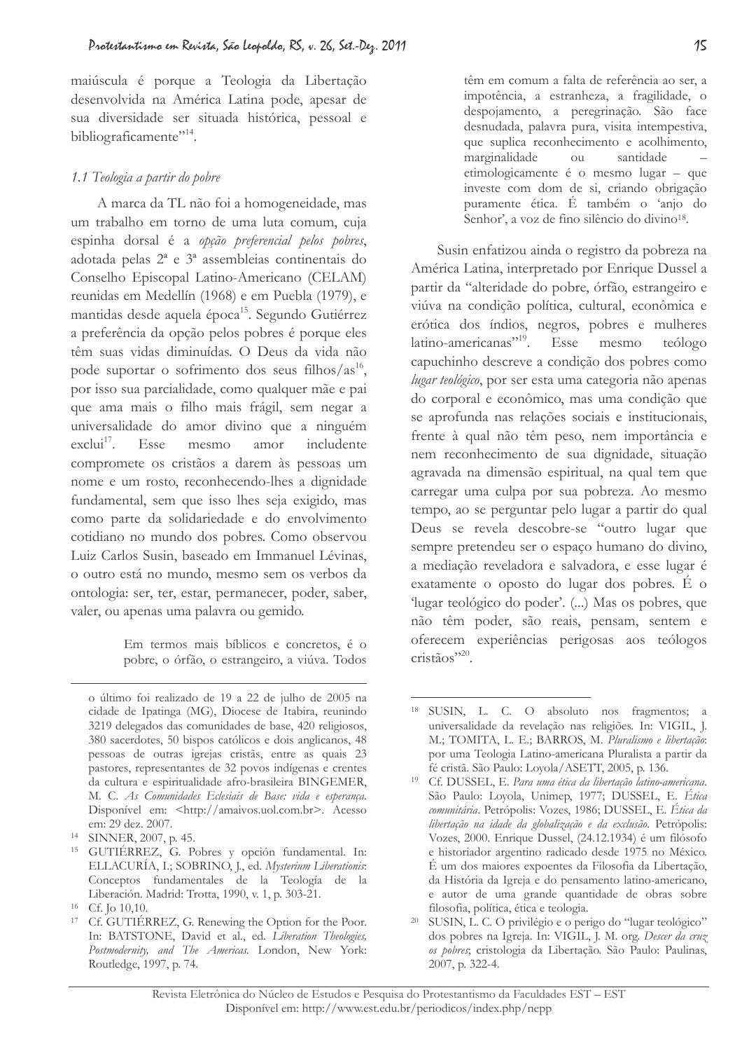maiúscula é porque a Teologia da Libertação desenvolvida na América Latina pode, apesar de sua diversidade ser situada histórica, pessoal e bibliograficamente"[14].

### 1.1 Teologia a partir do pobre

A marca da TL não foi a homogeneidade, mas um trabalho em torno de uma luta comum, cuja espinha dorsal é a *opção preferencial pelos pobres*, adotada pelas 2ª e 3ª assembleias continentais do Conselho Episcopal Latino-Americano (CELAM) reunidas em Medellín (1968) e em Puebla (1979), e mantidas desde aquela época[15]. Segundo Gutiérrez a preferência da opção pelos pobres é porque eles têm suas vidas diminuídas. O Deus da vida não pode suportar o sofrimento dos seus filhos/as[16], por isso sua parcialidade, como qualquer mãe e pai que ama mais o filho mais frágil, sem negar a universalidade do amor divino que a ninguém exclui[17]. Esse mesmo amor includente compromete os cristãos a darem às pessoas um nome e um rosto, reconhecendo-lhes a dignidade fundamental, sem que isso lhes seja exigido, mas como parte da solidariedade e do envolvimento cotidiano no mundo dos pobres. Como observou Luiz Carlos Susin, baseado em Immanuel Lévinas, o outro está no mundo, mesmo sem os verbos da ontologia: ser, ter, estar, permanecer, poder, saber, valer, ou apenas uma palavra ou gemido.

> Em termos mais bíblicos e concretos, é o pobre, o órfão, o estrangeiro, a viúva. Todos têm em comum a falta de referência ao ser, a impotência, a estranheza, a fragilidade, o despojamento, a peregrinação. São face desnudada, palavra pura, visita intempestiva, que suplica reconhecimento e acolhimento, marginalidade ou santidade – etimologicamente é o mesmo lugar – que investe com dom de si, criando obrigação puramente ética. É também o 'anjo do Senhor', a voz de fino silêncio do divino[18].

Susin enfatizou ainda o registro da pobreza na América Latina, interpretado por Enrique Dussel a partir da "alteridade do pobre, órfão, estrangeiro e viúva na condição política, cultural, econômica e erótica dos índios, negros, pobres e mulheres latino-americanas"[19]. Esse mesmo teólogo capuchinho descreve a condição dos pobres como *lugar teológico*, por ser esta uma categoria não apenas do corporal e econômico, mas uma condição que se aprofunda nas relações sociais e institucionais, frente à qual não têm peso, nem importância e nem reconhecimento de sua dignidade, situação agravada na dimensão espiritual, na qual tem que carregar uma culpa por sua pobreza. Ao mesmo tempo, ao se perguntar pelo lugar a partir do qual Deus se revela descobre-se "outro lugar que sempre pretendeu ser o espaço humano do divino, a mediação reveladora e salvadora, e esse lugar é exatamente o oposto do lugar dos pobres. É o 'lugar teológico do poder'. (...) Mas os pobres, que não têm poder, são reais, pensam, sentem e oferecem experiências perigosas aos teólogos cristãos"[20].

---

o último foi realizado de 19 a 22 de julho de 2005 na cidade de Ipatinga (MG), Diocese de Itabira, reunindo 3219 delegados das comunidades de base, 420 religiosos, 380 sacerdotes, 50 bispos católicos e dois anglicanos, 48 pessoas de outras igrejas cristãs, entre as quais 23 pastores, representantes de 32 povos indígenas e crentes da cultura e espiritualidade afro-brasileira BINGEMER, M. C. *As Comunidades Eclesiais de Base: vida e esperança*. Disponível em: <http://amaivos.uol.com.br>. Acesso em: 29 dez. 2007.

[14] SINNER, 2007, p. 45.

[15] GUTIÉRREZ, G. Pobres y opción fundamental. In: ELLACURÍA, I.; SOBRINO, J., ed. *Mysterium Liberationis*: Conceptos fundamentales de la Teología de la Liberación. Madrid: Trotta, 1990, v. 1, p. 303-21.

[16] Cf. Jo 10,10.

[17] Cf. GUTIÉRREZ, G. Renewing the Option for the Poor. In: BATSTONE, David et al., ed. *Liberation Theologies, Postmodernity, and The Americas*. London, New York: Routledge, 1997, p. 74.

[18] SUSIN, L. C. O absoluto nos fragmentos; a universalidade da revelação nas religiões. In: VIGIL, J. M.; TOMITA, L. E.; BARROS, M. *Pluralismo e libertação*: por uma Teologia Latino-americana Pluralista a partir da fé cristã. São Paulo: Loyola/ASETT, 2005, p. 136.

[19] Cf. DUSSEL, E. *Para uma ética da libertação latino-americana*. São Paulo: Loyola, Unimep, 1977; DUSSEL, E. *Ética comunitária*. Petrópolis: Vozes, 1986; DUSSEL, E. *Ética da libertação na idade da globalização e da exclusão*. Petrópolis: Vozes, 2000. Enrique Dussel, (24.12.1934) é um filósofo e historiador argentino radicado desde 1975 no México. É um dos maiores expoentes da Filosofia da Libertação, da História da Igreja e do pensamento latino-americano, e autor de uma grande quantidade de obras sobre filosofia, política, ética e teologia.

[20] SUSIN, L. C. O privilégio e o perigo do "lugar teológico" dos pobres na Igreja. In: VIGIL, J. M. org. *Descer da cruz os pobres*; cristologia da Libertação. São Paulo: Paulinas, 2007, p. 322-4.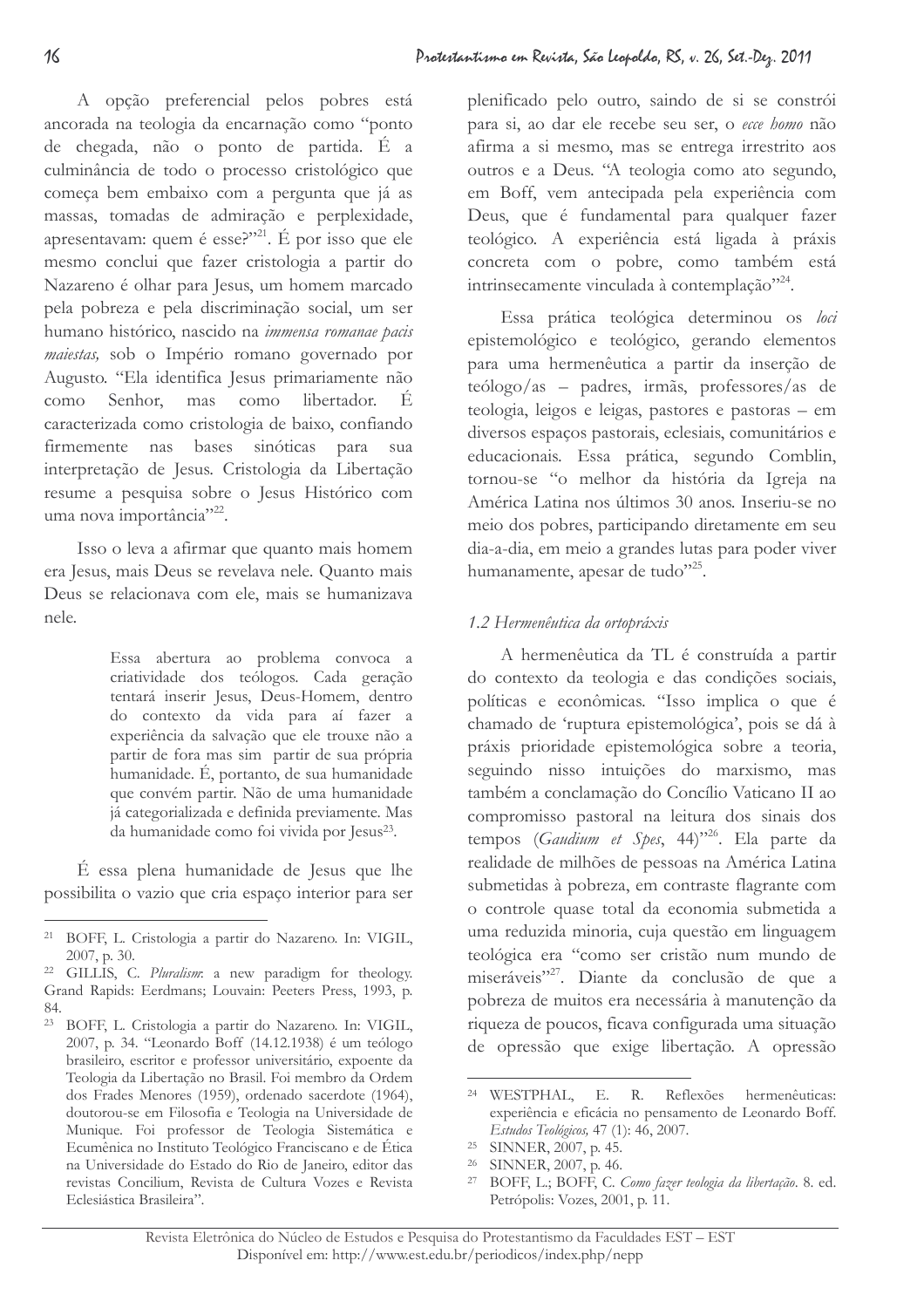A opção preferencial pelos pobres está ancorada na teologia da encarnação como "ponto de chegada, não o ponto de partida. É a culminância de todo o processo cristológico que começa bem embaixo com a pergunta que já as massas, tomadas de admiração e perplexidade, apresentavam: quem é esse?"[21]. É por isso que ele mesmo conclui que fazer cristologia a partir do Nazareno é olhar para Jesus, um homem marcado pela pobreza e pela discriminação social, um ser humano histórico, nascido na *immensa romanae pacis maiestas,* sob o Império romano governado por Augusto. "Ela identifica Jesus primariamente não como Senhor, mas como libertador. É caracterizada como cristologia de baixo, confiando firmemente nas bases sinóticas para sua interpretação de Jesus. Cristologia da Libertação resume a pesquisa sobre o Jesus Histórico com uma nova importância"[22].

Isso o leva a afirmar que quanto mais homem era Jesus, mais Deus se revelava nele. Quanto mais Deus se relacionava com ele, mais se humanizava nele.

> Essa abertura ao problema convoca a criatividade dos teólogos. Cada geração tentará inserir Jesus, Deus-Homem, dentro do contexto da vida para aí fazer a experiência da salvação que ele trouxe não a partir de fora mas sim partir de sua própria humanidade. É, portanto, de sua humanidade que convém partir. Não de uma humanidade já categorializada e definida previamente. Mas da humanidade como foi vivida por Jesus[23].

É essa plena humanidade de Jesus que lhe possibilita o vazio que cria espaço interior para ser plenificado pelo outro, saindo de si se constrói para si, ao dar ele recebe seu ser, o *ecce homo* não afirma a si mesmo, mas se entrega irrestrito aos outros e a Deus. "A teologia como ato segundo, em Boff, vem antecipada pela experiência com Deus, que é fundamental para qualquer fazer teológico. A experiência está ligada à práxis concreta com o pobre, como também está intrinsecamente vinculada à contemplação"[24].

Essa prática teológica determinou os *loci* epistemológico e teológico, gerando elementos para uma hermenêutica a partir da inserção de teólogo/as – padres, irmãs, professores/as de teologia, leigos e leigas, pastores e pastoras – em diversos espaços pastorais, eclesiais, comunitários e educacionais. Essa prática, segundo Comblin, tornou-se "o melhor da história da Igreja na América Latina nos últimos 30 anos. Inseriu-se no meio dos pobres, participando diretamente em seu dia-a-dia, em meio a grandes lutas para poder viver humanamente, apesar de tudo"[25].

### *1.2 Hermenêutica da ortopráxis*

A hermenêutica da TL é construída a partir do contexto da teologia e das condições sociais, políticas e econômicas. "Isso implica o que é chamado de 'ruptura epistemológica', pois se dá à práxis prioridade epistemológica sobre a teoria, seguindo nisso intuições do marxismo, mas também a conclamação do Concílio Vaticano II ao compromisso pastoral na leitura dos sinais dos tempos (*Gaudium et Spes*, 44)"[26]. Ela parte da realidade de milhões de pessoas na América Latina submetidas à pobreza, em contraste flagrante com o controle quase total da economia submetida a uma reduzida minoria, cuja questão em linguagem teológica era "como ser cristão num mundo de miseráveis"[27]. Diante da conclusão de que a pobreza de muitos era necessária à manutenção da riqueza de poucos, ficava configurada uma situação de opressão que exige libertação. A opressão

---

[21] BOFF, L. Cristologia a partir do Nazareno. In: VIGIL, 2007, p. 30.

[22] GILLIS, C. *Pluralism*: a new paradigm for theology. Grand Rapids: Eerdmans; Louvain: Peeters Press, 1993, p. 84.

[23] BOFF, L. Cristologia a partir do Nazareno. In: VIGIL, 2007, p. 34. "Leonardo Boff (14.12.1938) é um teólogo brasileiro, escritor e professor universitário, expoente da Teologia da Libertação no Brasil. Foi membro da Ordem dos Frades Menores (1959), ordenado sacerdote (1964), doutorou-se em Filosofia e Teologia na Universidade de Munique. Foi professor de Teologia Sistemática e Ecumênica no Instituto Teológico Franciscano e de Ética na Universidade do Estado do Rio de Janeiro, editor das revistas Concilium, Revista de Cultura Vozes e Revista Eclesiástica Brasileira".

[24] WESTPHAL, E. R. Reflexões hermenêuticas: experiência e eficácia no pensamento de Leonardo Boff. *Estudos Teológicos,* 47 (1): 46, 2007.

[25] SINNER, 2007, p. 45.

[26] SINNER, 2007, p. 46.

[27] BOFF, L.; BOFF, C. *Como fazer teologia da libertação*. 8. ed. Petrópolis: Vozes, 2001, p. 11.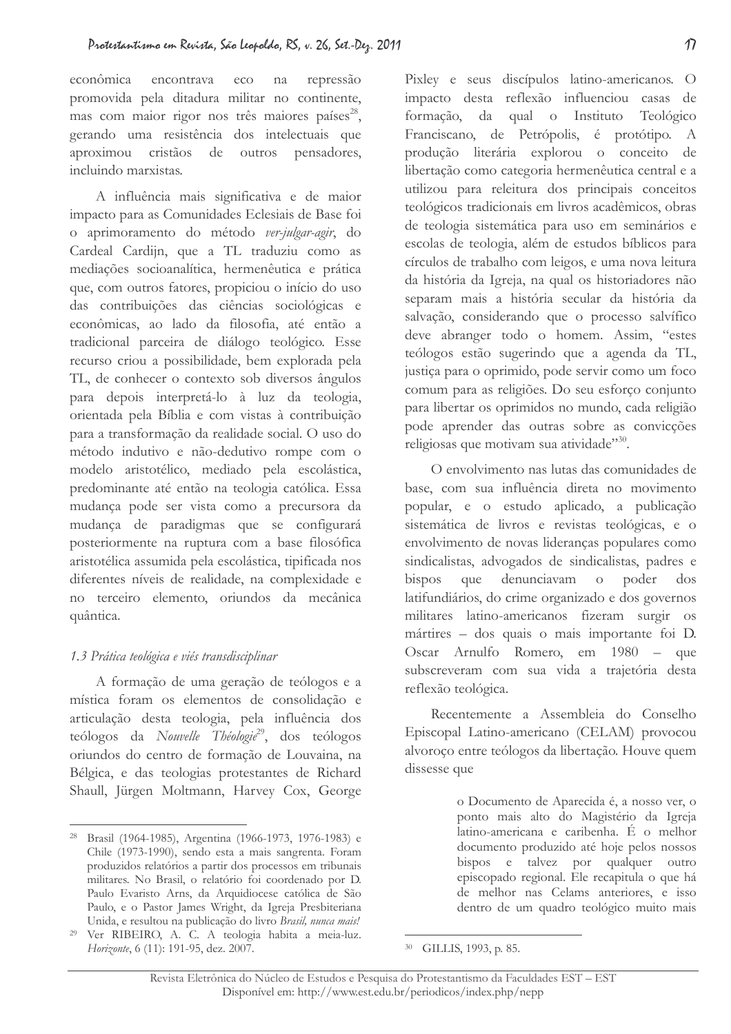econômica encontrava eco na repressão promovida pela ditadura militar no continente, mas com maior rigor nos três maiores países[28], gerando uma resistência dos intelectuais que aproximou cristãos de outros pensadores, incluindo marxistas.

A influência mais significativa e de maior impacto para as Comunidades Eclesiais de Base foi o aprimoramento do método *ver-julgar-agir*, do Cardeal Cardijn, que a TL traduziu como as mediações socioanalítica, hermenêutica e prática que, com outros fatores, propiciou o início do uso das contribuições das ciências sociológicas e econômicas, ao lado da filosofia, até então a tradicional parceira de diálogo teológico. Esse recurso criou a possibilidade, bem explorada pela TL, de conhecer o contexto sob diversos ângulos para depois interpretá-lo à luz da teologia, orientada pela Bíblia e com vistas à contribuição para a transformação da realidade social. O uso do método indutivo e não-dedutivo rompe com o modelo aristotélico, mediado pela escolástica, predominante até então na teologia católica. Essa mudança pode ser vista como a precursora da mudança de paradigmas que se configurará posteriormente na ruptura com a base filosófica aristotélica assumida pela escolástica, tipificada nos diferentes níveis de realidade, na complexidade e no terceiro elemento, oriundos da mecânica quântica.

### 1.3 Prática teológica e viés transdisciplinar

A formação de uma geração de teólogos e a mística foram os elementos de consolidação e articulação desta teologia, pela influência dos teólogos da *Nouvelle Théologie*[29], dos teólogos oriundos do centro de formação de Louvaina, na Bélgica, e das teologias protestantes de Richard Shaull, Jürgen Moltmann, Harvey Cox, George Pixley e seus discípulos latino-americanos. O impacto desta reflexão influenciou casas de formação, da qual o Instituto Teológico Franciscano, de Petrópolis, é protótipo. A produção literária explorou o conceito de libertação como categoria hermenêutica central e a utilizou para releitura dos principais conceitos teológicos tradicionais em livros acadêmicos, obras de teologia sistemática para uso em seminários e escolas de teologia, além de estudos bíblicos para círculos de trabalho com leigos, e uma nova leitura da história da Igreja, na qual os historiadores não separam mais a história secular da história da salvação, considerando que o processo salvífico deve abranger todo o homem. Assim, "estes teólogos estão sugerindo que a agenda da TL, justiça para o oprimido, pode servir como um foco comum para as religiões. Do seu esforço conjunto para libertar os oprimidos no mundo, cada religião pode aprender das outras sobre as convicções religiosas que motivam sua atividade"[30].

O envolvimento nas lutas das comunidades de base, com sua influência direta no movimento popular, e o estudo aplicado, a publicação sistemática de livros e revistas teológicas, e o envolvimento de novas lideranças populares como sindicalistas, advogados de sindicalistas, padres e bispos que denunciavam o poder dos latifundiários, do crime organizado e dos governos militares latino-americanos fizeram surgir os mártires – dos quais o mais importante foi D. Oscar Arnulfo Romero, em 1980 – que subscreveram com sua vida a trajetória desta reflexão teológica.

Recentemente a Assembleia do Conselho Episcopal Latino-americano (CELAM) provocou alvoroço entre teólogos da libertação. Houve quem dissesse que

> o Documento de Aparecida é, a nosso ver, o ponto mais alto do Magistério da Igreja latino-americana e caribenha. É o melhor documento produzido até hoje pelos nossos bispos e talvez por qualquer outro episcopado regional. Ele recapitula o que há de melhor nas Celams anteriores, e isso dentro de um quadro teológico muito mais

---

[28] Brasil (1964-1985), Argentina (1966-1973, 1976-1983) e Chile (1973-1990), sendo esta a mais sangrenta. Foram produzidos relatórios a partir dos processos em tribunais militares. No Brasil, o relatório foi coordenado por D. Paulo Evaristo Arns, da Arquidiocese católica de São Paulo, e o Pastor James Wright, da Igreja Presbiteriana Unida, e resultou na publicação do livro *Brasil, nunca mais!*

[29] Ver RIBEIRO, A. C. A teologia habita a meia-luz. *Horizonte*, 6 (11): 191-95, dez. 2007.

[30] GILLIS, 1993, p. 85.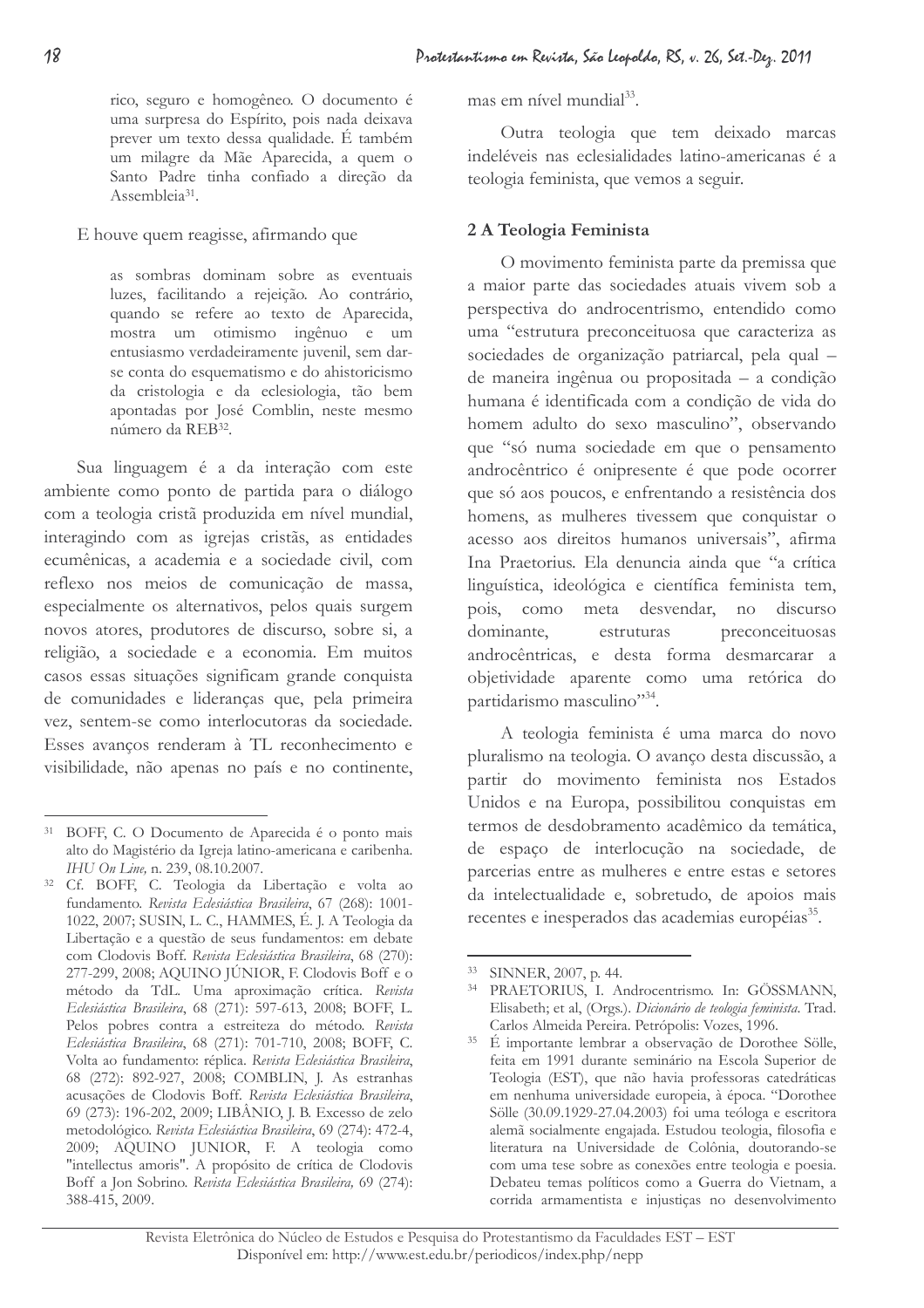rico, seguro e homogêneo. O documento é uma surpresa do Espírito, pois nada deixava prever um texto dessa qualidade. É também um milagre da Mãe Aparecida, a quem o Santo Padre tinha confiado a direção da Assembleia[31].

E houve quem reagisse, afirmando que

> as sombras dominam sobre as eventuais luzes, facilitando a rejeição. Ao contrário, quando se refere ao texto de Aparecida, mostra um otimismo ingênuo e um entusiasmo verdadeiramente juvenil, sem dar-se conta do esquematismo e do ahistoricismo da cristologia e da eclesiologia, tão bem apontadas por José Comblin, neste mesmo número da REB[32].

Sua linguagem é a da interação com este ambiente como ponto de partida para o diálogo com a teologia cristã produzida em nível mundial, interagindo com as igrejas cristãs, as entidades ecumênicas, a academia e a sociedade civil, com reflexo nos meios de comunicação de massa, especialmente os alternativos, pelos quais surgem novos atores, produtores de discurso, sobre si, a religião, a sociedade e a economia. Em muitos casos essas situações significam grande conquista de comunidades e lideranças que, pela primeira vez, sentem-se como interlocutoras da sociedade. Esses avanços renderam à TL reconhecimento e visibilidade, não apenas no país e no continente, mas em nível mundial[33].

Outra teologia que tem deixado marcas indeléveis nas eclesialidades latino-americanas é a teologia feminista, que vemos a seguir.

## 2 A Teologia Feminista

O movimento feminista parte da premissa que a maior parte das sociedades atuais vivem sob a perspectiva do androcentrismo, entendido como uma "estrutura preconceituosa que caracteriza as sociedades de organização patriarcal, pela qual – de maneira ingênua ou propositada – a condição humana é identificada com a condição de vida do homem adulto do sexo masculino", observando que "só numa sociedade em que o pensamento androcêntrico é onipresente é que pode ocorrer que só aos poucos, e enfrentando a resistência dos homens, as mulheres tivessem que conquistar o acesso aos direitos humanos universais", afirma Ina Praetorius. Ela denuncia ainda que "a crítica linguística, ideológica e científica feminista tem, pois, como meta desvendar, no discurso dominante, estruturas preconceituosas androcêntricas, e desta forma desmarcarar a objetividade aparente como uma retórica do partidarismo masculino"[34].

A teologia feminista é uma marca do novo pluralismo na teologia. O avanço desta discussão, a partir do movimento feminista nos Estados Unidos e na Europa, possibilitou conquistas em termos de desdobramento acadêmico da temática, de espaço de interlocução na sociedade, de parcerias entre as mulheres e entre estas e setores da intelectualidade e, sobretudo, de apoios mais recentes e inesperados das academias européias[35].

---

[31] BOFF, C. O Documento de Aparecida é o ponto mais alto do Magistério da Igreja latino-americana e caribenha. *IHU On Line,* n. 239, 08.10.2007.

[32] Cf. BOFF, C. Teologia da Libertação e volta ao fundamento. *Revista Eclesiástica Brasileira*, 67 (268): 1001-1022, 2007; SUSIN, L. C., HAMMES, É. J. A Teologia da Libertação e a questão de seus fundamentos: em debate com Clodovis Boff. *Revista Eclesiástica Brasileira*, 68 (270): 277-299, 2008; AQUINO JÚNIOR, F. Clodovis Boff e o método da TdL. Uma aproximação crítica. *Revista Eclesiástica Brasileira*, 68 (271): 597-613, 2008; BOFF, L. Pelos pobres contra a estreiteza do método. *Revista Eclesiástica Brasileira*, 68 (271): 701-710, 2008; BOFF, C. Volta ao fundamento: réplica. *Revista Eclesiástica Brasileira*, 68 (272): 892-927, 2008; COMBLIN, J. As estranhas acusações de Clodovis Boff. *Revista Eclesiástica Brasileira*, 69 (273): 196-202, 2009; LIBÂNIO, J. B. Excesso de zelo metodológico. *Revista Eclesiástica Brasileira*, 69 (274): 472-4, 2009; AQUINO JUNIOR, F. A teologia como "intellectus amoris". A propósito de crítica de Clodovis Boff a Jon Sobrino. *Revista Eclesiástica Brasileira,* 69 (274): 388-415, 2009.

[33] SINNER, 2007, p. 44.

[34] PRAETORIUS, I. Androcentrismo. In: GÖSSMANN, Elisabeth; et al, (Orgs.). *Dicionário de teologia feminista*. Trad. Carlos Almeida Pereira. Petrópolis: Vozes, 1996.

[35] É importante lembrar a observação de Dorothee Sölle, feita em 1991 durante seminário na Escola Superior de Teologia (EST), que não havia professoras catedráticas em nenhuma universidade europeia, à época. "Dorothee Sölle (30.09.1929-27.04.2003) foi uma teóloga e escritora alemã socialmente engajada. Estudou teologia, filosofia e literatura na Universidade de Colônia, doutorando-se com uma tese sobre as conexões entre teologia e poesia. Debateu temas políticos como a Guerra do Vietnam, a corrida armamentista e injustiças no desenvolvimento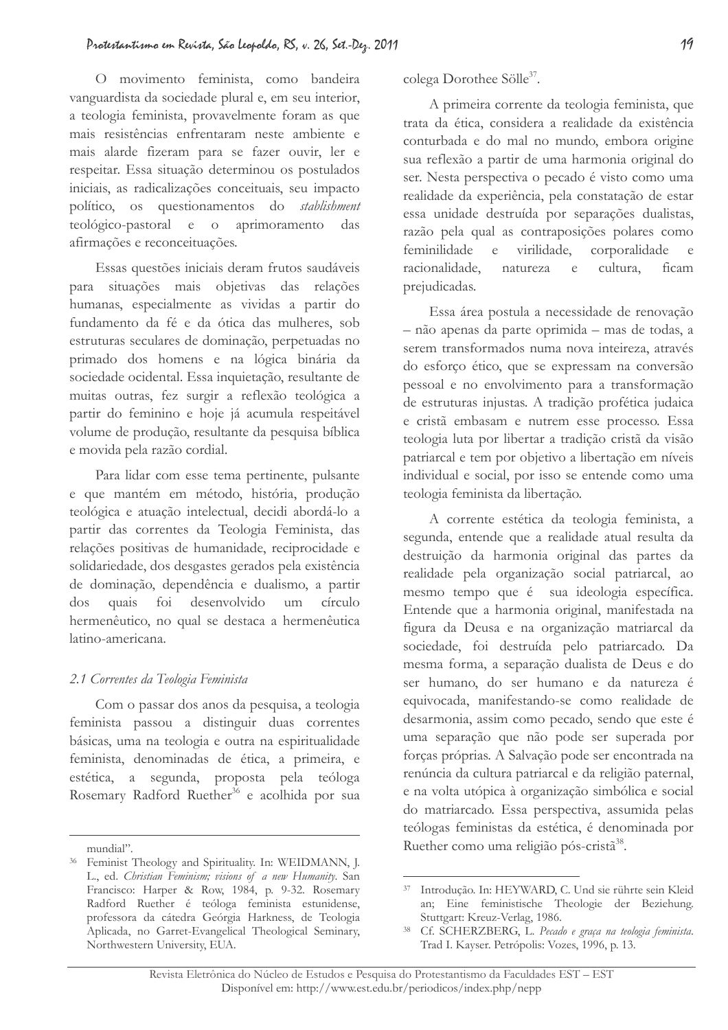O movimento feminista, como bandeira vanguardista da sociedade plural e, em seu interior, a teologia feminista, provavelmente foram as que mais resistências enfrentaram neste ambiente e mais alarde fizeram para se fazer ouvir, ler e respeitar. Essa situação determinou os postulados iniciais, as radicalizações conceituais, seu impacto político, os questionamentos do *stablishment* teológico-pastoral e o aprimoramento das afirmações e reconceituações.

Essas questões iniciais deram frutos saudáveis para situações mais objetivas das relações humanas, especialmente as vividas a partir do fundamento da fé e da ótica das mulheres, sob estruturas seculares de dominação, perpetuadas no primado dos homens e na lógica binária da sociedade ocidental. Essa inquietação, resultante de muitas outras, fez surgir a reflexão teológica a partir do feminino e hoje já acumula respeitável volume de produção, resultante da pesquisa bíblica e movida pela razão cordial.

Para lidar com esse tema pertinente, pulsante e que mantém em método, história, produção teológica e atuação intelectual, decidi abordá-lo a partir das correntes da Teologia Feminista, das relações positivas de humanidade, reciprocidade e solidariedade, dos desgastes gerados pela existência de dominação, dependência e dualismo, a partir dos quais foi desenvolvido um círculo hermenêutico, no qual se destaca a hermenêutica latino-americana.

### *2.1 Correntes da Teologia Feminista*

Com o passar dos anos da pesquisa, a teologia feminista passou a distinguir duas correntes básicas, uma na teologia e outra na espiritualidade feminista, denominadas de ética, a primeira, e estética, a segunda, proposta pela teóloga Rosemary Radford Ruether[36] e acolhida por sua colega Dorothee Sölle[37].

A primeira corrente da teologia feminista, que trata da ética, considera a realidade da existência conturbada e do mal no mundo, embora origine sua reflexão a partir de uma harmonia original do ser. Nesta perspectiva o pecado é visto como uma realidade da experiência, pela constatação de estar essa unidade destruída por separações dualistas, razão pela qual as contraposições polares como feminilidade e virilidade, corporalidade e racionalidade, natureza e cultura, ficam prejudicadas.

Essa área postula a necessidade de renovação – não apenas da parte oprimida – mas de todas, a serem transformados numa nova inteireza, através do esforço ético, que se expressam na conversão pessoal e no envolvimento para a transformação de estruturas injustas. A tradição profética judaica e cristã embasam e nutrem esse processo. Essa teologia luta por libertar a tradição cristã da visão patriarcal e tem por objetivo a libertação em níveis individual e social, por isso se entende como uma teologia feminista da libertação.

A corrente estética da teologia feminista, a segunda, entende que a realidade atual resulta da destruição da harmonia original das partes da realidade pela organização social patriarcal, ao mesmo tempo que é sua ideologia específica. Entende que a harmonia original, manifestada na figura da Deusa e na organização matriarcal da sociedade, foi destruída pelo patriarcado. Da mesma forma, a separação dualista de Deus e do ser humano, do ser humano e da natureza é equivocada, manifestando-se como realidade de desarmonia, assim como pecado, sendo que este é uma separação que não pode ser superada por forças próprias. A Salvação pode ser encontrada na renúncia da cultura patriarcal e da religião paternal, e na volta utópica à organização simbólica e social do matriarcado. Essa perspectiva, assumida pelas teólogas feministas da estética, é denominada por Ruether como uma religião pós-cristã[38].

---

mundial".

[36] Feminist Theology and Spirituality. In: WEIDMANN, J. L., ed. *Christian Feminism; visions of a new Humanity*. San Francisco: Harper & Row, 1984, p. 9-32. Rosemary Radford Ruether é teóloga feminista estunidense, professora da cátedra Geórgia Harkness, de Teologia Aplicada, no Garret-Evangelical Theological Seminary, Northwestern University, EUA.

[37] Introdução. In: HEYWARD, C. Und sie rührte sein Kleid an; Eine feministische Theologie der Beziehung. Stuttgart: Kreuz-Verlag, 1986.

[38] Cf. SCHERZBERG, L. *Pecado e graça na teologia feminista*. Trad I. Kayser. Petrópolis: Vozes, 1996, p. 13.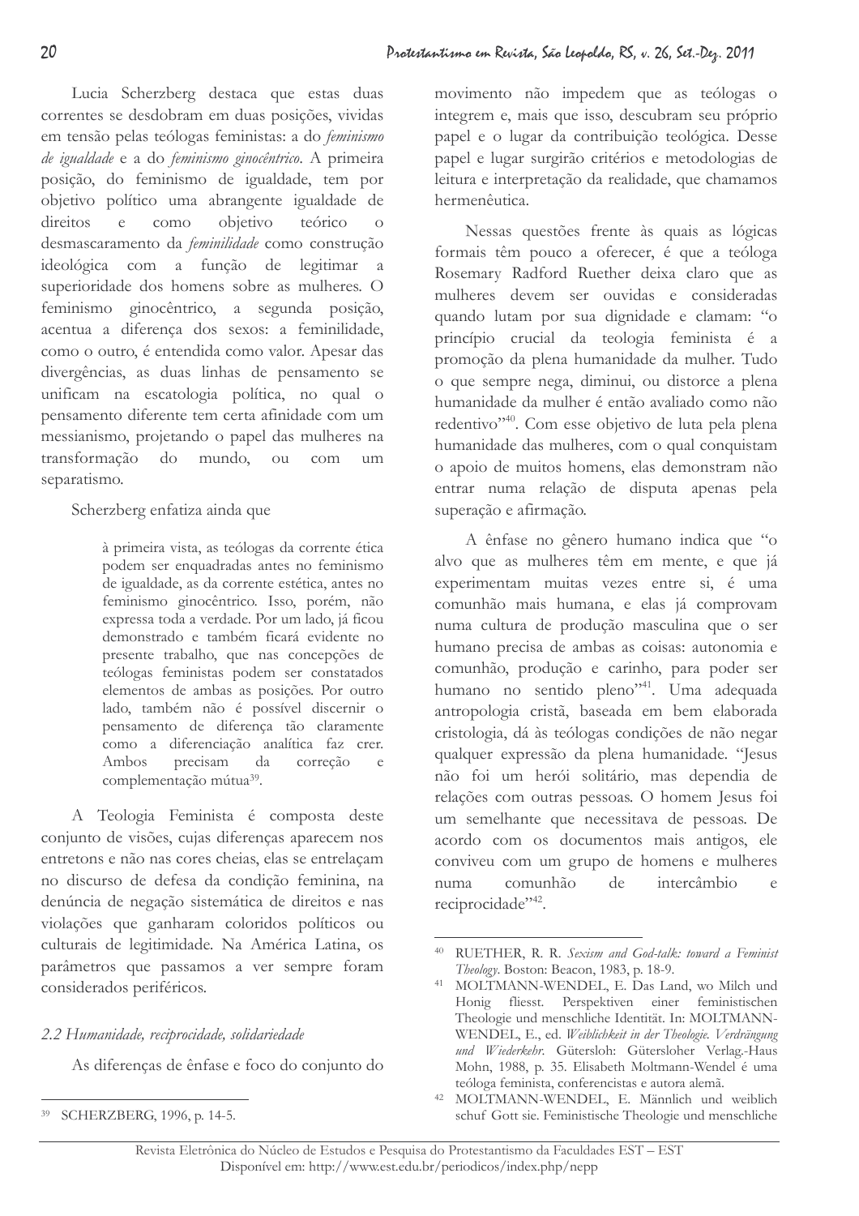Lucia Scherzberg destaca que estas duas correntes se desdobram em duas posições, vividas em tensão pelas teólogas feministas: a do *feminismo de igualdade* e a do *feminismo ginocêntrico*. A primeira posição, do feminismo de igualdade, tem por objetivo político uma abrangente igualdade de direitos e como objetivo teórico o desmascaramento da *feminilidade* como construção ideológica com a função de legitimar a superioridade dos homens sobre as mulheres. O feminismo ginocêntrico, a segunda posição, acentua a diferença dos sexos: a feminilidade, como o outro, é entendida como valor. Apesar das divergências, as duas linhas de pensamento se unificam na escatologia política, no qual o pensamento diferente tem certa afinidade com um messianismo, projetando o papel das mulheres na transformação do mundo, ou com um separatismo.

Scherzberg enfatiza ainda que

> à primeira vista, as teólogas da corrente ética podem ser enquadradas antes no feminismo de igualdade, as da corrente estética, antes no feminismo ginocêntrico. Isso, porém, não expressa toda a verdade. Por um lado, já ficou demonstrado e também ficará evidente no presente trabalho, que nas concepções de teólogas feministas podem ser constatados elementos de ambas as posições. Por outro lado, também não é possível discernir o pensamento de diferença tão claramente como a diferenciação analítica faz crer. Ambos precisam da correção e complementação mútua[39].

A Teologia Feminista é composta deste conjunto de visões, cujas diferenças aparecem nos entretons e não nas cores cheias, elas se entrelaçam no discurso de defesa da condição feminina, na denúncia de negação sistemática de direitos e nas violações que ganharam coloridos políticos ou culturais de legitimidade. Na América Latina, os parâmetros que passamos a ver sempre foram considerados periféricos.

### *2.2 Humanidade, reciprocidade, solidariedade*

As diferenças de ênfase e foco do conjunto do movimento não impedem que as teólogas o integrem e, mais que isso, descubram seu próprio papel e o lugar da contribuição teológica. Desse papel e lugar surgirão critérios e metodologias de leitura e interpretação da realidade, que chamamos hermenêutica.

Nessas questões frente às quais as lógicas formais têm pouco a oferecer, é que a teóloga Rosemary Radford Ruether deixa claro que as mulheres devem ser ouvidas e consideradas quando lutam por sua dignidade e clamam: "o princípio crucial da teologia feminista é a promoção da plena humanidade da mulher. Tudo o que sempre nega, diminui, ou distorce a plena humanidade da mulher é então avaliado como não redentivo"[40]. Com esse objetivo de luta pela plena humanidade das mulheres, com o qual conquistam o apoio de muitos homens, elas demonstram não entrar numa relação de disputa apenas pela superação e afirmação.

A ênfase no gênero humano indica que "o alvo que as mulheres têm em mente, e que já experimentam muitas vezes entre si, é uma comunhão mais humana, e elas já comprovam numa cultura de produção masculina que o ser humano precisa de ambas as coisas: autonomia e comunhão, produção e carinho, para poder ser humano no sentido pleno"[41]. Uma adequada antropologia cristã, baseada em bem elaborada cristologia, dá às teólogas condições de não negar qualquer expressão da plena humanidade. "Jesus não foi um herói solitário, mas dependia de relações com outras pessoas. O homem Jesus foi um semelhante que necessitava de pessoas. De acordo com os documentos mais antigos, ele conviveu com um grupo de homens e mulheres numa comunhão de intercâmbio e reciprocidade"[42].

---

[39] SCHERZBERG, 1996, p. 14-5.

[40] RUETHER, R. R. *Sexism and God-talk: toward a Feminist Theology*. Boston: Beacon, 1983, p. 18-9.

[41] MOLTMANN-WENDEL, E. Das Land, wo Milch und Honig fliesst. Perspektiven einer feministischen Theologie und menschliche Identität. In: MOLTMANN-WENDEL, E., ed. *Weiblichkeit in der Theologie. Verdrängung und Wiederkehr*. Gütersloh: Gütersloher Verlag.-Haus Mohn, 1988, p. 35. Elisabeth Moltmann-Wendel é uma teóloga feminista, conferencistas e autora alemã.

[42] MOLTMANN-WENDEL, E. Männlich und weiblich schuf Gott sie. Feministische Theologie und menschliche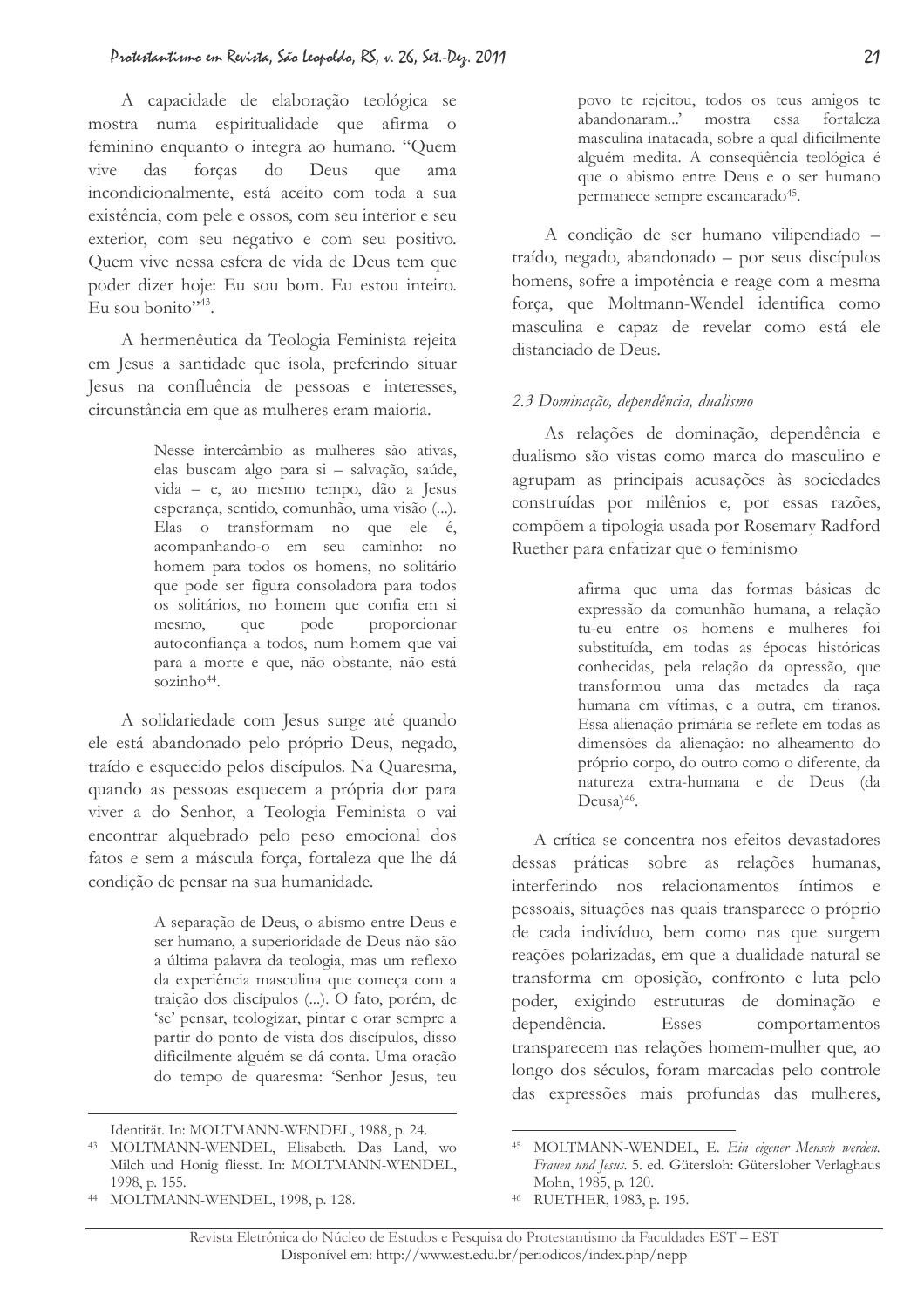A capacidade de elaboração teológica se mostra numa espiritualidade que afirma o feminino enquanto o integra ao humano. "Quem vive das forças do Deus que ama incondicionalmente, está aceito com toda a sua existência, com pele e ossos, com seu interior e seu exterior, com seu negativo e com seu positivo. Quem vive nessa esfera de vida de Deus tem que poder dizer hoje: Eu sou bom. Eu estou inteiro. Eu sou bonito"[43].

A hermenêutica da Teologia Feminista rejeita em Jesus a santidade que isola, preferindo situar Jesus na confluência de pessoas e interesses, circunstância em que as mulheres eram maioria.

> Nesse intercâmbio as mulheres são ativas, elas buscam algo para si – salvação, saúde, vida – e, ao mesmo tempo, dão a Jesus esperança, sentido, comunhão, uma visão (...). Elas o transformam no que ele é, acompanhando-o em seu caminho: no homem para todos os homens, no solitário que pode ser figura consoladora para todos os solitários, no homem que confia em si mesmo, que pode proporcionar autoconfiança a todos, num homem que vai para a morte e que, não obstante, não está sozinho[44].

A solidariedade com Jesus surge até quando ele está abandonado pelo próprio Deus, negado, traído e esquecido pelos discípulos. Na Quaresma, quando as pessoas esquecem a própria dor para viver a do Senhor, a Teologia Feminista o vai encontrar alquebrado pelo peso emocional dos fatos e sem a máscula força, fortaleza que lhe dá condição de pensar na sua humanidade.

> A separação de Deus, o abismo entre Deus e ser humano, a superioridade de Deus não são a última palavra da teologia, mas um reflexo da experiência masculina que começa com a traição dos discípulos (...). O fato, porém, de 'se' pensar, teologizar, pintar e orar sempre a partir do ponto de vista dos discípulos, disso dificilmente alguém se dá conta. Uma oração do tempo de quaresma: 'Senhor Jesus, teu povo te rejeitou, todos os teus amigos te abandonaram...' mostra essa fortaleza masculina inatacada, sobre a qual dificilmente alguém medita. A conseqüência teológica é que o abismo entre Deus e o ser humano permanece sempre escancarado[45].

A condição de ser humano vilipendiado – traído, negado, abandonado – por seus discípulos homens, sofre a impotência e reage com a mesma força, que Moltmann-Wendel identifica como masculina e capaz de revelar como está ele distanciado de Deus.

### *2.3 Dominação, dependência, dualismo*

As relações de dominação, dependência e dualismo são vistas como marca do masculino e agrupam as principais acusações às sociedades construídas por milênios e, por essas razões, compõem a tipologia usada por Rosemary Radford Ruether para enfatizar que o feminismo

> afirma que uma das formas básicas de expressão da comunhão humana, a relação tu-eu entre os homens e mulheres foi substituída, em todas as épocas históricas conhecidas, pela relação da opressão, que transformou uma das metades da raça humana em vítimas, e a outra, em tiranos. Essa alienação primária se reflete em todas as dimensões da alienação: no alheamento do próprio corpo, do outro como o diferente, da natureza extra-humana e de Deus (da Deusa)[46].

A crítica se concentra nos efeitos devastadores dessas práticas sobre as relações humanas, interferindo nos relacionamentos íntimos e pessoais, situações nas quais transparece o próprio de cada indivíduo, bem como nas que surgem reações polarizadas, em que a dualidade natural se transforma em oposição, confronto e luta pelo poder, exigindo estruturas de dominação e dependência. Esses comportamentos transparecem nas relações homem-mulher que, ao longo dos séculos, foram marcadas pelo controle das expressões mais profundas das mulheres,

---

Identität. In: MOLTMANN-WENDEL, 1988, p. 24.

[43] MOLTMANN-WENDEL, Elisabeth. Das Land, wo Milch und Honig fliesst. In: MOLTMANN-WENDEL, 1998, p. 155.

[44] MOLTMANN-WENDEL, 1998, p. 128.

[45] MOLTMANN-WENDEL, E. *Ein eigener Mensch werden. Frauen und Jesus*. 5. ed. Gütersloh: Gütersloher Verlaghaus Mohn, 1985, p. 120.

[46] RUETHER, 1983, p. 195.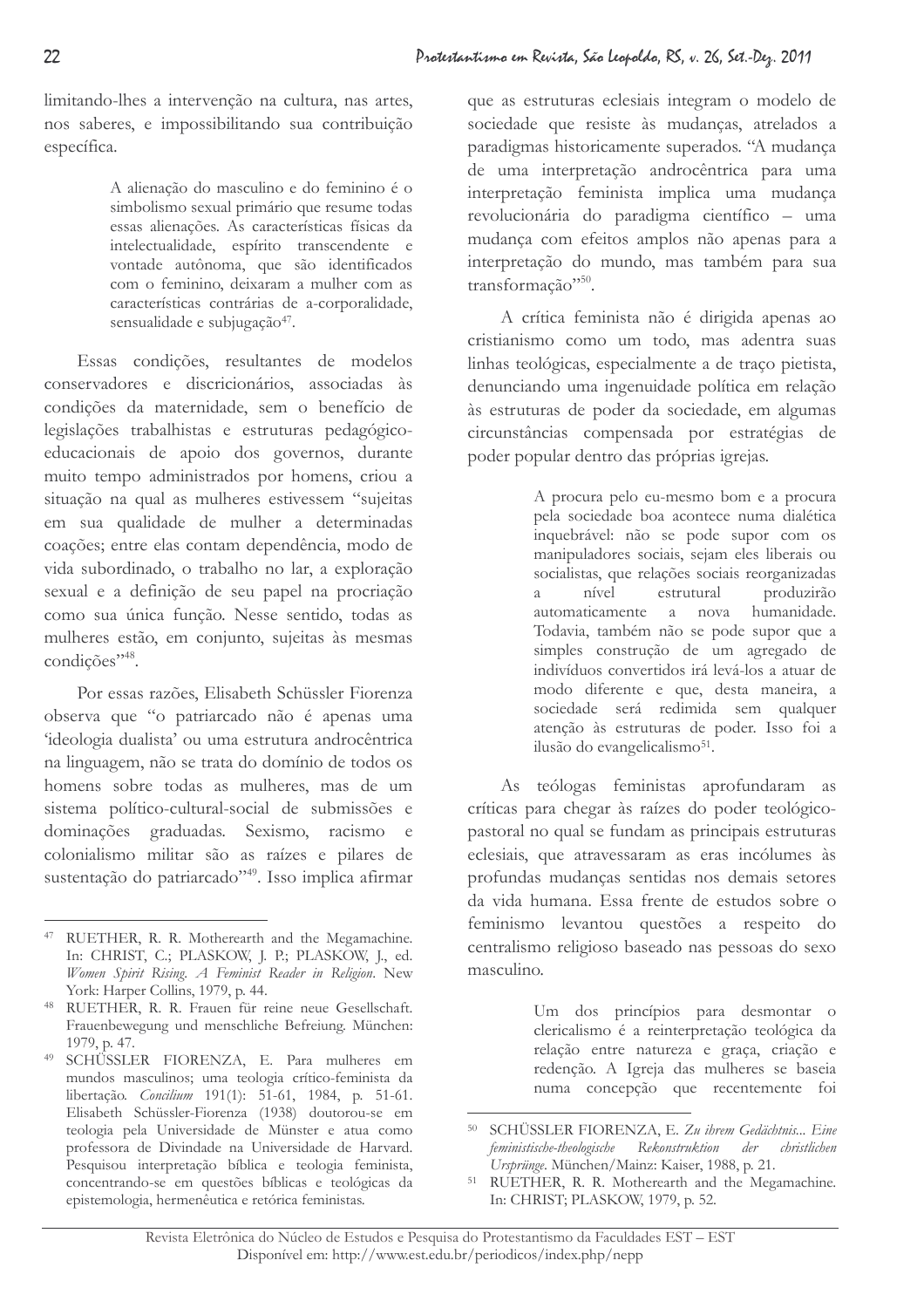limitando-lhes a intervenção na cultura, nas artes, nos saberes, e impossibilitando sua contribuição específica.

> A alienação do masculino e do feminino é o simbolismo sexual primário que resume todas essas alienações. As características físicas da intelectualidade, espírito transcendente e vontade autônoma, que são identificados com o feminino, deixaram a mulher com as características contrárias de a-corporalidade, sensualidade e subjugação[47].

Essas condições, resultantes de modelos conservadores e discricionários, associadas às condições da maternidade, sem o benefício de legislações trabalhistas e estruturas pedagógico-educacionais de apoio dos governos, durante muito tempo administrados por homens, criou a situação na qual as mulheres estivessem "sujeitas em sua qualidade de mulher a determinadas coações; entre elas contam dependência, modo de vida subordinado, o trabalho no lar, a exploração sexual e a definição de seu papel na procriação como sua única função. Nesse sentido, todas as mulheres estão, em conjunto, sujeitas às mesmas condições"[48].

Por essas razões, Elisabeth Schüssler Fiorenza observa que "o patriarcado não é apenas uma 'ideologia dualista' ou uma estrutura androcêntrica na linguagem, não se trata do domínio de todos os homens sobre todas as mulheres, mas de um sistema político-cultural-social de submissões e dominações graduadas. Sexismo, racismo e colonialismo militar são as raízes e pilares de sustentação do patriarcado"[49]. Isso implica afirmar que as estruturas eclesiais integram o modelo de sociedade que resiste às mudanças, atrelados a paradigmas historicamente superados. "A mudança de uma interpretação androcêntrica para uma interpretação feminista implica uma mudança revolucionária do paradigma científico – uma mudança com efeitos amplos não apenas para a interpretação do mundo, mas também para sua transformação"[50].

A crítica feminista não é dirigida apenas ao cristianismo como um todo, mas adentra suas linhas teológicas, especialmente a de traço pietista, denunciando uma ingenuidade política em relação às estruturas de poder da sociedade, em algumas circunstâncias compensada por estratégias de poder popular dentro das próprias igrejas.

> A procura pelo eu-mesmo bom e a procura pela sociedade boa acontece numa dialética inquebrável: não se pode supor com os manipuladores sociais, sejam eles liberais ou socialistas, que relações sociais reorganizadas a nível estrutural produzirão automaticamente a nova humanidade. Todavia, também não se pode supor que a simples construção de um agregado de indivíduos convertidos irá levá-los a atuar de modo diferente e que, desta maneira, a sociedade será redimida sem qualquer atenção às estruturas de poder. Isso foi a ilusão do evangelicalismo[51].

As teólogas feministas aprofundaram as críticas para chegar às raízes do poder teológico-pastoral no qual se fundam as principais estruturas eclesiais, que atravessaram as eras incólumes às profundas mudanças sentidas nos demais setores da vida humana. Essa frente de estudos sobre o feminismo levantou questões a respeito do centralismo religioso baseado nas pessoas do sexo masculino.

> Um dos princípios para desmontar o clericalismo é a reinterpretação teológica da relação entre natureza e graça, criação e redenção. A Igreja das mulheres se baseia numa concepção que recentemente foi

---

[47] RUETHER, R. R. Motherearth and the Megamachine. In: CHRIST, C.; PLASKOW, J. P.; PLASKOW, J., ed. *Women Spirit Rising. A Feminist Reader in Religion*. New York: Harper Collins, 1979, p. 44.

[48] RUETHER, R. R. Frauen für reine neue Gesellschaft. Frauenbewegung und menschliche Befreiung. München: 1979, p. 47.

[49] SCHÜSSLER FIORENZA, E. Para mulheres em mundos masculinos; uma teologia crítico-feminista da libertação. *Concilium* 191(1): 51-61, 1984, p. 51-61. Elisabeth Schüssler-Fiorenza (1938) doutorou-se em teologia pela Universidade de Münster e atua como professora de Divindade na Universidade de Harvard. Pesquisou interpretação bíblica e teologia feminista, concentrando-se em questões bíblicas e teológicas da epistemologia, hermenêutica e retórica feministas.

[50] SCHÜSSLER FIORENZA, E. *Zu ihrem Gedächtnis... Eine feministische-theologische Rekonstruktion der christlichen Ursprünge*. München/Mainz: Kaiser, 1988, p. 21.

[51] RUETHER, R. R. Motherearth and the Megamachine. In: CHRIST; PLASKOW, 1979, p. 52.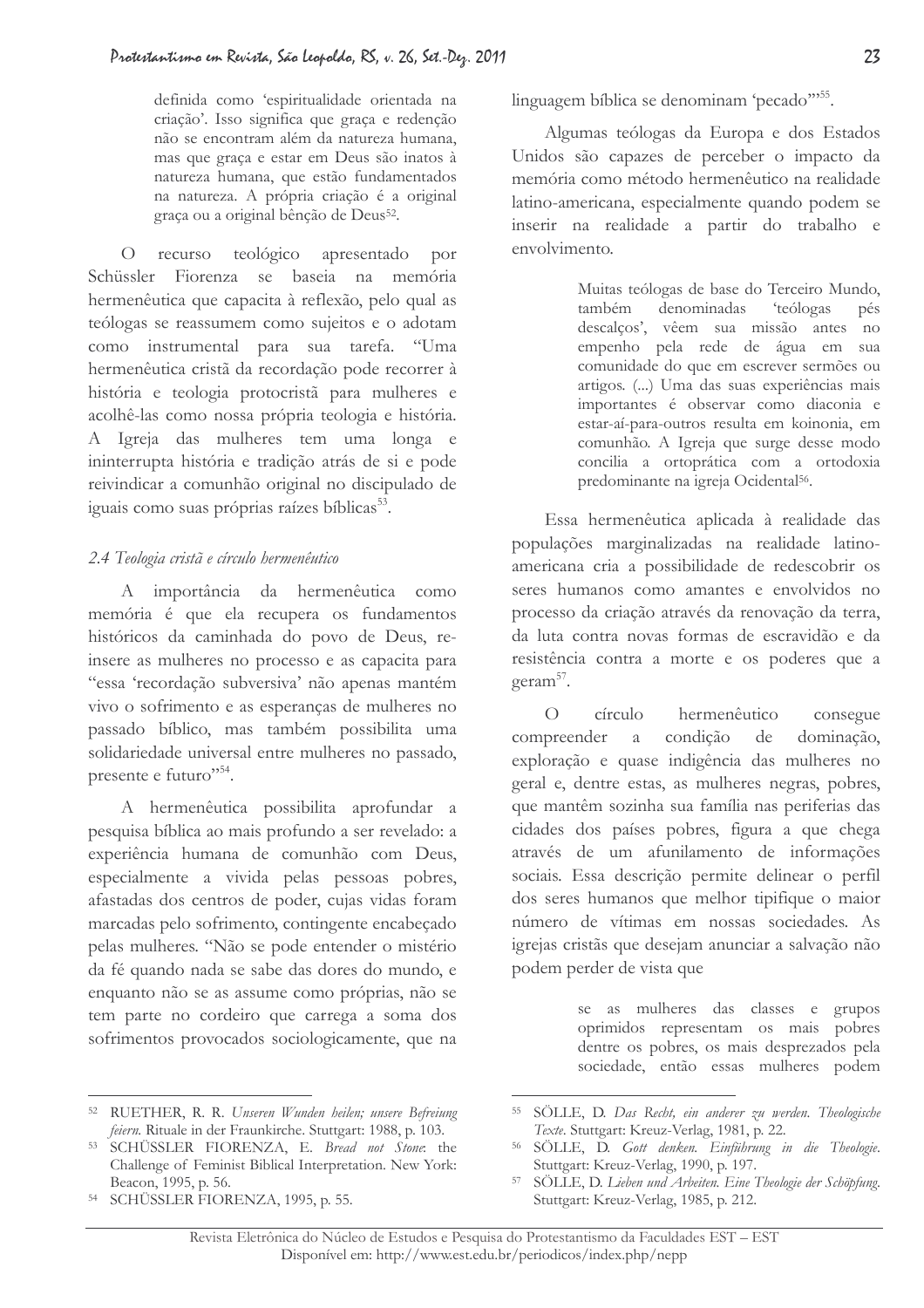> definida como 'espiritualidade orientada na criação'. Isso significa que graça e redenção não se encontram além da natureza humana, mas que graça e estar em Deus são inatos à natureza humana, que estão fundamentados na natureza. A própria criação é a original graça ou a original bênção de Deus[52].

O recurso teológico apresentado por Schüssler Fiorenza se baseia na memória hermenêutica que capacita à reflexão, pelo qual as teólogas se reassumem como sujeitos e o adotam como instrumental para sua tarefa. "Uma hermenêutica cristã da recordação pode recorrer à história e teologia protocristã para mulheres e acolhê-las como nossa própria teologia e história. A Igreja das mulheres tem uma longa e ininterrupta história e tradição atrás de si e pode reivindicar a comunhão original no discipulado de iguais como suas próprias raízes bíblicas[53].

### *2.4 Teologia cristã e círculo hermenêutico*

A importância da hermenêutica como memória é que ela recupera os fundamentos históricos da caminhada do povo de Deus, re-insere as mulheres no processo e as capacita para "essa 'recordação subversiva' não apenas mantém vivo o sofrimento e as esperanças de mulheres no passado bíblico, mas também possibilita uma solidariedade universal entre mulheres no passado, presente e futuro"[54].

A hermenêutica possibilita aprofundar a pesquisa bíblica ao mais profundo a ser revelado: a experiência humana de comunhão com Deus, especialmente a vivida pelas pessoas pobres, afastadas dos centros de poder, cujas vidas foram marcadas pelo sofrimento, contingente encabeçado pelas mulheres. "Não se pode entender o mistério da fé quando nada se sabe das dores do mundo, e enquanto não se as assume como próprias, não se tem parte no cordeiro que carrega a soma dos sofrimentos provocados sociologicamente, que na linguagem bíblica se denominam 'pecado'"[55].

Algumas teólogas da Europa e dos Estados Unidos são capazes de perceber o impacto da memória como método hermenêutico na realidade latino-americana, especialmente quando podem se inserir na realidade a partir do trabalho e envolvimento.

> Muitas teólogas de base do Terceiro Mundo, também denominadas 'teólogas pés descalços', vêem sua missão antes no empenho pela rede de água em sua comunidade do que em escrever sermões ou artigos. (...) Uma das suas experiências mais importantes é observar como diaconia e estar-aí-para-outros resulta em koinonia, em comunhão. A Igreja que surge desse modo concilia a ortoprática com a ortodoxia predominante na igreja Ocidental[56].

Essa hermenêutica aplicada à realidade das populações marginalizadas na realidade latino-americana cria a possibilidade de redescobrir os seres humanos como amantes e envolvidos no processo da criação através da renovação da terra, da luta contra novas formas de escravidão e da resistência contra a morte e os poderes que a geram[57].

O círculo hermenêutico consegue compreender a condição de dominação, exploração e quase indigência das mulheres no geral e, dentre estas, as mulheres negras, pobres, que mantêm sozinha sua família nas periferias das cidades dos países pobres, figura a que chega através de um afunilamento de informações sociais. Essa descrição permite delinear o perfil dos seres humanos que melhor tipifique o maior número de vítimas em nossas sociedades. As igrejas cristãs que desejam anunciar a salvação não podem perder de vista que

> se as mulheres das classes e grupos oprimidos representam os mais pobres dentre os pobres, os mais desprezados pela sociedade, então essas mulheres podem

---

[52] RUETHER, R. R. *Unseren Wunden heilen; unsere Befreiung feiern.* Rituale in der Fraunkirche. Stuttgart: 1988, p. 103.

[53] SCHÜSSLER FIORENZA, E. *Bread not Stone*: the Challenge of Feminist Biblical Interpretation. New York: Beacon, 1995, p. 56.

[54] SCHÜSSLER FIORENZA, 1995, p. 55.

[55] SÖLLE, D. *Das Recht, ein anderer zu werden. Theologische Texte.* Stuttgart: Kreuz-Verlag, 1981, p. 22.

[56] SÖLLE, D. *Gott denken. Einführung in die Theologie.* Stuttgart: Kreuz-Verlag, 1990, p. 197.

[57] SÖLLE, D. *Lieben und Arbeiten. Eine Theologie der Schöpfung.* Stuttgart: Kreuz-Verlag, 1985, p. 212.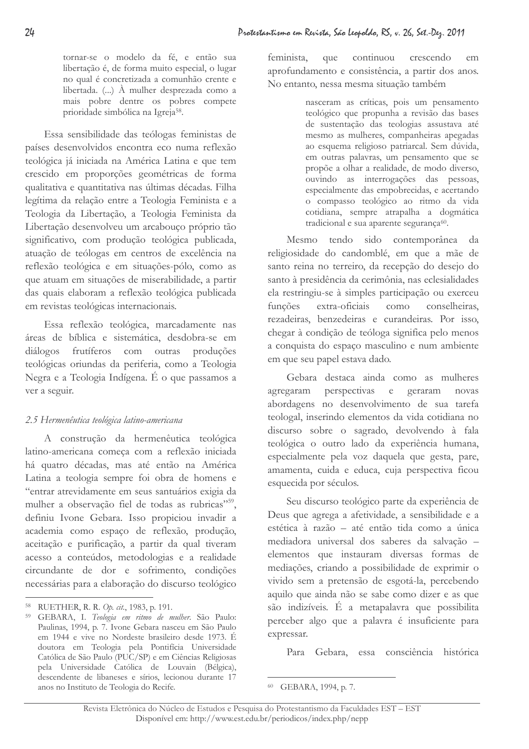> tornar-se o modelo da fé, e então sua libertação é, de forma muito especial, o lugar no qual é concretizada a comunhão crente e libertada. (...) À mulher desprezada como a mais pobre dentre os pobres compete prioridade simbólica na Igreja[58].

Essa sensibilidade das teólogas feministas de países desenvolvidos encontra eco numa reflexão teológica já iniciada na América Latina e que tem crescido em proporções geométricas de forma qualitativa e quantitativa nas últimas décadas. Filha legítima da relação entre a Teologia Feminista e a Teologia da Libertação, a Teologia Feminista da Libertação desenvolveu um arcabouço próprio tão significativo, com produção teológica publicada, atuação de teólogas em centros de excelência na reflexão teológica e em situações-pólo, como as que atuam em situações de miserabilidade, a partir das quais elaboram a reflexão teológica publicada em revistas teológicas internacionais.

Essa reflexão teológica, marcadamente nas áreas de bíblica e sistemática, desdobra-se em diálogos frutíferos com outras produções teológicas oriundas da periferia, como a Teologia Negra e a Teologia Indígena. É o que passamos a ver a seguir.

### *2.5 Hermenêutica teológica latino-americana*

A construção da hermenêutica teológica latino-americana começa com a reflexão iniciada há quatro décadas, mas até então na América Latina a teologia sempre foi obra de homens e "entrar atrevidamente em seus santuários exigia da mulher a observação fiel de todas as rubricas"[59], definiu Ivone Gebara. Isso propiciou invadir a academia como espaço de reflexão, produção, aceitação e purificação, a partir da qual tiveram acesso a conteúdos, metodologias e a realidade circundante de dor e sofrimento, condições necessárias para a elaboração do discurso teológico feminista, que continuou crescendo em aprofundamento e consistência, a partir dos anos. No entanto, nessa mesma situação também

> nasceram as críticas, pois um pensamento teológico que propunha a revisão das bases de sustentação das teologias assustava até mesmo as mulheres, companheiras apegadas ao esquema religioso patriarcal. Sem dúvida, em outras palavras, um pensamento que se propõe a olhar a realidade, de modo diverso, ouvindo as interrogações das pessoas, especialmente das empobrecidas, e acertando o compasso teológico ao ritmo da vida cotidiana, sempre atrapalha a dogmática tradicional e sua aparente segurança[60].

Mesmo tendo sido contemporânea da religiosidade do candomblé, em que a mãe de santo reina no terreiro, da recepção do desejo do santo à presidência da cerimônia, nas eclesialidades ela restringiu-se à simples participação ou exerceu funções extra-oficiais como conselheiras, rezadeiras, benzedeiras e curandeiras. Por isso, chegar à condição de teóloga significa pelo menos a conquista do espaço masculino e num ambiente em que seu papel estava dado.

Gebara destaca ainda como as mulheres agregaram perspectivas e geraram novas abordagens no desenvolvimento de sua tarefa teologal, inserindo elementos da vida cotidiana no discurso sobre o sagrado, devolvendo à fala teológica o outro lado da experiência humana, especialmente pela voz daquela que gesta, pare, amamenta, cuida e educa, cuja perspectiva ficou esquecida por séculos.

Seu discurso teológico parte da experiência de Deus que agrega a afetividade, a sensibilidade e a estética à razão – até então tida como a única mediadora universal dos saberes da salvação – elementos que instauram diversas formas de mediações, criando a possibilidade de exprimir o vivido sem a pretensão de esgotá-la, percebendo aquilo que ainda não se sabe como dizer e as que são indizíveis. É a metapalavra que possibilita perceber algo que a palavra é insuficiente para expressar.

Para Gebara, essa consciência histórica

---

[58] RUETHER, R. R. *Op. cit.*, 1983, p. 191.

[59] GEBARA, I. *Teologia em ritmo de mulher*. São Paulo: Paulinas, 1994, p. 7. Ivone Gebara nasceu em São Paulo em 1944 e vive no Nordeste brasileiro desde 1973. É doutora em Teologia pela Pontifícia Universidade Católica de São Paulo (PUC/SP) e em Ciências Religiosas pela Universidade Católica de Louvain (Bélgica), descendente de libaneses e sírios, lecionou durante 17 anos no Instituto de Teologia do Recife.

[60] GEBARA, 1994, p. 7.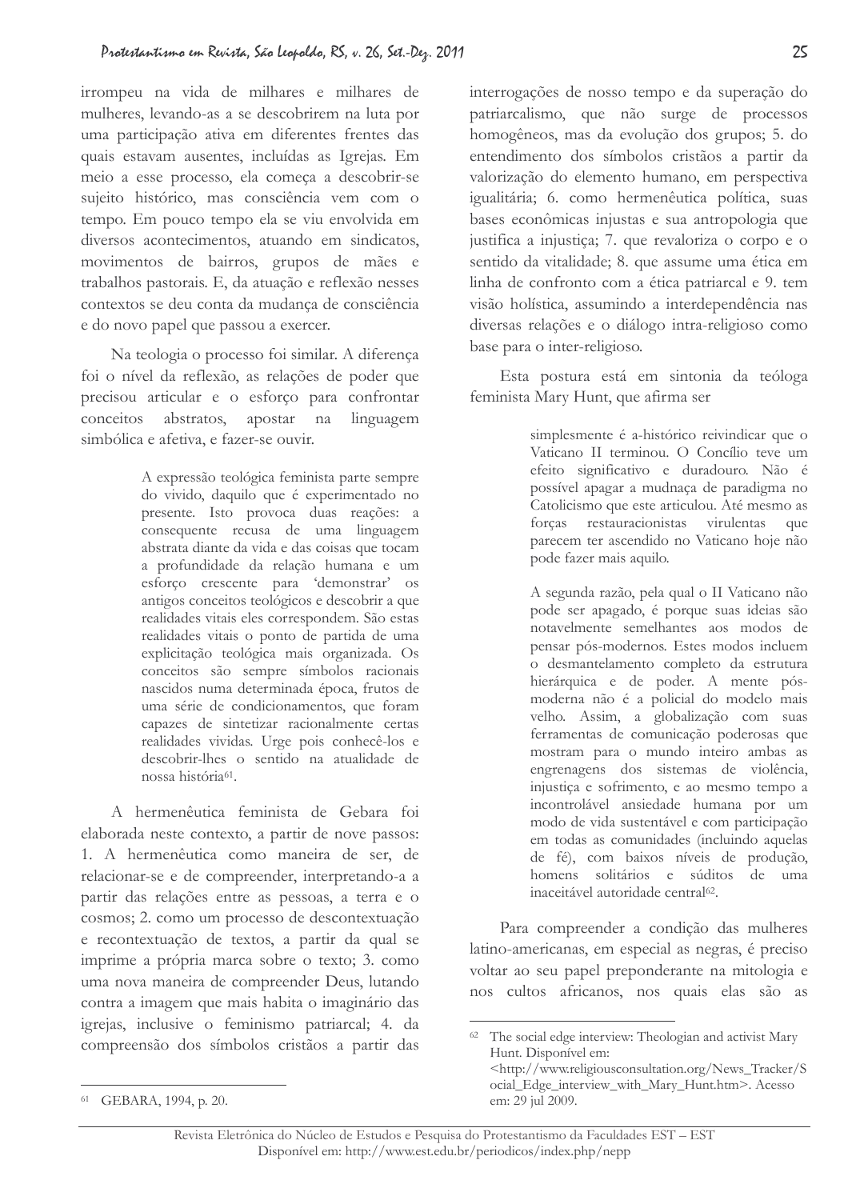irrompeu na vida de milhares e milhares de mulheres, levando-as a se descobrirem na luta por uma participação ativa em diferentes frentes das quais estavam ausentes, incluídas as Igrejas. Em meio a esse processo, ela começa a descobrir-se sujeito histórico, mas consciência vem com o tempo. Em pouco tempo ela se viu envolvida em diversos acontecimentos, atuando em sindicatos, movimentos de bairros, grupos de mães e trabalhos pastorais. E, da atuação e reflexão nesses contextos se deu conta da mudança de consciência e do novo papel que passou a exercer.

Na teologia o processo foi similar. A diferença foi o nível da reflexão, as relações de poder que precisou articular e o esforço para confrontar conceitos abstratos, apostar na linguagem simbólica e afetiva, e fazer-se ouvir.

> A expressão teológica feminista parte sempre do vivido, daquilo que é experimentado no presente. Isto provoca duas reações: a consequente recusa de uma linguagem abstrata diante da vida e das coisas que tocam a profundidade da relação humana e um esforço crescente para 'demonstrar' os antigos conceitos teológicos e descobrir a que realidades vitais eles correspondem. São estas realidades vitais o ponto de partida de uma explicitação teológica mais organizada. Os conceitos são sempre símbolos racionais nascidos numa determinada época, frutos de uma série de condicionamentos, que foram capazes de sintetizar racionalmente certas realidades vividas. Urge pois conhecê-los e descobrir-lhes o sentido na atualidade de nossa história[61].

A hermenêutica feminista de Gebara foi elaborada neste contexto, a partir de nove passos: 1. A hermenêutica como maneira de ser, de relacionar-se e de compreender, interpretando-a a partir das relações entre as pessoas, a terra e o cosmos; 2. como um processo de descontextuação e recontextuação de textos, a partir da qual se imprime a própria marca sobre o texto; 3. como uma nova maneira de compreender Deus, lutando contra a imagem que mais habita o imaginário das igrejas, inclusive o feminismo patriarcal; 4. da compreensão dos símbolos cristãos a partir das interrogações de nosso tempo e da superação do patriarcalismo, que não surge de processos homogêneos, mas da evolução dos grupos; 5. do entendimento dos símbolos cristãos a partir da valorização do elemento humano, em perspectiva igualitária; 6. como hermenêutica política, suas bases econômicas injustas e sua antropologia que justifica a injustiça; 7. que revaloriza o corpo e o sentido da vitalidade; 8. que assume uma ética em linha de confronto com a ética patriarcal e 9. tem visão holística, assumindo a interdependência nas diversas relações e o diálogo intra-religioso como base para o inter-religioso.

Esta postura está em sintonia da teóloga feminista Mary Hunt, que afirma ser

> simplesmente é a-histórico reivindicar que o Vaticano II terminou. O Concílio teve um efeito significativo e duradouro. Não é possível apagar a mudnaça de paradigma no Catolicismo que este articulou. Até mesmo as forças restauracionistas virulentas que parecem ter ascendido no Vaticano hoje não pode fazer mais aquilo.
>
> A segunda razão, pela qual o II Vaticano não pode ser apagado, é porque suas ideias são notavelmente semelhantes aos modos de pensar pós-modernos. Estes modos incluem o desmantelamento completo da estrutura hierárquica e de poder. A mente pós-moderna não é a policial do modelo mais velho. Assim, a globalização com suas ferramentas de comunicação poderosas que mostram para o mundo inteiro ambas as engrenagens dos sistemas de violência, injustiça e sofrimento, e ao mesmo tempo a incontrolável ansiedade humana por um modo de vida sustentável e com participação em todas as comunidades (incluindo aquelas de fé), com baixos níveis de produção, homens solitários e súditos de uma inaceitável autoridade central[62].

Para compreender a condição das mulheres latino-americanas, em especial as negras, é preciso voltar ao seu papel preponderante na mitologia e nos cultos africanos, nos quais elas são as

---

[61] GEBARA, 1994, p. 20.

[62] The social edge interview: Theologian and activist Mary Hunt. Disponível em: <http://www.religiousconsultation.org/News_Tracker/Social_Edge_interview_with_Mary_Hunt.htm>. Acesso em: 29 jul 2009.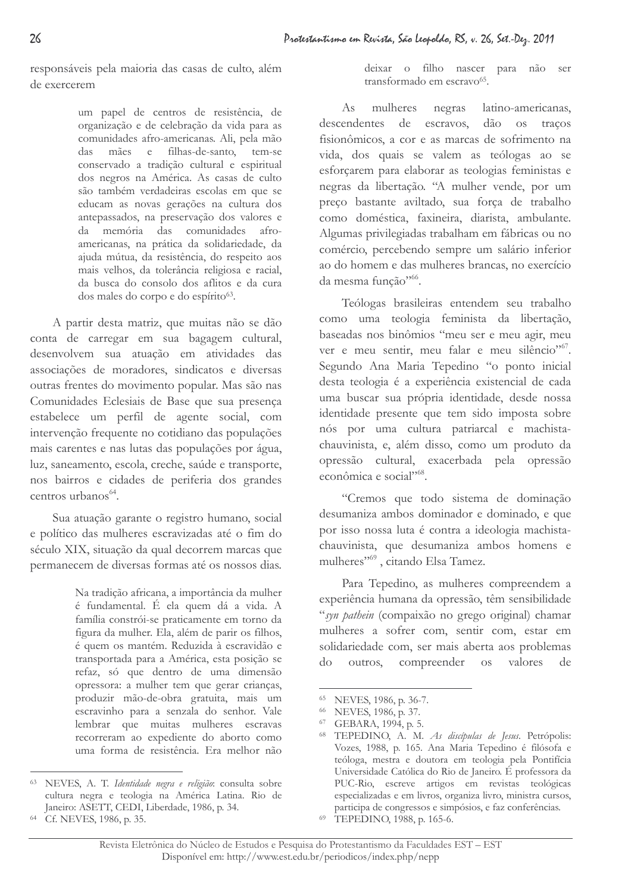responsáveis pela maioria das casas de culto, além de exercerem

> um papel de centros de resistência, de organização e de celebração da vida para as comunidades afro-americanas. Ali, pela mão das mães e filhas-de-santo, tem-se conservado a tradição cultural e espiritual dos negros na América. As casas de culto são também verdadeiras escolas em que se educam as novas gerações na cultura dos antepassados, na preservação dos valores e da memória das comunidades afro-americanas, na prática da solidariedade, da ajuda mútua, da resistência, do respeito aos mais velhos, da tolerância religiosa e racial, da busca do consolo dos aflitos e da cura dos males do corpo e do espírito[63].

A partir desta matriz, que muitas não se dão conta de carregar em sua bagagem cultural, desenvolvem sua atuação em atividades das associações de moradores, sindicatos e diversas outras frentes do movimento popular. Mas são nas Comunidades Eclesiais de Base que sua presença estabelece um perfil de agente social, com intervenção frequente no cotidiano das populações mais carentes e nas lutas das populações por água, luz, saneamento, escola, creche, saúde e transporte, nos bairros e cidades de periferia dos grandes centros urbanos[64].

Sua atuação garante o registro humano, social e político das mulheres escravizadas até o fim do século XIX, situação da qual decorrem marcas que permanecem de diversas formas até os nossos dias.

> Na tradição africana, a importância da mulher é fundamental. É ela quem dá a vida. A família constrói-se praticamente em torno da figura da mulher. Ela, além de parir os filhos, é quem os mantém. Reduzida à escravidão e transportada para a América, esta posição se refaz, só que dentro de uma dimensão opressora: a mulher tem que gerar crianças, produzir mão-de-obra gratuita, mais um escravinho para a senzala do senhor. Vale lembrar que muitas mulheres escravas recorreram ao expediente do aborto como uma forma de resistência. Era melhor não deixar o filho nascer para não ser transformado em escravo[65].

As mulheres negras latino-americanas, descendentes de escravos, dão os traços fisionômicos, a cor e as marcas de sofrimento na vida, dos quais se valem as teólogas ao se esforçarem para elaborar as teologias feministas e negras da libertação. "A mulher vende, por um preço bastante aviltado, sua força de trabalho como doméstica, faxineira, diarista, ambulante. Algumas privilegiadas trabalham em fábricas ou no comércio, percebendo sempre um salário inferior ao do homem e das mulheres brancas, no exercício da mesma função"[66].

Teólogas brasileiras entendem seu trabalho como uma teologia feminista da libertação, baseadas nos binômios "meu ser e meu agir, meu ver e meu sentir, meu falar e meu silêncio"[67]. Segundo Ana Maria Tepedino "o ponto inicial desta teologia é a experiência existencial de cada uma buscar sua própria identidade, desde nossa identidade presente que tem sido imposta sobre nós por uma cultura patriarcal e machista-chauvinista, e, além disso, como um produto da opressão cultural, exacerbada pela opressão econômica e social"[68].

"Cremos que todo sistema de dominação desumaniza ambos dominador e dominado, e que por isso nossa luta é contra a ideologia machista-chauvinista, que desumaniza ambos homens e mulheres"[69], citando Elsa Tamez.

Para Tepedino, as mulheres compreendem a experiência humana da opressão, têm sensibilidade "*syn pathein* (compaixão no grego original) chamar mulheres a sofrer com, sentir com, estar em solidariedade com, ser mais aberta aos problemas do outros, compreender os valores de

---

63 NEVES, A. T. *Identidade negra e religião*: consulta sobre cultura negra e teologia na América Latina. Rio de Janeiro: ASETT, CEDI, Liberdade, 1986, p. 34.

64 Cf. NEVES, 1986, p. 35.

65 NEVES, 1986, p. 36-7.

66 NEVES, 1986, p. 37.

67 GEBARA, 1994, p. 5.

68 TEPEDINO, A. M. *As discípulas de Jesus*. Petrópolis: Vozes, 1988, p. 165. Ana Maria Tepedino é filósofa e teóloga, mestra e doutora em teologia pela Pontifícia Universidade Católica do Rio de Janeiro. É professora da PUC-Rio, escreve artigos em revistas teológicas especializadas e em livros, organiza livro, ministra cursos, participa de congressos e simpósios, e faz conferências.

69 TEPEDINO, 1988, p. 165-6.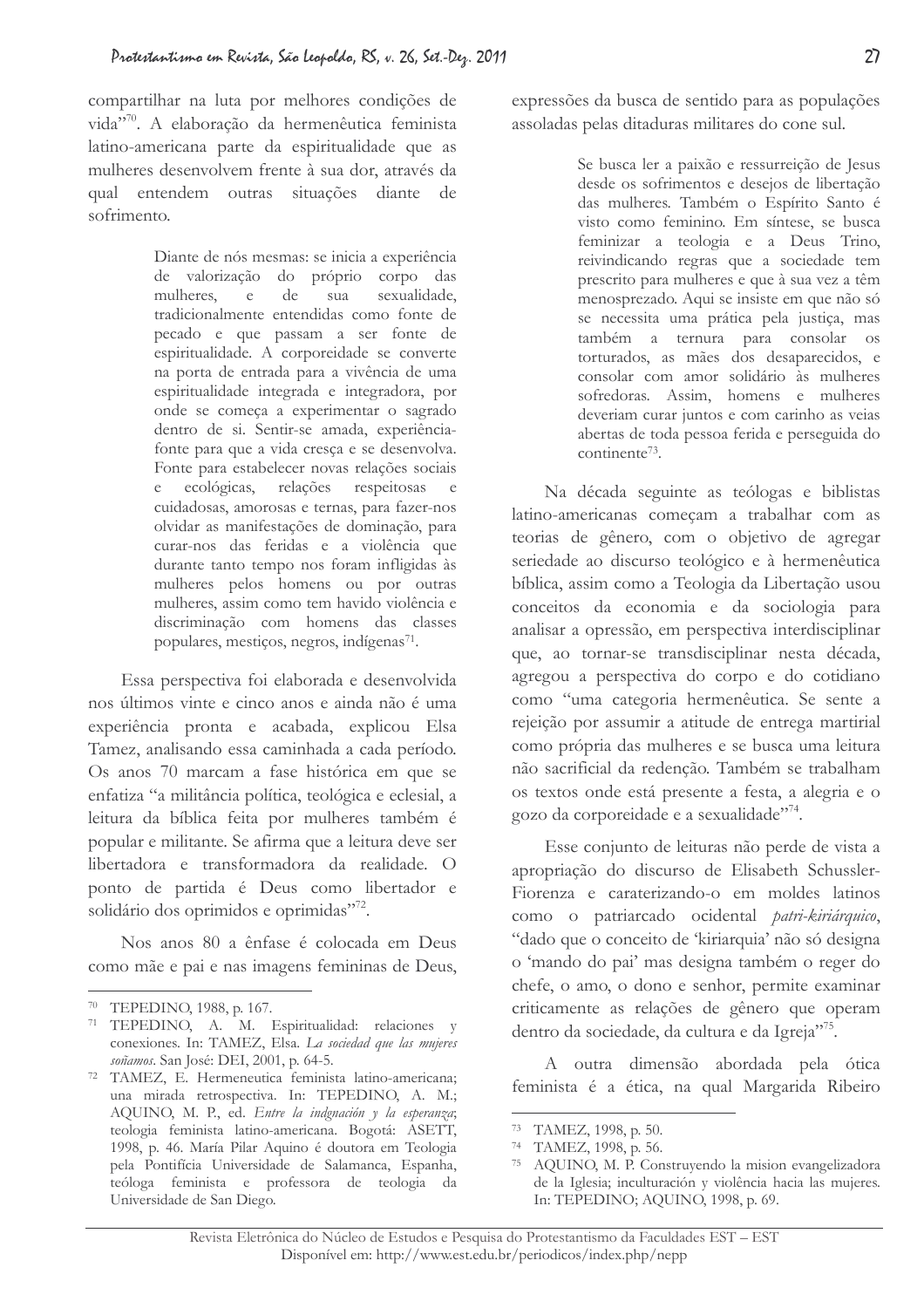compartilhar na luta por melhores condições de vida"[70]. A elaboração da hermenêutica feminista latino-americana parte da espiritualidade que as mulheres desenvolvem frente à sua dor, através da qual entendem outras situações diante de sofrimento.

> Diante de nós mesmas: se inicia a experiência de valorização do próprio corpo das mulheres, e de sua sexualidade, tradicionalmente entendidas como fonte de pecado e que passam a ser fonte de espiritualidade. A corporeidade se converte na porta de entrada para a vivência de uma espiritualidade integrada e integradora, por onde se começa a experimentar o sagrado dentro de si. Sentir-se amada, experiência-fonte para que a vida cresça e se desenvolva. Fonte para estabelecer novas relações sociais e ecológicas, relações respeitosas e cuidadosas, amorosas e ternas, para fazer-nos olvidar as manifestações de dominação, para curar-nos das feridas e a violência que durante tanto tempo nos foram infligidas às mulheres pelos homens ou por outras mulheres, assim como tem havido violência e discriminação com homens das classes populares, mestiços, negros, indígenas[71].

Essa perspectiva foi elaborada e desenvolvida nos últimos vinte e cinco anos e ainda não é uma experiência pronta e acabada, explicou Elsa Tamez, analisando essa caminhada a cada período. Os anos 70 marcam a fase histórica em que se enfatiza "a militância política, teológica e eclesial, a leitura da bíblica feita por mulheres também é popular e militante. Se afirma que a leitura deve ser libertadora e transformadora da realidade. O ponto de partida é Deus como libertador e solidário dos oprimidos e oprimidas"[72].

Nos anos 80 a ênfase é colocada em Deus como mãe e pai e nas imagens femininas de Deus, expressões da busca de sentido para as populações assoladas pelas ditaduras militares do cone sul.

> Se busca ler a paixão e ressurreição de Jesus desde os sofrimentos e desejos de libertação das mulheres. Também o Espírito Santo é visto como feminino. Em síntese, se busca feminizar a teologia e a Deus Trino, reivindicando regras que a sociedade tem prescrito para mulheres e que à sua vez a têm menosprezado. Aqui se insiste em que não só se necessita uma prática pela justiça, mas também a ternura para consolar os torturados, as mães dos desaparecidos, e consolar com amor solidário às mulheres sofredoras. Assim, homens e mulheres deveriam curar juntos e com carinho as veias abertas de toda pessoa ferida e perseguida do continente[73].

Na década seguinte as teólogas e biblistas latino-americanas começam a trabalhar com as teorias de gênero, com o objetivo de agregar seriedade ao discurso teológico e à hermenêutica bíblica, assim como a Teologia da Libertação usou conceitos da economia e da sociologia para analisar a opressão, em perspectiva interdisciplinar que, ao tornar-se transdisciplinar nesta década, agregou a perspectiva do corpo e do cotidiano como "uma categoria hermenêutica. Se sente a rejeição por assumir a atitude de entrega martirial como própria das mulheres e se busca uma leitura não sacrificial da redenção. Também se trabalham os textos onde está presente a festa, a alegria e o gozo da corporeidade e a sexualidade"[74].

Esse conjunto de leituras não perde de vista a apropriação do discurso de Elisabeth Schussler-Fiorenza e caraterizando-o em moldes latinos como o patriarcado ocidental *patri-kiriárquico*, "dado que o conceito de 'kiriarquia' não só designa o 'mando do pai' mas designa também o reger do chefe, o amo, o dono e senhor, permite examinar criticamente as relações de gênero que operam dentro da sociedade, da cultura e da Igreja"[75].

A outra dimensão abordada pela ótica feminista é a ética, na qual Margarida Ribeiro

---

[70] TEPEDINO, 1988, p. 167.

[71] TEPEDINO, A. M. Espiritualidad: relaciones y conexiones. In: TAMEZ, Elsa. *La sociedad que las mujeres soñamos*. San José: DEI, 2001, p. 64-5.

[72] TAMEZ, E. Hermeneutica feminista latino-americana; una mirada retrospectiva. In: TEPEDINO, A. M.; AQUINO, M. P., ed. *Entre la indgnación y la esperanza*; teologia feminista latino-americana. Bogotá: ASETT, 1998, p. 46. María Pilar Aquino é doutora em Teologia pela Pontifícia Universidade de Salamanca, Espanha, teóloga feminista e professora de teologia da Universidade de San Diego.

[73] TAMEZ, 1998, p. 50.

[74] TAMEZ, 1998, p. 56.

[75] AQUINO, M. P. Construyendo la mision evangelizadora de la Iglesia; inculturación y violência hacia las mujeres. In: TEPEDINO; AQUINO, 1998, p. 69.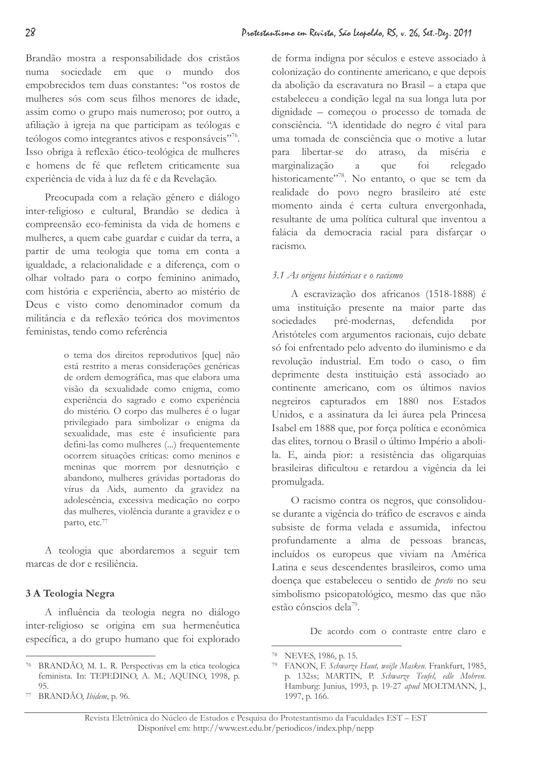Brandão mostra a responsabilidade dos cristãos numa sociedade em que o mundo dos empobrecidos tem duas constantes: "os rostos de mulheres sós com seus filhos menores de idade, assim como o grupo mais numeroso; por outro, a afiliação à igreja na que participam as teólogas e teólogos como integrantes ativos e responsáveis"[76]. Isso obriga à reflexão ético-teológica de mulheres e homens de fé que refletem criticamente sua experiência de vida à luz da fé e da Revelação.

Preocupada com a relação gênero e diálogo inter-religioso e cultural, Brandão se dedica à compreensão eco-feminista da vida de homens e mulheres, a quem cabe guardar e cuidar da terra, a partir de uma teologia que toma em conta a igualdade, a relacionalidade e a diferença, com o olhar voltado para o corpo feminino animado, com história e experiência, aberto ao mistério de Deus e visto como denominador comum da militância e da reflexão teórica dos movimentos feministas, tendo como referência

> o tema dos direitos reprodutivos [que] não está restrito a meras considerações genéricas de ordem demográfica, mas que elabora uma visão da sexualidade como enigma, como experiência do sagrado e como experiência do mistério. O corpo das mulheres é o lugar privilegiado para simbolizar o enigma da sexualidade, mas este é insuficiente para defini-las como mulheres (...) frequentemente ocorrem situações críticas: como meninos e meninas que morrem por desnutrição e abandono, mulheres grávidas portadoras do vírus da Aids, aumento da gravidez na adolescência, excessiva medicação no corpo das mulheres, violência durante a gravidez e o parto, etc.[77]

A teologia que abordaremos a seguir tem marcas de dor e resiliência.

## 3 A Teologia Negra

A influência da teologia negra no diálogo inter-religioso se origina em sua hermenêutica específica, a do grupo humano que foi explorado de forma indigna por séculos e esteve associado à colonização do continente americano, e que depois da abolição da escravatura no Brasil – a etapa que estabeleceu a condição legal na sua longa luta por dignidade – começou o processo de tomada de consciência. "A identidade do negro é vital para uma tomada de consciência que o motive a lutar para libertar-se do atraso, da miséria e marginalização a que foi relegado historicamente"[78]. No entanto, o que se tem da realidade do povo negro brasileiro até este momento ainda é certa cultura envergonhada, resultante de uma política cultural que inventou a falácia da democracia racial para disfarçar o racismo.

### *3.1 As origens históricas e o racismo*

A escravização dos africanos (1518-1888) é uma instituição presente na maior parte das sociedades pré-modernas, defendida por Aristóteles com argumentos racionais, cujo debate só foi enfrentado pelo advento do iluminismo e da revolução industrial. Em todo o caso, o fim deprimente desta instituição está associado ao continente americano, com os últimos navios negreiros capturados em 1880 nos Estados Unidos, e a assinatura da lei áurea pela Princesa Isabel em 1888 que, por força política e econômica das elites, tornou o Brasil o último Império a aboli-la. E, ainda pior: a resistência das oligarquias brasileiras dificultou e retardou a vigência da lei promulgada.

O racismo contra os negros, que consolidou-se durante a vigência do tráfico de escravos e ainda subsiste de forma velada e assumida, infectou profundamente a alma de pessoas brancas, incluídos os europeus que viviam na América Latina e seus descendentes brasileiros, como uma doença que estabeleceu o sentido de *preto* no seu simbolismo psicopatológico, mesmo das que não estão cônscios dela[79].

De acordo com o contraste entre claro e

---

[76] BRANDÃO, M. L. R. Perspectivas em la etica teologica feminista. In: TEPEDINO, A. M.; AQUINO, 1998, p. 95.

[77] BRANDÃO, *Ibidem*, p. 96.

[78] NEVES, 1986, p. 15.

[79] FANON, F. *Schwarze Haut, weiße Masken*. Frankfurt, 1985, p. 132ss; MARTIN, P. *Schwarze Teufel, edle Mohren*. Hamburg: Junius, 1993, p. 19-27 *apud* MOLTMANN, J., 1997, p. 166.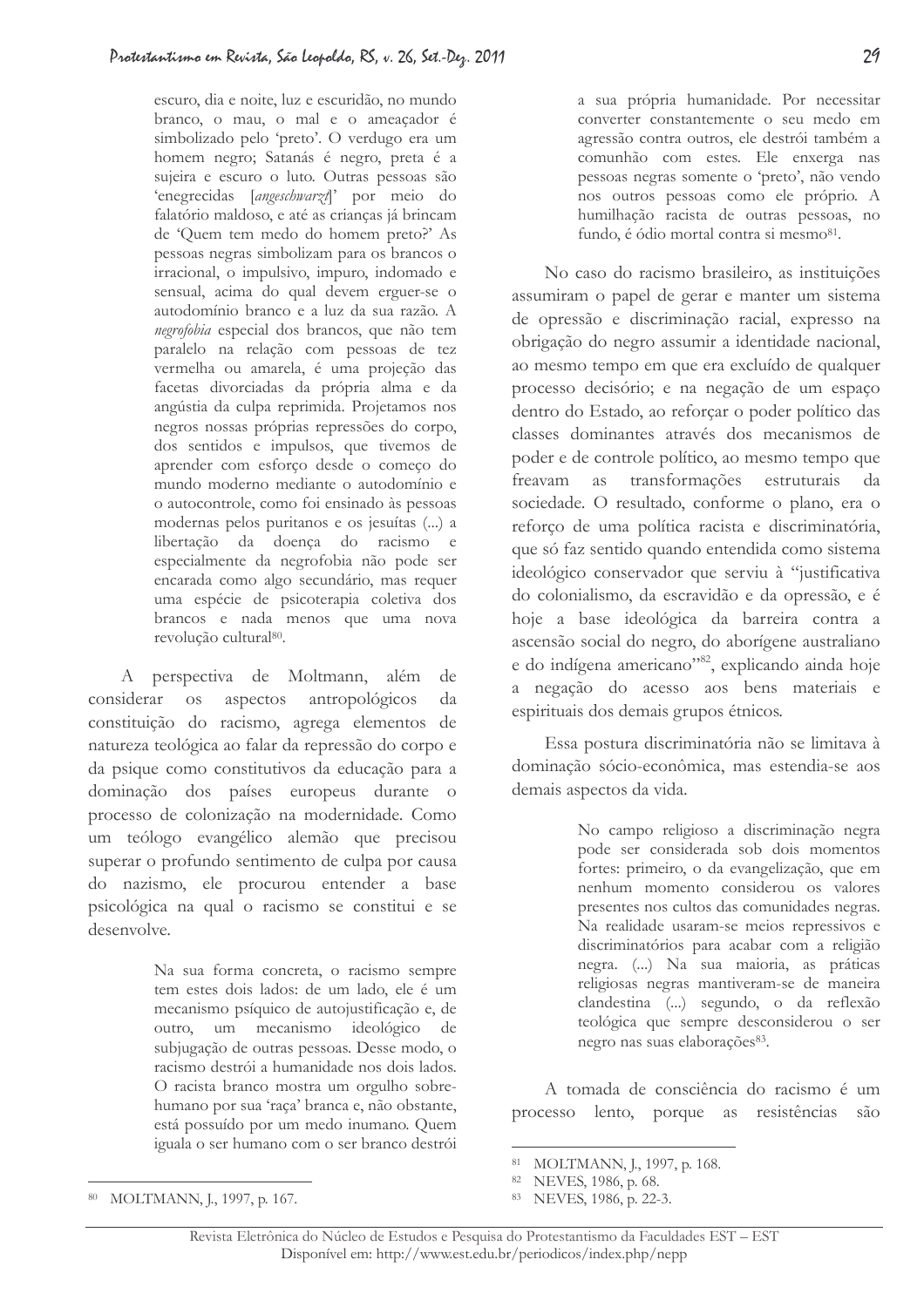> escuro, dia e noite, luz e escuridão, no mundo branco, o mau, o mal e o ameaçador é simbolizado pelo 'preto'. O verdugo era um homem negro; Satanás é negro, preta é a sujeira e escuro o luto. Outras pessoas são 'enegrecidas [*angeschwarzt*]' por meio do falatório maldoso, e até as crianças já brincam de 'Quem tem medo do homem preto?' As pessoas negras simbolizam para os brancos o irracional, o impulsivo, impuro, indomado e sensual, acima do qual devem erguer-se o autodomínio branco e a luz da sua razão. A *negrofobia* especial dos brancos, que não tem paralelo na relação com pessoas de tez vermelha ou amarela, é uma projeção das facetas divorciadas da própria alma e da angústia da culpa reprimida. Projetamos nos negros nossas próprias repressões do corpo, dos sentidos e impulsos, que tivemos de aprender com esforço desde o começo do mundo moderno mediante o autodomínio e o autocontrole, como foi ensinado às pessoas modernas pelos puritanos e os jesuítas (...) a libertação da doença do racismo e especialmente da negrofobia não pode ser encarada como algo secundário, mas requer uma espécie de psicoterapia coletiva dos brancos e nada menos que uma nova revolução cultural[80].

A perspectiva de Moltmann, além de considerar os aspectos antropológicos da constituição do racismo, agrega elementos de natureza teológica ao falar da repressão do corpo e da psique como constitutivos da educação para a dominação dos países europeus durante o processo de colonização na modernidade. Como um teólogo evangélico alemão que precisou superar o profundo sentimento de culpa por causa do nazismo, ele procurou entender a base psicológica na qual o racismo se constitui e se desenvolve.

> Na sua forma concreta, o racismo sempre tem estes dois lados: de um lado, ele é um mecanismo psíquico de autojustificação e, de outro, um mecanismo ideológico de subjugação de outras pessoas. Desse modo, o racismo destrói a humanidade nos dois lados. O racista branco mostra um orgulho sobre-humano por sua 'raça' branca e, não obstante, está possuído por um medo inumano. Quem iguala o ser humano com o ser branco destrói a sua própria humanidade. Por necessitar converter constantemente o seu medo em agressão contra outros, ele destrói também a comunhão com estes. Ele enxerga nas pessoas negras somente o 'preto', não vendo nos outros pessoas como ele próprio. A humilhação racista de outras pessoas, no fundo, é ódio mortal contra si mesmo[81].

No caso do racismo brasileiro, as instituições assumiram o papel de gerar e manter um sistema de opressão e discriminação racial, expresso na obrigação do negro assumir a identidade nacional, ao mesmo tempo em que era excluído de qualquer processo decisório; e na negação de um espaço dentro do Estado, ao reforçar o poder político das classes dominantes através dos mecanismos de poder e de controle político, ao mesmo tempo que freavam as transformações estruturais da sociedade. O resultado, conforme o plano, era o reforço de uma política racista e discriminatória, que só faz sentido quando entendida como sistema ideológico conservador que serviu à "justificativa do colonialismo, da escravidão e da opressão, e é hoje a base ideológica da barreira contra a ascensão social do negro, do aborígene australiano e do indígena americano"[82], explicando ainda hoje a negação do acesso aos bens materiais e espirituais dos demais grupos étnicos.

Essa postura discriminatória não se limitava à dominação sócio-econômica, mas estendia-se aos demais aspectos da vida.

> No campo religioso a discriminação negra pode ser considerada sob dois momentos fortes: primeiro, o da evangelização, que em nenhum momento considerou os valores presentes nos cultos das comunidades negras. Na realidade usaram-se meios repressivos e discriminatórios para acabar com a religião negra. (...) Na sua maioria, as práticas religiosas negras mantiveram-se de maneira clandestina (...) segundo, o da reflexão teológica que sempre desconsiderou o ser negro nas suas elaborações[83].

A tomada de consciência do racismo é um processo lento, porque as resistências são

---

[80] MOLTMANN, J., 1997, p. 167.

[81] MOLTMANN, J., 1997, p. 168.

[82] NEVES, 1986, p. 68.

[83] NEVES, 1986, p. 22-3.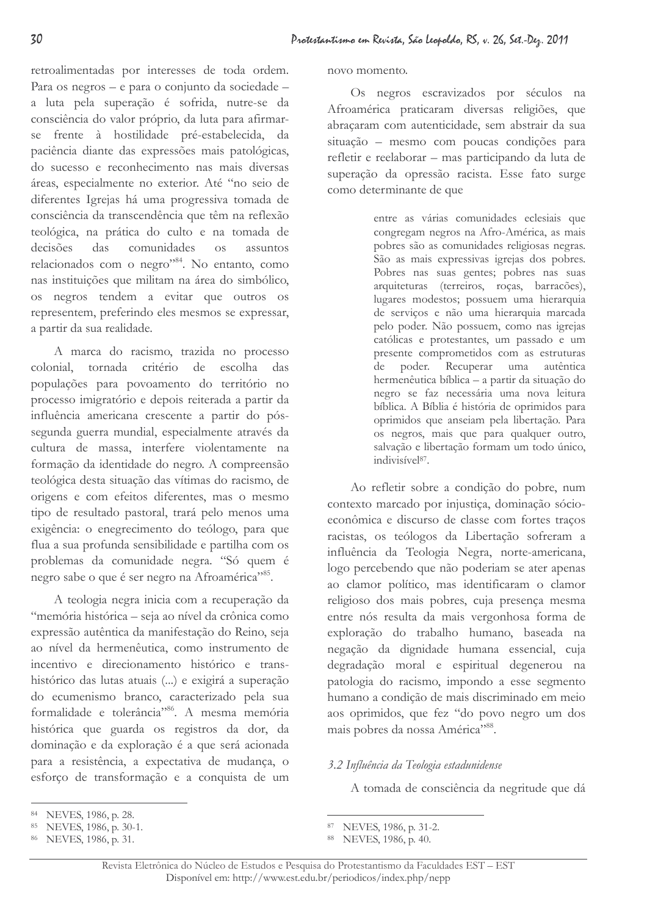retroalimentadas por interesses de toda ordem. Para os negros – e para o conjunto da sociedade – a luta pela superação é sofrida, nutre-se da consciência do valor próprio, da luta para afirmar-se frente à hostilidade pré-estabelecida, da paciência diante das expressões mais patológicas, do sucesso e reconhecimento nas mais diversas áreas, especialmente no exterior. Até "no seio de diferentes Igrejas há uma progressiva tomada de consciência da transcendência que têm na reflexão teológica, na prática do culto e na tomada de decisões das comunidades os assuntos relacionados com o negro"[84]. No entanto, como nas instituições que militam na área do simbólico, os negros tendem a evitar que outros os representem, preferindo eles mesmos se expressar, a partir da sua realidade.

A marca do racismo, trazida no processo colonial, tornada critério de escolha das populações para povoamento do território no processo imigratório e depois reiterada a partir da influência americana crescente a partir do pós-segunda guerra mundial, especialmente através da cultura de massa, interfere violentamente na formação da identidade do negro. A compreensão teológica desta situação das vítimas do racismo, de origens e com efeitos diferentes, mas o mesmo tipo de resultado pastoral, trará pelo menos uma exigência: o enegrecimento do teólogo, para que flua a sua profunda sensibilidade e partilha com os problemas da comunidade negra. "Só quem é negro sabe o que é ser negro na Afroamérica"[85].

A teologia negra inicia com a recuperação da "memória histórica – seja ao nível da crônica como expressão autêntica da manifestação do Reino, seja ao nível da hermenêutica, como instrumento de incentivo e direcionamento histórico e trans-histórico das lutas atuais (...) e exigirá a superação do ecumenismo branco, caracterizado pela sua formalidade e tolerância"[86]. A mesma memória histórica que guarda os registros da dor, da dominação e da exploração é a que será acionada para a resistência, a expectativa de mudança, o esforço de transformação e a conquista de um novo momento.

Os negros escravizados por séculos na Afroamérica praticaram diversas religiões, que abraçaram com autenticidade, sem abstrair da sua situação – mesmo com poucas condições para refletir e reelaborar – mas participando da luta de superação da opressão racista. Esse fato surge como determinante de que

> entre as várias comunidades eclesiais que congregam negros na Afro-América, as mais pobres são as comunidades religiosas negras. São as mais expressivas igrejas dos pobres. Pobres nas suas gentes; pobres nas suas arquiteturas (terreiros, roças, barracões), lugares modestos; possuem uma hierarquia de serviços e não uma hierarquia marcada pelo poder. Não possuem, como nas igrejas católicas e protestantes, um passado e um presente comprometidos com as estruturas de poder. Recuperar uma autêntica hermenêutica bíblica – a partir da situação do negro se faz necessária uma nova leitura bíblica. A Bíblia é história de oprimidos para oprimidos que anseiam pela libertação. Para os negros, mais que para qualquer outro, salvação e libertação formam um todo único, indivisível[87].

Ao refletir sobre a condição do pobre, num contexto marcado por injustiça, dominação sócio-econômica e discurso de classe com fortes traços racistas, os teólogos da Libertação sofreram a influência da Teologia Negra, norte-americana, logo percebendo que não poderiam se ater apenas ao clamor político, mas identificaram o clamor religioso dos mais pobres, cuja presença mesma entre nós resulta da mais vergonhosa forma de exploração do trabalho humano, baseada na negação da dignidade humana essencial, cuja degradação moral e espiritual degenerou na patologia do racismo, impondo a esse segmento humano a condição de mais discriminado em meio aos oprimidos, que fez "do povo negro um dos mais pobres da nossa América"[88].

### *3.2 Influência da Teologia estadunidense*

A tomada de consciência da negritude que dá

---

[84] NEVES, 1986, p. 28.

[85] NEVES, 1986, p. 30-1.

[86] NEVES, 1986, p. 31.

[87] NEVES, 1986, p. 31-2.

[88] NEVES, 1986, p. 40.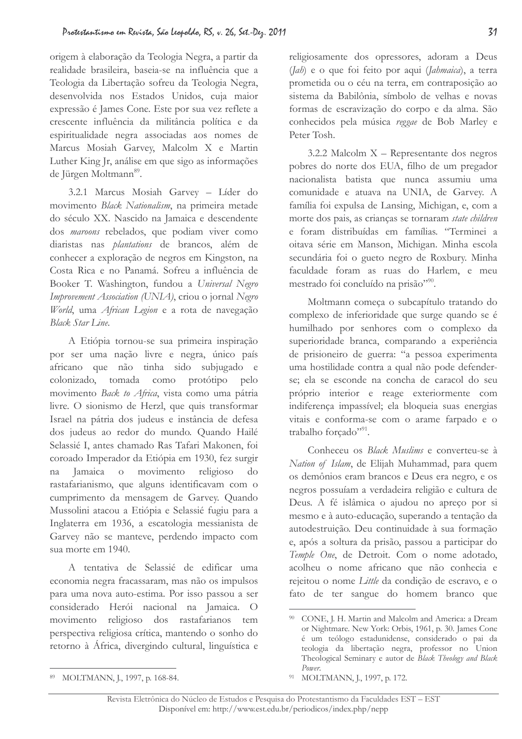origem à elaboração da Teologia Negra, a partir da realidade brasileira, baseia-se na influência que a Teologia da Libertação sofreu da Teologia Negra, desenvolvida nos Estados Unidos, cuja maior expressão é James Cone. Este por sua vez reflete a crescente influência da militância política e da espiritualidade negra associadas aos nomes de Marcus Mosiah Garvey, Malcolm X e Martin Luther King Jr, análise em que sigo as informações de Jürgen Moltmann[89].

3.2.1 Marcus Mosiah Garvey – Líder do movimento *Black Nationalism*, na primeira metade do século XX. Nascido na Jamaica e descendente dos *maroons* rebelados, que podiam viver como diaristas nas *plantations* de brancos, além de conhecer a exploração de negros em Kingston, na Costa Rica e no Panamá. Sofreu a influência de Booker T. Washington, fundou a *Universal Negro Improvement Association (UNIA)*, criou o jornal *Negro World*, uma *African Legion* e a rota de navegação *Black Star Line*.

A Etiópia tornou-se sua primeira inspiração por ser uma nação livre e negra, único país africano que não tinha sido subjugado e colonizado, tomada como protótipo pelo movimento *Back to Africa*, vista como uma pátria livre. O sionismo de Herzl, que quis transformar Israel na pátria dos judeus e instância de defesa dos judeus ao redor do mundo. Quando Hailé Selassié I, antes chamado Ras Tafari Makonen, foi coroado Imperador da Etiópia em 1930, fez surgir na Jamaica o movimento religioso do rastafarianismo, que alguns identificavam com o cumprimento da mensagem de Garvey. Quando Mussolini atacou a Etiópia e Selassié fugiu para a Inglaterra em 1936, a escatologia messianista de Garvey não se manteve, perdendo impacto com sua morte em 1940.

A tentativa de Selassié de edificar uma economia negra fracassaram, mas não os impulsos para uma nova auto-estima. Por isso passou a ser considerado Herói nacional na Jamaica. O movimento religioso dos rastafarianos tem perspectiva religiosa crítica, mantendo o sonho do retorno à África, divergindo cultural, linguística e religiosamente dos opressores, adoram a Deus (*Jah*) e o que foi feito por aqui (*Jahmaica*), a terra prometida ou o céu na terra, em contraposição ao sistema da Babilônia, símbolo de velhas e novas formas de escravização do corpo e da alma. São conhecidos pela música *reggae* de Bob Marley e Peter Tosh.

3.2.2 Malcolm X – Representante dos negros pobres do norte dos EUA, filho de um pregador nacionalista batista que nunca assumiu uma comunidade e atuava na UNIA, de Garvey. A família foi expulsa de Lansing, Michigan, e, com a morte dos pais, as crianças se tornaram *state children* e foram distribuídas em famílias. "Terminei a oitava série em Manson, Michigan. Minha escola secundária foi o gueto negro de Roxbury. Minha faculdade foram as ruas do Harlem, e meu mestrado foi concluído na prisão"[90].

Moltmann começa o subcapítulo tratando do complexo de inferioridade que surge quando se é humilhado por senhores com o complexo da superioridade branca, comparando a experiência de prisioneiro de guerra: "a pessoa experimenta uma hostilidade contra a qual não pode defender-se; ela se esconde na concha de caracol do seu próprio interior e reage exteriormente com indiferença impassível; ela bloqueia suas energias vitais e conforma-se com o arame farpado e o trabalho forçado"[91].

Conheceu os *Black Muslims* e converteu-se à *Nation of Islam*, de Elijah Muhammad, para quem os demônios eram brancos e Deus era negro, e os negros possuíam a verdadeira religião e cultura de Deus. A fé islâmica o ajudou no apreço por si mesmo e à auto-educação, superando a tentação da autodestruição. Deu continuidade à sua formação e, após a soltura da prisão, passou a participar do *Temple One*, de Detroit. Com o nome adotado, acolheu o nome africano que não conhecia e rejeitou o nome *Little* da condição de escravo, e o fato de ter sangue do homem branco que

---

[89] MOLTMANN, J., 1997, p. 168-84.

[90] CONE, J. H. Martin and Malcolm and America: a Dream or Nightmare. New York: Orbis, 1961, p. 30. James Cone é um teólogo estadunidense, considerado o pai da teologia da libertação negra, professor no Union Theological Seminary e autor de *Black Theology and Black Power*.

[91] MOLTMANN, J., 1997, p. 172.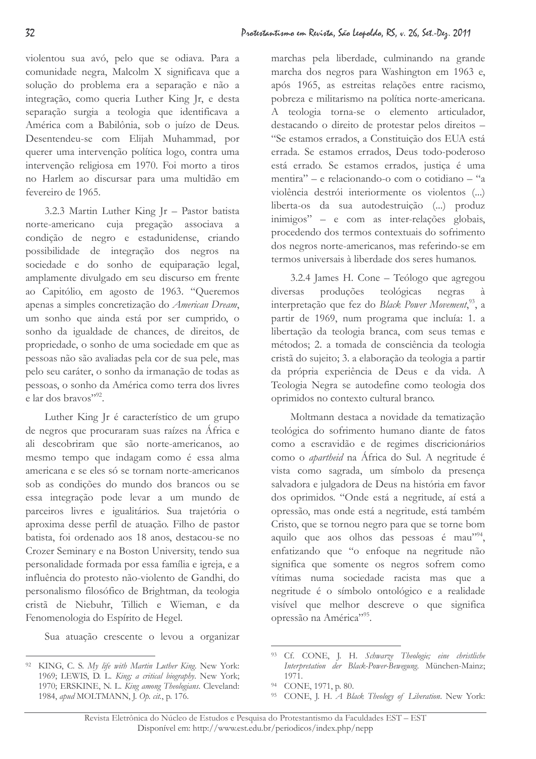violentou sua avó, pelo que se odiava. Para a comunidade negra, Malcolm X significava que a solução do problema era a separação e não a integração, como queria Luther King Jr, e desta separação surgia a teologia que identificava a América com a Babilônia, sob o juízo de Deus. Desentendeu-se com Elijah Muhammad, por querer uma intervenção política logo, contra uma intervenção religiosa em 1970. Foi morto a tiros no Harlem ao discursar para uma multidão em fevereiro de 1965.

3.2.3 Martin Luther King Jr – Pastor batista norte-americano cuja pregação associava a condição de negro e estadunidense, criando possibilidade de integração dos negros na sociedade e do sonho de equiparação legal, amplamente divulgado em seu discurso em frente ao Capitólio, em agosto de 1963. "Queremos apenas a simples concretização do *American Dream*, um sonho que ainda está por ser cumprido, o sonho da igualdade de chances, de direitos, de propriedade, o sonho de uma sociedade em que as pessoas não são avaliadas pela cor de sua pele, mas pelo seu caráter, o sonho da irmanação de todas as pessoas, o sonho da América como terra dos livres e lar dos bravos"[92].

Luther King Jr é característico de um grupo de negros que procuraram suas raízes na África e ali descobriram que são norte-americanos, ao mesmo tempo que indagam como é essa alma americana e se eles só se tornam norte-americanos sob as condições do mundo dos brancos ou se essa integração pode levar a um mundo de parceiros livres e igualitários. Sua trajetória o aproxima desse perfil de atuação. Filho de pastor batista, foi ordenado aos 18 anos, destacou-se no Crozer Seminary e na Boston University, tendo sua personalidade formada por essa família e igreja, e a influência do protesto não-violento de Gandhi, do personalismo filosófico de Brightman, da teologia cristã de Niebuhr, Tillich e Wieman, e da Fenomenologia do Espírito de Hegel.

Sua atuação crescente o levou a organizar marchas pela liberdade, culminando na grande marcha dos negros para Washington em 1963 e, após 1965, as estreitas relações entre racismo, pobreza e militarismo na política norte-americana. A teologia torna-se o elemento articulador, destacando o direito de protestar pelos direitos – "Se estamos errados, a Constituição dos EUA está errada. Se estamos errados, Deus todo-poderoso está errado. Se estamos errados, justiça é uma mentira" – e relacionando-o com o cotidiano – "a violência destrói interiormente os violentos (...) liberta-os da sua autodestruição (...) produz inimigos" – e com as inter-relações globais, procedendo dos termos contextuais do sofrimento dos negros norte-americanos, mas referindo-se em termos universais à liberdade dos seres humanos.

3.2.4 James H. Cone – Teólogo que agregou diversas produções teológicas negras à interpretação que fez do *Black Power Movement*,[93], a partir de 1969, num programa que incluía: 1. a libertação da teologia branca, com seus temas e métodos; 2. a tomada de consciência da teologia cristã do sujeito; 3. a elaboração da teologia a partir da própria experiência de Deus e da vida. A Teologia Negra se autodefine como teologia dos oprimidos no contexto cultural branco.

Moltmann destaca a novidade da tematização teológica do sofrimento humano diante de fatos como a escravidão e de regimes discricionários como o *apartheid* na África do Sul. A negritude é vista como sagrada, um símbolo da presença salvadora e julgadora de Deus na história em favor dos oprimidos. "Onde está a negritude, aí está a opressão, mas onde está a negritude, está também Cristo, que se tornou negro para que se torne bom aquilo que aos olhos das pessoas é mau"[94], enfatizando que "o enfoque na negritude não significa que somente os negros sofrem como vítimas numa sociedade racista mas que a negritude é o símbolo ontológico e a realidade visível que melhor descreve o que significa opressão na América"[95].

---

[92] KING, C. S. *My life with Martin Luther King*. New York: 1969; LEWIS, D. L. *King; a critical biography*. New York; 1970; ERSKINE, N. L. *King among Theologians*. Cleveland: 1984, *apud* MOLTMANN, J. *Op. cit.*, p. 176.

[93] Cf. CONE, J. H. *Schwarze Theologie; eine christliche Interpretation der Black-Power-Bewegung*. München-Mainz; 1971.

[94] CONE, 1971, p. 80.

[95] CONE, J. H. *A Black Theology of Liberation*. New York: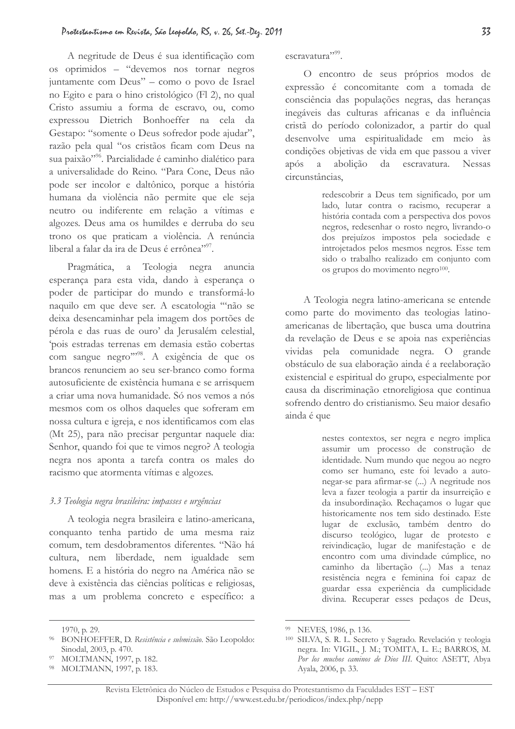A negritude de Deus é sua identificação com os oprimidos – "devemos nos tornar negros juntamente com Deus" – como o povo de Israel no Egito e para o hino cristológico (Fl 2), no qual Cristo assumiu a forma de escravo, ou, como expressou Dietrich Bonhoeffer na cela da Gestapo: "somente o Deus sofredor pode ajudar", razão pela qual "os cristãos ficam com Deus na sua paixão"[96]. Parcialidade é caminho dialético para a universalidade do Reino. "Para Cone, Deus não pode ser incolor e daltônico, porque a história humana da violência não permite que ele seja neutro ou indiferente em relação a vítimas e algozes. Deus ama os humildes e derruba do seu trono os que praticam a violência. A renúncia liberal a falar da ira de Deus é errônea"[97].

Pragmática, a Teologia negra anuncia esperança para esta vida, dando à esperança o poder de participar do mundo e transformá-lo naquilo em que deve ser. A escatologia "'não se deixa desencaminhar pela imagem dos portões de pérola e das ruas de ouro' da Jerusalém celestial, 'pois estradas terrenas em demasia estão cobertas com sangue negro'"[98]. A exigência de que os brancos renunciem ao seu ser-branco como forma autosuficiente de existência humana e se arrisquem a criar uma nova humanidade. Só nos vemos a nós mesmos com os olhos daqueles que sofreram em nossa cultura e igreja, e nos identificamos com elas (Mt 25), para não precisar perguntar naquele dia: Senhor, quando foi que te vimos negro? A teologia negra nos aponta a tarefa contra os males do racismo que atormenta vítimas e algozes.

### *3.3 Teologia negra brasileira: impasses e urgências*

A teologia negra brasileira e latino-americana, conquanto tenha partido de uma mesma raiz comum, tem desdobramentos diferentes. "Não há cultura, nem liberdade, nem igualdade sem homens. E a história do negro na América não se deve à existência das ciências políticas e religiosas, mas a um problema concreto e específico: a escravatura"[99].

O encontro de seus próprios modos de expressão é concomitante com a tomada de consciência das populações negras, das heranças inegáveis das culturas africanas e da influência cristã do período colonizador, a partir do qual desenvolve uma espiritualidade em meio às condições objetivas de vida em que passou a viver após a abolição da escravatura. Nessas circunstâncias,

> redescobrir a Deus tem significado, por um lado, lutar contra o racismo, recuperar a história contada com a perspectiva dos povos negros, redesenhar o rosto negro, livrando-o dos prejuízos impostos pela sociedade e introjetados pelos mesmos negros. Esse tem sido o trabalho realizado em conjunto com os grupos do movimento negro[100].

A Teologia negra latino-americana se entende como parte do movimento das teologias latino-americanas de libertação, que busca uma doutrina da revelação de Deus e se apoia nas experiências vividas pela comunidade negra. O grande obstáculo de sua elaboração ainda é a reelaboração existencial e espiritual do grupo, especialmente por causa da discriminação etnoreligiosa que continua sofrendo dentro do cristianismo. Seu maior desafio ainda é que

> nestes contextos, ser negra e negro implica assumir um processo de construção de identidade. Num mundo que negou ao negro como ser humano, este foi levado a auto-negar-se para afirmar-se (...) A negritude nos leva a fazer teologia a partir da insurreição e da insubordinação. Rechaçamos o lugar que historicamente nos tem sido destinado. Este lugar de exclusão, também dentro do discurso teológico, lugar de protesto e reivindicação, lugar de manifestação e de encontro com uma divindade cúmplice, no caminho da libertação (...) Mas a tenaz resistência negra e feminina foi capaz de guardar essa experiência da cumplicidade divina. Recuperar esses pedaços de Deus,

---

1970, p. 29.

[96] BONHOEFFER, D. *Resistência e submissão*. São Leopoldo: Sinodal, 2003, p. 470.

[97] MOLTMANN, 1997, p. 182.

[98] MOLTMANN, 1997, p. 183.

[99] NEVES, 1986, p. 136.

[100] SILVA, S. R. L. Secreto y Sagrado. Revelación y teologia negra. In: VIGIL, J. M.; TOMITA, L. E.; BARROS, M. *Por los muchos caminos de Dios III*. Quito: ASETT, Abya Ayala, 2006, p. 33.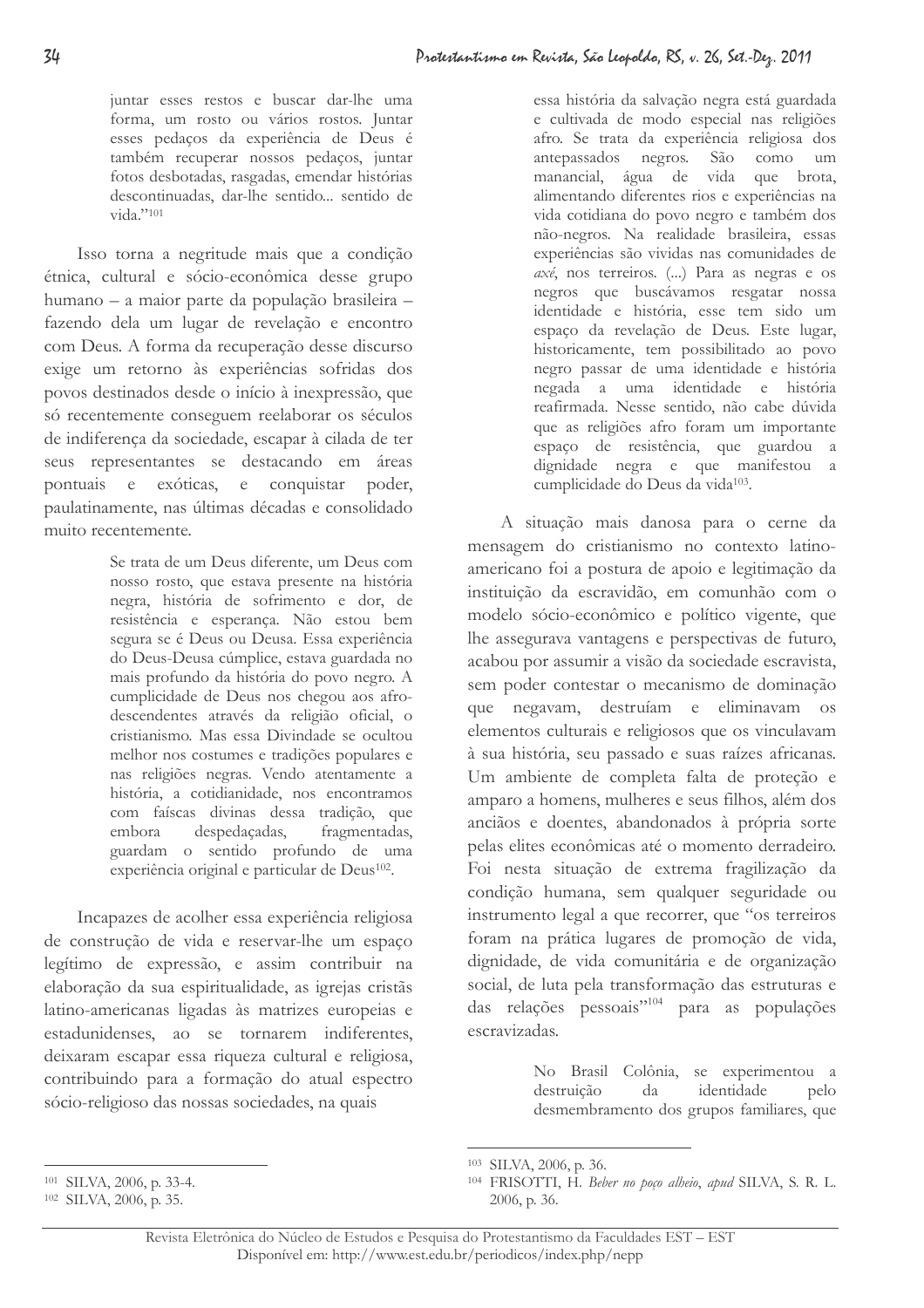> juntar esses restos e buscar dar-lhe uma forma, um rosto ou vários rostos. Juntar esses pedaços da experiência de Deus é também recuperar nossos pedaços, juntar fotos desbotadas, rasgadas, emendar histórias descontinuadas, dar-lhe sentido... sentido de vida."[101]

Isso torna a negritude mais que a condição étnica, cultural e sócio-econômica desse grupo humano – a maior parte da população brasileira – fazendo dela um lugar de revelação e encontro com Deus. A forma da recuperação desse discurso exige um retorno às experiências sofridas dos povos destinados desde o início à inexpressão, que só recentemente conseguem reelaborar os séculos de indiferença da sociedade, escapar à cilada de ter seus representantes se destacando em áreas pontuais e exóticas, e conquistar poder, paulatinamente, nas últimas décadas e consolidado muito recentemente.

> Se trata de um Deus diferente, um Deus com nosso rosto, que estava presente na história negra, história de sofrimento e dor, de resistência e esperança. Não estou bem segura se é Deus ou Deusa. Essa experiência do Deus-Deusa cúmplice, estava guardada no mais profundo da história do povo negro. A cumplicidade de Deus nos chegou aos afro-descendentes através da religião oficial, o cristianismo. Mas essa Divindade se ocultou melhor nos costumes e tradições populares e nas religiões negras. Vendo atentamente a história, a cotidianidade, nos encontramos com faíscas divinas dessa tradição, que embora despedaçadas, fragmentadas, guardam o sentido profundo de uma experiência original e particular de Deus[102].

Incapazes de acolher essa experiência religiosa de construção de vida e reservar-lhe um espaço legítimo de expressão, e assim contribuir na elaboração da sua espiritualidade, as igrejas cristãs latino-americanas ligadas às matrizes europeias e estadunidenses, ao se tornarem indiferentes, deixaram escapar essa riqueza cultural e religiosa, contribuindo para a formação do atual espectro sócio-religioso das nossas sociedades, na quais

> essa história da salvação negra está guardada e cultivada de modo especial nas religiões afro. Se trata da experiência religiosa dos antepassados negros. São como um manancial, água de vida que brota, alimentando diferentes rios e experiências na vida cotidiana do povo negro e também dos não-negros. Na realidade brasileira, essas experiências são vividas nas comunidades de *axé*, nos terreiros. (...) Para as negras e os negros que buscávamos resgatar nossa identidade e história, esse tem sido um espaço da revelação de Deus. Este lugar, historicamente, tem possibilitado ao povo negro passar de uma identidade e história negada a uma identidade e história reafirmada. Nesse sentido, não cabe dúvida que as religiões afro foram um importante espaço de resistência, que guardou a dignidade negra e que manifestou a cumplicidade do Deus da vida[103].

A situação mais danosa para o cerne da mensagem do cristianismo no contexto latino-americano foi a postura de apoio e legitimação da instituição da escravidão, em comunhão com o modelo sócio-econômico e político vigente, que lhe assegurava vantagens e perspectivas de futuro, acabou por assumir a visão da sociedade escravista, sem poder contestar o mecanismo de dominação que negavam, destruíam e eliminavam os elementos culturais e religiosos que os vinculavam à sua história, seu passado e suas raízes africanas. Um ambiente de completa falta de proteção e amparo a homens, mulheres e seus filhos, além dos anciãos e doentes, abandonados à própria sorte pelas elites econômicas até o momento derradeiro. Foi nesta situação de extrema fragilização da condição humana, sem qualquer seguridade ou instrumento legal a que recorrer, que "os terreiros foram na prática lugares de promoção de vida, dignidade, de vida comunitária e de organização social, de luta pela transformação das estruturas e das relações pessoais"[104] para as populações escravizadas.

> No Brasil Colônia, se experimentou a destruição da identidade pelo desmembramento dos grupos familiares, que

---

[101] SILVA, 2006, p. 33-4.

[102] SILVA, 2006, p. 35.

[103] SILVA, 2006, p. 36.

[104] FRISOTTI, H. *Beber no poço alheio*, *apud* SILVA, S. R. L. 2006, p. 36.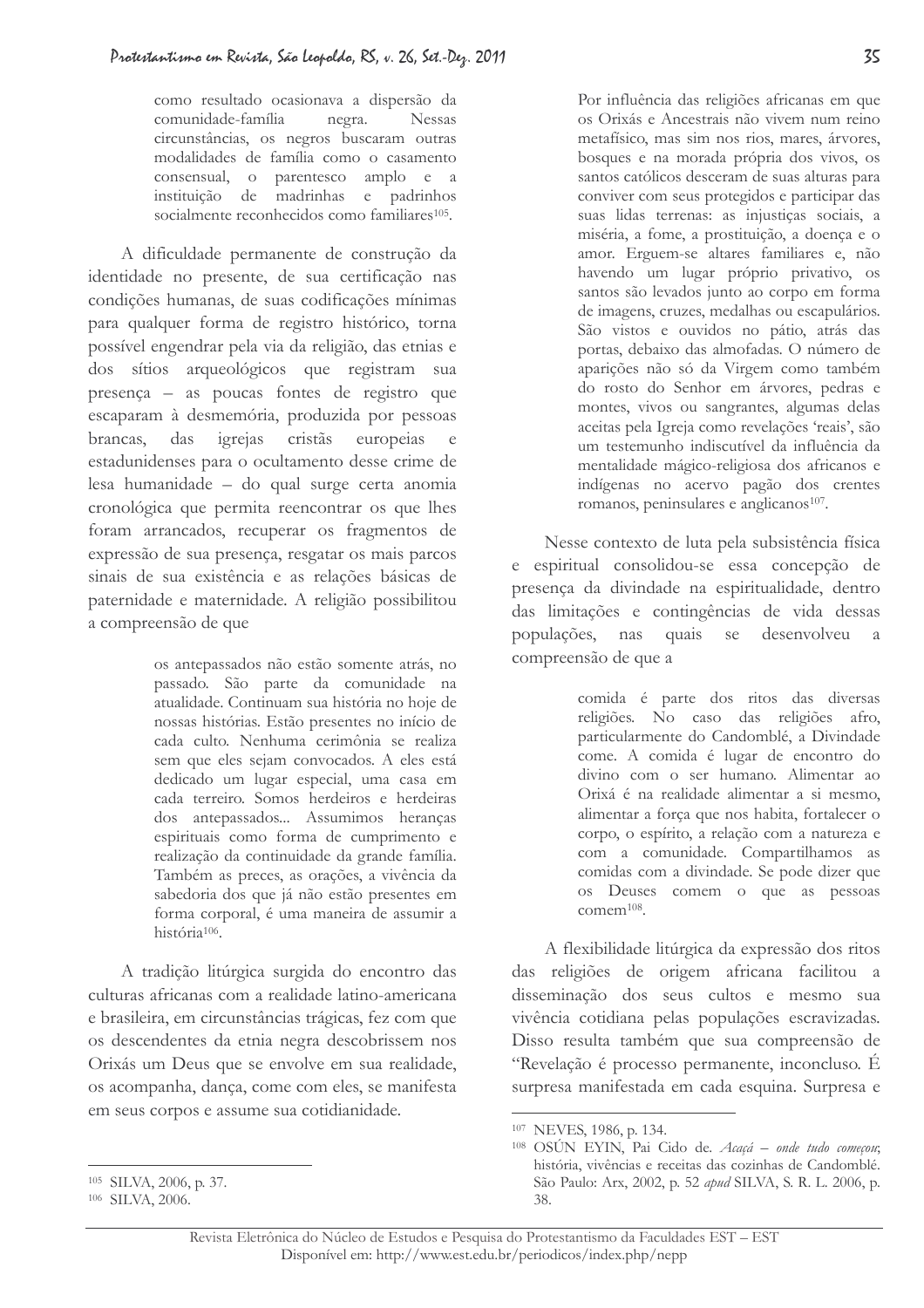como resultado ocasionava a dispersão da comunidade-família negra. Nessas circunstâncias, os negros buscaram outras modalidades de família como o casamento consensual, o parentesco amplo e a instituição de madrinhas e padrinhos socialmente reconhecidos como familiares[105].

A dificuldade permanente de construção da identidade no presente, de sua certificação nas condições humanas, de suas codificações mínimas para qualquer forma de registro histórico, torna possível engendrar pela via da religião, das etnias e dos sítios arqueológicos que registram sua presença – as poucas fontes de registro que escaparam à desmemória, produzida por pessoas brancas, das igrejas cristãs europeias e estadunidenses para o ocultamento desse crime de lesa humanidade – do qual surge certa anomia cronológica que permita reencontrar os que lhes foram arrancados, recuperar os fragmentos de expressão de sua presença, resgatar os mais parcos sinais de sua existência e as relações básicas de paternidade e maternidade. A religião possibilitou a compreensão de que

> os antepassados não estão somente atrás, no passado. São parte da comunidade na atualidade. Continuam sua história no hoje de nossas histórias. Estão presentes no início de cada culto. Nenhuma cerimônia se realiza sem que eles sejam convocados. A eles está dedicado um lugar especial, uma casa em cada terreiro. Somos herdeiros e herdeiras dos antepassados... Assumimos heranças espirituais como forma de cumprimento e realização da continuidade da grande família. Também as preces, as orações, a vivência da sabedoria dos que já não estão presentes em forma corporal, é uma maneira de assumir a história[106].

A tradição litúrgica surgida do encontro das culturas africanas com a realidade latino-americana e brasileira, em circunstâncias trágicas, fez com que os descendentes da etnia negra descobrissem nos Orixás um Deus que se envolve em sua realidade, os acompanha, dança, come com eles, se manifesta em seus corpos e assume sua cotidianidade.

> Por influência das religiões africanas em que os Orixás e Ancestrais não vivem num reino metafísico, mas sim nos rios, mares, árvores, bosques e na morada própria dos vivos, os santos católicos desceram de suas alturas para conviver com seus protegidos e participar das suas lidas terrenas: as injustiças sociais, a miséria, a fome, a prostituição, a doença e o amor. Erguem-se altares familiares e, não havendo um lugar próprio privativo, os santos são levados junto ao corpo em forma de imagens, cruzes, medalhas ou escapulários. São vistos e ouvidos no pátio, atrás das portas, debaixo das almofadas. O número de aparições não só da Virgem como também do rosto do Senhor em árvores, pedras e montes, vivos ou sangrantes, algumas delas aceitas pela Igreja como revelações 'reais', são um testemunho indiscutível da influência da mentalidade mágico-religiosa dos africanos e indígenas no acervo pagão dos crentes romanos, peninsulares e anglicanos[107].

Nesse contexto de luta pela subsistência física e espiritual consolidou-se essa concepção de presença da divindade na espiritualidade, dentro das limitações e contingências de vida dessas populações, nas quais se desenvolveu a compreensão de que a

> comida é parte dos ritos das diversas religiões. No caso das religiões afro, particularmente do Candomblé, a Divindade come. A comida é lugar de encontro do divino com o ser humano. Alimentar ao Orixá é na realidade alimentar a si mesmo, alimentar a força que nos habita, fortalecer o corpo, o espírito, a relação com a natureza e com a comunidade. Compartilhamos as comidas com a divindade. Se pode dizer que os Deuses comem o que as pessoas comem[108].

A flexibilidade litúrgica da expressão dos ritos das religiões de origem africana facilitou a disseminação dos seus cultos e mesmo sua vivência cotidiana pelas populações escravizadas. Disso resulta também que sua compreensão de "Revelação é processo permanente, inconcluso. É surpresa manifestada em cada esquina. Surpresa e

---

[105] SILVA, 2006, p. 37.

[106] SILVA, 2006.

[107] NEVES, 1986, p. 134.

[108] OSÚN EYIN, Pai Cido de. *Acaçá – onde tudo começou*; história, vivências e receitas das cozinhas de Candomblé. São Paulo: Arx, 2002, p. 52 *apud* SILVA, S. R. L. 2006, p. 38.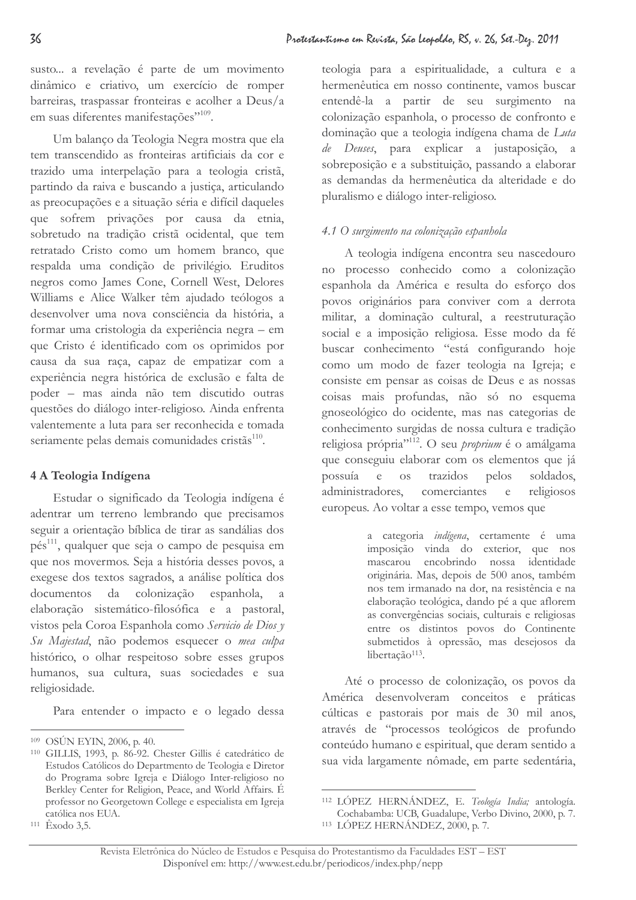susto... a revelação é parte de um movimento dinâmico e criativo, um exercício de romper barreiras, traspassar fronteiras e acolher a Deus/a em suas diferentes manifestações"[109].

Um balanço da Teologia Negra mostra que ela tem transcendido as fronteiras artificiais da cor e trazido uma interpelação para a teologia cristã, partindo da raiva e buscando a justiça, articulando as preocupações e a situação séria e difícil daqueles que sofrem privações por causa da etnia, sobretudo na tradição cristã ocidental, que tem retratado Cristo como um homem branco, que respalda uma condição de privilégio. Eruditos negros como James Cone, Cornell West, Delores Williams e Alice Walker têm ajudado teólogos a desenvolver uma nova consciência da história, a formar uma cristologia da experiência negra – em que Cristo é identificado com os oprimidos por causa da sua raça, capaz de empatizar com a experiência negra histórica de exclusão e falta de poder – mas ainda não tem discutido outras questões do diálogo inter-religioso. Ainda enfrenta valentemente a luta para ser reconhecida e tomada seriamente pelas demais comunidades cristãs[110].

## 4 A Teologia Indígena

Estudar o significado da Teologia indígena é adentrar um terreno lembrando que precisamos seguir a orientação bíblica de tirar as sandálias dos pés[111], qualquer que seja o campo de pesquisa em que nos movermos. Seja a história desses povos, a exegese dos textos sagrados, a análise política dos documentos da colonização espanhola, a elaboração sistemático-filosófica e a pastoral, vistos pela Coroa Espanhola como *Servicio de Dios y Su Majestad*, não podemos esquecer o *mea culpa* histórico, o olhar respeitoso sobre esses grupos humanos, sua cultura, suas sociedades e sua religiosidade.

Para entender o impacto e o legado dessa teologia para a espiritualidade, a cultura e a hermenêutica em nosso continente, vamos buscar entendê-la a partir de seu surgimento na colonização espanhola, o processo de confronto e dominação que a teologia indígena chama de *Luta de Deuses*, para explicar a justaposição, a sobreposição e a substituição, passando a elaborar as demandas da hermenêutica da alteridade e do pluralismo e diálogo inter-religioso.

### *4.1 O surgimento na colonização espanhola*

A teologia indígena encontra seu nascedouro no processo conhecido como a colonização espanhola da América e resulta do esforço dos povos originários para conviver com a derrota militar, a dominação cultural, a reestruturação social e a imposição religiosa. Esse modo da fé buscar conhecimento "está configurando hoje como um modo de fazer teologia na Igreja; e consiste em pensar as coisas de Deus e as nossas coisas mais profundas, não só no esquema gnoseológico do ocidente, mas nas categorias de conhecimento surgidas de nossa cultura e tradição religiosa própria"[112]. O seu *proprium* é o amálgama que conseguiu elaborar com os elementos que já possuía e os trazidos pelos soldados, administradores, comerciantes e religiosos europeus. Ao voltar a esse tempo, vemos que

> a categoria *indígena*, certamente é uma imposição vinda do exterior, que nos mascarou encobrindo nossa identidade originária. Mas, depois de 500 anos, também nos tem irmanado na dor, na resistência e na elaboração teológica, dando pé a que aflorem as convergências sociais, culturais e religiosas entre os distintos povos do Continente submetidos à opressão, mas desejosos da libertação[113].

Até o processo de colonização, os povos da América desenvolveram conceitos e práticas cúlticas e pastorais por mais de 30 mil anos, através de "processos teológicos de profundo conteúdo humano e espiritual, que deram sentido a sua vida largamente nômade, em parte sedentária,

---

[109] OSÚN EYIN, 2006, p. 40.

[110] GILLIS, 1993, p. 86-92. Chester Gillis é catedrático de Estudos Católicos do Departmento de Teologia e Diretor do Programa sobre Igreja e Diálogo Inter-religioso no Berkley Center for Religion, Peace, and World Affairs. É professor no Georgetown College e especialista em Igreja católica nos EUA.

[111] Êxodo 3,5.

[112] LÓPEZ HERNÁNDEZ, E. *Teología India;* antología. Cochabamba: UCB, Guadalupe, Verbo Divino, 2000, p. 7.

[113] LÓPEZ HERNÁNDEZ, 2000, p. 7.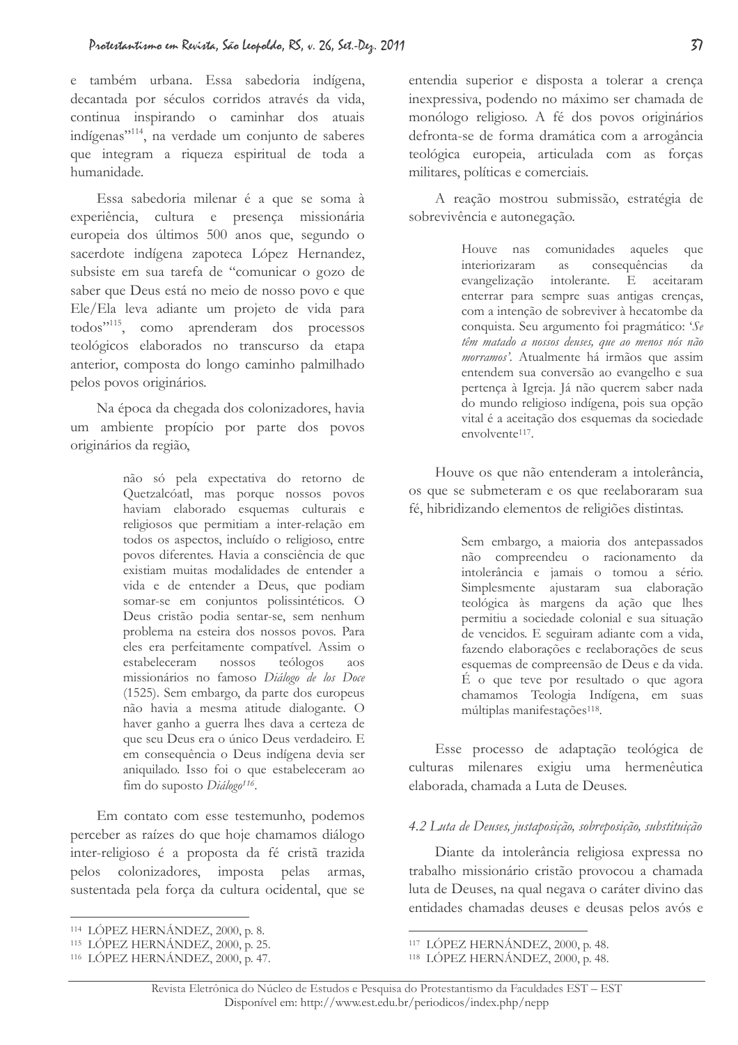e também urbana. Essa sabedoria indígena, decantada por séculos corridos através da vida, continua inspirando o caminhar dos atuais indígenas"[114], na verdade um conjunto de saberes que integram a riqueza espiritual de toda a humanidade.

Essa sabedoria milenar é a que se soma à experiência, cultura e presença missionária europeia dos últimos 500 anos que, segundo o sacerdote indígena zapoteca López Hernandez, subsiste em sua tarefa de "comunicar o gozo de saber que Deus está no meio de nosso povo e que Ele/Ela leva adiante um projeto de vida para todos"[115], como aprenderam dos processos teológicos elaborados no transcurso da etapa anterior, composta do longo caminho palmilhado pelos povos originários.

Na época da chegada dos colonizadores, havia um ambiente propício por parte dos povos originários da região,

> não só pela expectativa do retorno de Quetzalcóatl, mas porque nossos povos haviam elaborado esquemas culturais e religiosos que permitiam a inter-relação em todos os aspectos, incluído o religioso, entre povos diferentes. Havia a consciência de que existiam muitas modalidades de entender a vida e de entender a Deus, que podiam somar-se em conjuntos polissintéticos. O Deus cristão podia sentar-se, sem nenhum problema na esteira dos nossos povos. Para eles era perfeitamente compatível. Assim o estabeleceram nossos teólogos aos missionários no famoso *Diálogo de los Doce* (1525). Sem embargo, da parte dos europeus não havia a mesma atitude dialogante. O haver ganho a guerra lhes dava a certeza de que seu Deus era o único Deus verdadeiro. E em consequência o Deus indígena devia ser aniquilado. Isso foi o que estabeleceram ao fim do suposto *Diálogo*[116].

Em contato com esse testemunho, podemos perceber as raízes do que hoje chamamos diálogo inter-religioso é a proposta da fé cristã trazida pelos colonizadores, imposta pelas armas, sustentada pela força da cultura ocidental, que se entendia superior e disposta a tolerar a crença inexpressiva, podendo no máximo ser chamada de monólogo religioso. A fé dos povos originários defronta-se de forma dramática com a arrogância teológica europeia, articulada com as forças militares, políticas e comerciais.

A reação mostrou submissão, estratégia de sobrevivência e autonegação.

> Houve nas comunidades aqueles que interiorizaram as consequências da evangelização intolerante. E aceitaram enterrar para sempre suas antigas crenças, com a intenção de sobreviver à hecatombe da conquista. Seu argumento foi pragmático: '*Se têm matado a nossos deuses, que ao menos nós não morramos*'. Atualmente há irmãos que assim entendem sua conversão ao evangelho e sua pertença à Igreja. Já não querem saber nada do mundo religioso indígena, pois sua opção vital é a aceitação dos esquemas da sociedade envolvente[117].

Houve os que não entenderam a intolerância, os que se submeteram e os que reelaboraram sua fé, hibridizando elementos de religiões distintas.

> Sem embargo, a maioria dos antepassados não compreendeu o racionamento da intolerância e jamais o tomou a sério. Simplesmente ajustaram sua elaboração teológica às margens da ação que lhes permitiu a sociedade colonial e sua situação de vencidos. E seguiram adiante com a vida, fazendo elaborações e reelaborações de seus esquemas de compreensão de Deus e da vida. É o que teve por resultado o que agora chamamos Teologia Indígena, em suas múltiplas manifestações[118].

Esse processo de adaptação teológica de culturas milenares exigiu uma hermenêutica elaborada, chamada a Luta de Deuses.

### *4.2 Luta de Deuses, justaposição, sobreposição, substituição*

Diante da intolerância religiosa expressa no trabalho missionário cristão provocou a chamada luta de Deuses, na qual negava o caráter divino das entidades chamadas deuses e deusas pelos avós e

---

[114] LÓPEZ HERNÁNDEZ, 2000, p. 8.

[115] LÓPEZ HERNÁNDEZ, 2000, p. 25.

[116] LÓPEZ HERNÁNDEZ, 2000, p. 47.

[117] LÓPEZ HERNÁNDEZ, 2000, p. 48.

[118] LÓPEZ HERNÁNDEZ, 2000, p. 48.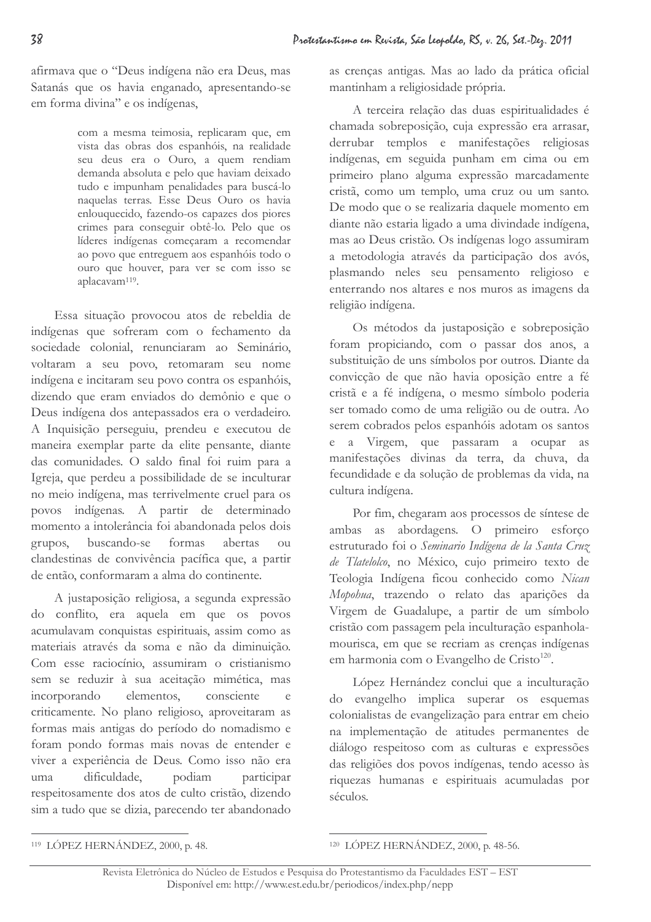afirmava que o "Deus indígena não era Deus, mas Satanás que os havia enganado, apresentando-se em forma divina" e os indígenas,

> com a mesma teimosia, replicaram que, em vista das obras dos espanhóis, na realidade seu deus era o Ouro, a quem rendiam demanda absoluta e pelo que haviam deixado tudo e impunham penalidades para buscá-lo naquelas terras. Esse Deus Ouro os havia enlouquecido, fazendo-os capazes dos piores crimes para conseguir obtê-lo. Pelo que os líderes indígenas começaram a recomendar ao povo que entreguem aos espanhóis todo o ouro que houver, para ver se com isso se aplacavam[119].

Essa situação provocou atos de rebeldia de indígenas que sofreram com o fechamento da sociedade colonial, renunciaram ao Seminário, voltaram a seu povo, retomaram seu nome indígena e incitaram seu povo contra os espanhóis, dizendo que eram enviados do demônio e que o Deus indígena dos antepassados era o verdadeiro. A Inquisição perseguiu, prendeu e executou de maneira exemplar parte da elite pensante, diante das comunidades. O saldo final foi ruim para a Igreja, que perdeu a possibilidade de se inculturar no meio indígena, mas terrivelmente cruel para os povos indígenas. A partir de determinado momento a intolerância foi abandonada pelos dois grupos, buscando-se formas abertas ou clandestinas de convivência pacífica que, a partir de então, conformaram a alma do continente.

A justaposição religiosa, a segunda expressão do conflito, era aquela em que os povos acumulavam conquistas espirituais, assim como as materiais através da soma e não da diminuição. Com esse raciocínio, assumiram o cristianismo sem se reduzir à sua aceitação mimética, mas incorporando elementos, consciente e criticamente. No plano religioso, aproveitaram as formas mais antigas do período do nomadismo e foram pondo formas mais novas de entender e viver a experiência de Deus. Como isso não era uma dificuldade, podiam participar respeitosamente dos atos de culto cristão, dizendo sim a tudo que se dizia, parecendo ter abandonado as crenças antigas. Mas ao lado da prática oficial mantinham a religiosidade própria.

A terceira relação das duas espiritualidades é chamada sobreposição, cuja expressão era arrasar, derrubar templos e manifestações religiosas indígenas, em seguida punham em cima ou em primeiro plano alguma expressão marcadamente cristã, como um templo, uma cruz ou um santo. De modo que o se realizaria daquele momento em diante não estaria ligado a uma divindade indígena, mas ao Deus cristão. Os indígenas logo assumiram a metodologia através da participação dos avós, plasmando neles seu pensamento religioso e enterrando nos altares e nos muros as imagens da religião indígena.

Os métodos da justaposição e sobreposição foram propiciando, com o passar dos anos, a substituição de uns símbolos por outros. Diante da convicção de que não havia oposição entre a fé cristã e a fé indígena, o mesmo símbolo poderia ser tomado como de uma religião ou de outra. Ao serem cobrados pelos espanhóis adotam os santos e a Virgem, que passaram a ocupar as manifestações divinas da terra, da chuva, da fecundidade e da solução de problemas da vida, na cultura indígena.

Por fim, chegaram aos processos de síntese de ambas as abordagens. O primeiro esforço estruturado foi o *Seminario Indígena de la Santa Cruz de Tlatelolco*, no México, cujo primeiro texto de Teologia Indígena ficou conhecido como *Nican Mopohua*, trazendo o relato das aparições da Virgem de Guadalupe, a partir de um símbolo cristão com passagem pela inculturação espanhola-mourisca, em que se recriam as crenças indígenas em harmonia com o Evangelho de Cristo[120].

López Hernández conclui que a inculturação do evangelho implica superar os esquemas colonialistas de evangelização para entrar em cheio na implementação de atitudes permanentes de diálogo respeitoso com as culturas e expressões das religiões dos povos indígenas, tendo acesso às riquezas humanas e espirituais acumuladas por séculos.

---

[119] LÓPEZ HERNÁNDEZ, 2000, p. 48.

[120] LÓPEZ HERNÁNDEZ, 2000, p. 48-56.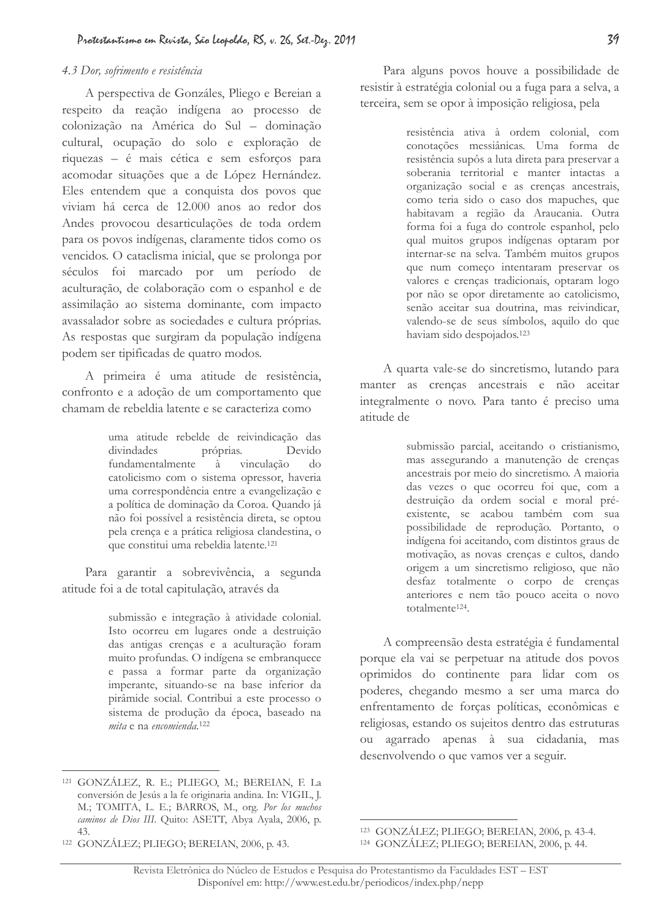*4.3 Dor, sofrimento e resistência*

A perspectiva de Gonzáles, Pliego e Bereian a respeito da reação indígena ao processo de colonização na América do Sul – dominação cultural, ocupação do solo e exploração de riquezas – é mais cética e sem esforços para acomodar situações que a de López Hernández. Eles entendem que a conquista dos povos que viviam há cerca de 12.000 anos ao redor dos Andes provocou desarticulações de toda ordem para os povos indígenas, claramente tidos como os vencidos. O cataclisma inicial, que se prolonga por séculos foi marcado por um período de aculturação, de colaboração com o espanhol e de assimilação ao sistema dominante, com impacto avassalador sobre as sociedades e cultura próprias. As respostas que surgiram da população indígena podem ser tipificadas de quatro modos.

A primeira é uma atitude de resistência, confronto e a adoção de um comportamento que chamam de rebeldia latente e se caracteriza como

> uma atitude rebelde de reivindicação das divindades próprias. Devido fundamentalmente à vinculação do catolicismo com o sistema opressor, haveria uma correspondência entre a evangelização e a política de dominação da Coroa. Quando já não foi possível a resistência direta, se optou pela crença e a prática religiosa clandestina, o que constitui uma rebeldia latente.[121]

Para garantir a sobrevivência, a segunda atitude foi a de total capitulação, através da

> submissão e integração à atividade colonial. Isto ocorreu em lugares onde a destruição das antigas crenças e a aculturação foram muito profundas. O indígena se embranquece e passa a formar parte da organização imperante, situando-se na base inferior da pirâmide social. Contribui a este processo o sistema de produção da época, baseado na *mita* e na *encomienda*.[122]

Para alguns povos houve a possibilidade de resistir à estratégia colonial ou a fuga para a selva, a terceira, sem se opor à imposição religiosa, pela

> resistência ativa à ordem colonial, com conotações messiânicas. Uma forma de resistência supôs a luta direta para preservar a soberania territorial e manter intactas a organização social e as crenças ancestrais, como teria sido o caso dos mapuches, que habitavam a região da Araucania. Outra forma foi a fuga do controle espanhol, pelo qual muitos grupos indígenas optaram por internar-se na selva. Também muitos grupos que num começo intentaram preservar os valores e crenças tradicionais, optaram logo por não se opor diretamente ao catolicismo, senão aceitar sua doutrina, mas reivindicar, valendo-se de seus símbolos, aquilo do que haviam sido despojados.[123]

A quarta vale-se do sincretismo, lutando para manter as crenças ancestrais e não aceitar integralmente o novo. Para tanto é preciso uma atitude de

> submissão parcial, aceitando o cristianismo, mas assegurando a manutenção de crenças ancestrais por meio do sincretismo. A maioria das vezes o que ocorreu foi que, com a destruição da ordem social e moral pré-existente, se acabou também com sua possibilidade de reprodução. Portanto, o indígena foi aceitando, com distintos graus de motivação, as novas crenças e cultos, dando origem a um sincretismo religioso, que não desfaz totalmente o corpo de crenças anteriores e nem tão pouco aceita o novo totalmente[124].

A compreensão desta estratégia é fundamental porque ela vai se perpetuar na atitude dos povos oprimidos do continente para lidar com os poderes, chegando mesmo a ser uma marca do enfrentamento de forças políticas, econômicas e religiosas, estando os sujeitos dentro das estruturas ou agarrado apenas à sua cidadania, mas desenvolvendo o que vamos ver a seguir.

---

[121] GONZÁLEZ, R. E.; PLIEGO, M.; BEREIAN, F. La conversión de Jesús a la fe originaria andina. In: VIGIL, J. M.; TOMITA, L. E.; BARROS, M., org. *Por los muchos caminos de Dios III*. Quito: ASETT, Abya Ayala, 2006, p. 43.

[122] GONZÁLEZ; PLIEGO; BEREIAN, 2006, p. 43.

[123] GONZÁLEZ; PLIEGO; BEREIAN, 2006, p. 43-4.

[124] GONZÁLEZ; PLIEGO; BEREIAN, 2006, p. 44.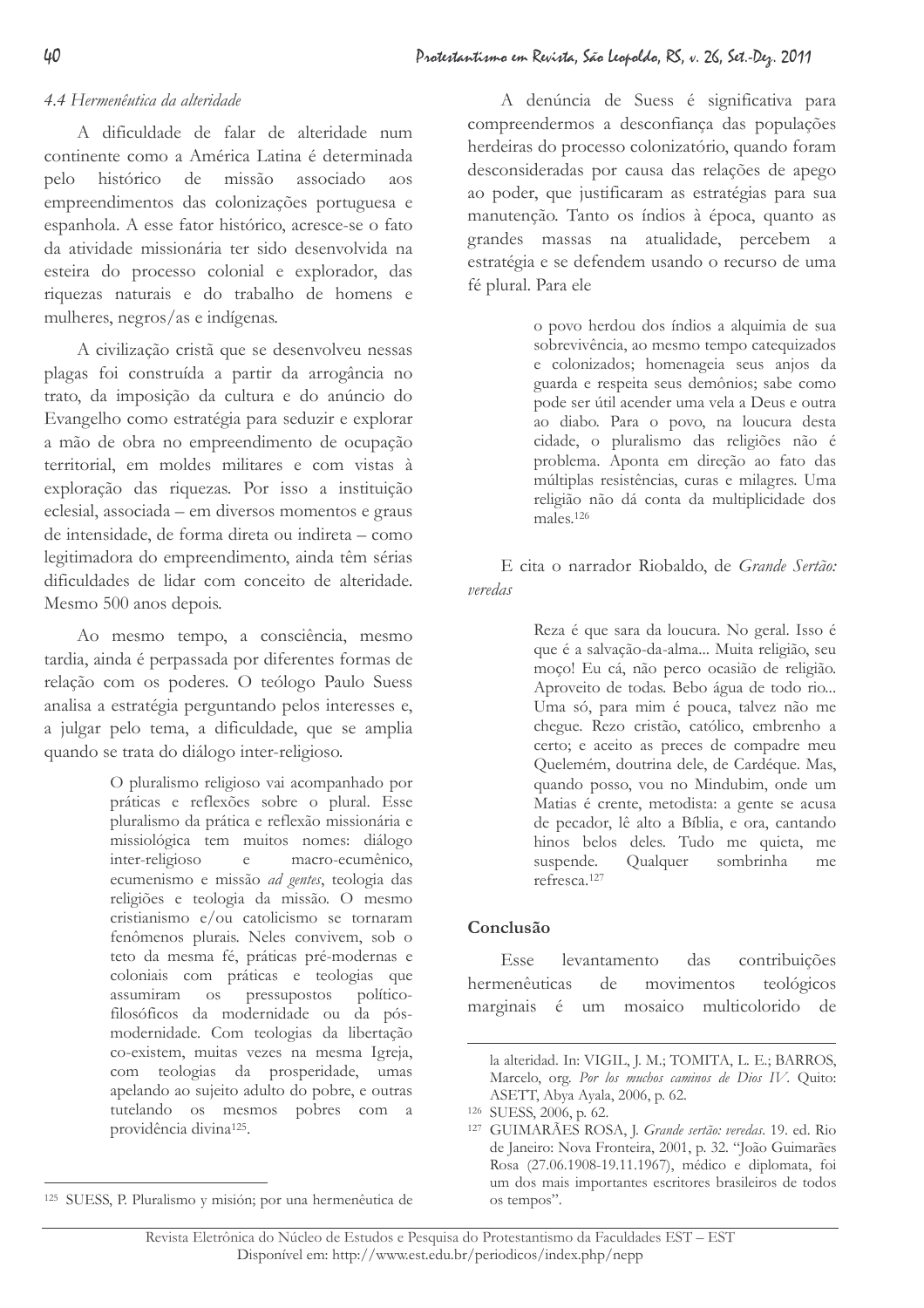#### *4.4 Hermenêutica da alteridade*

A dificuldade de falar de alteridade num continente como a América Latina é determinada pelo histórico de missão associado aos empreendimentos das colonizações portuguesa e espanhola. A esse fator histórico, acresce-se o fato da atividade missionária ter sido desenvolvida na esteira do processo colonial e explorador, das riquezas naturais e do trabalho de homens e mulheres, negros/as e indígenas.

A civilização cristã que se desenvolveu nessas plagas foi construída a partir da arrogância no trato, da imposição da cultura e do anúncio do Evangelho como estratégia para seduzir e explorar a mão de obra no empreendimento de ocupação territorial, em moldes militares e com vistas à exploração das riquezas. Por isso a instituição eclesial, associada – em diversos momentos e graus de intensidade, de forma direta ou indireta – como legitimadora do empreendimento, ainda têm sérias dificuldades de lidar com conceito de alteridade. Mesmo 500 anos depois.

Ao mesmo tempo, a consciência, mesmo tardia, ainda é perpassada por diferentes formas de relação com os poderes. O teólogo Paulo Suess analisa a estratégia perguntando pelos interesses e, a julgar pelo tema, a dificuldade, que se amplia quando se trata do diálogo inter-religioso.

> O pluralismo religioso vai acompanhado por práticas e reflexões sobre o plural. Esse pluralismo da prática e reflexão missionária e missiológica tem muitos nomes: diálogo inter-religioso e macro-ecumênico, ecumenismo e missão *ad gentes*, teologia das religiões e teologia da missão. O mesmo cristianismo e/ou catolicismo se tornaram fenômenos plurais. Neles convivem, sob o teto da mesma fé, práticas pré-modernas e coloniais com práticas e teologias que assumiram os pressupostos político-filosóficos da modernidade ou da pós-modernidade. Com teologias da libertação co-existem, muitas vezes na mesma Igreja, com teologias da prosperidade, umas apelando ao sujeito adulto do pobre, e outras tutelando os mesmos pobres com a providência divina[125].

A denúncia de Suess é significativa para compreendermos a desconfiança das populações herdeiras do processo colonizatório, quando foram desconsideradas por causa das relações de apego ao poder, que justificaram as estratégias para sua manutenção. Tanto os índios à época, quanto as grandes massas na atualidade, percebem a estratégia e se defendem usando o recurso de uma fé plural. Para ele

> o povo herdou dos índios a alquimia de sua sobrevivência, ao mesmo tempo catequizados e colonizados; homenageia seus anjos da guarda e respeita seus demônios; sabe como pode ser útil acender uma vela a Deus e outra ao diabo. Para o povo, na loucura desta cidade, o pluralismo das religiões não é problema. Aponta em direção ao fato das múltiplas resistências, curas e milagres. Uma religião não dá conta da multiplicidade dos males.[126]

E cita o narrador Riobaldo, de *Grande Sertão: veredas*

> Reza é que sara da loucura. No geral. Isso é que é a salvação-da-alma... Muita religião, seu moço! Eu cá, não perco ocasião de religião. Aproveito de todas. Bebo água de todo rio... Uma só, para mim é pouca, talvez não me chegue. Rezo cristão, católico, embrenho a certo; e aceito as preces de compadre meu Quelemém, doutrina dele, de Cardéque. Mas, quando posso, vou no Mindubim, onde um Matias é crente, metodista: a gente se acusa de pecador, lê alto a Bíblia, e ora, cantando hinos belos deles. Tudo me quieta, me suspende. Qualquer sombrinha me refresca.[127]

### Conclusão

Esse levantamento das contribuições hermenêuticas de movimentos teológicos marginais é um mosaico multicolorido de

---

[125] SUESS, P. Pluralismo y misión; por una hermenêutica de la alteridad. In: VIGIL, J. M.; TOMITA, L. E.; BARROS, Marcelo, org. *Por los muchos caminos de Dios IV*. Quito: ASETT, Abya Ayala, 2006, p. 62.

[126] SUESS, 2006, p. 62.

[127] GUIMARÃES ROSA, J. *Grande sertão: veredas*. 19. ed. Rio de Janeiro: Nova Fronteira, 2001, p. 32. "João Guimarães Rosa (27.06.1908-19.11.1967), médico e diplomata, foi um dos mais importantes escritores brasileiros de todos os tempos".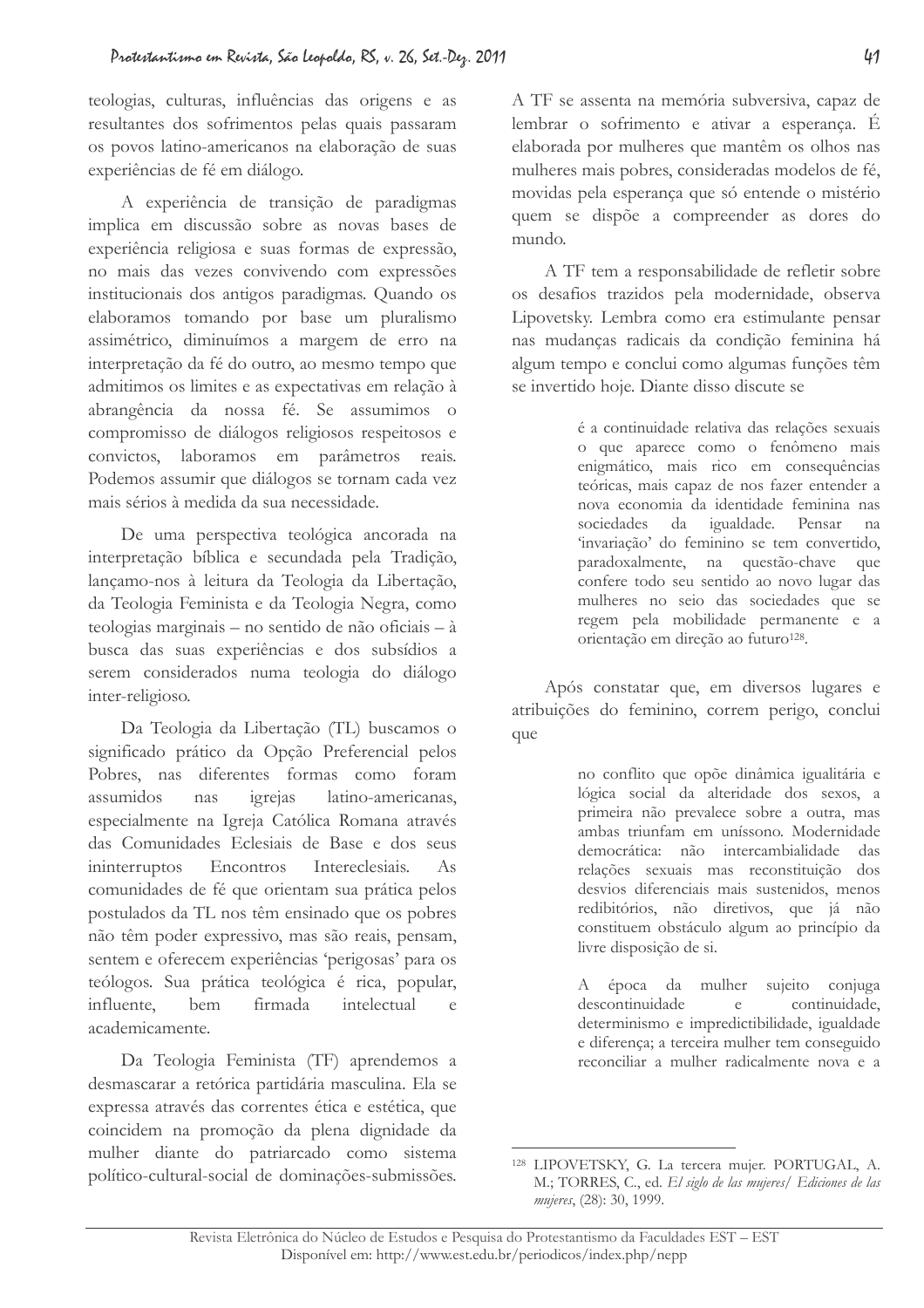teologias, culturas, influências das origens e as resultantes dos sofrimentos pelas quais passaram os povos latino-americanos na elaboração de suas experiências de fé em diálogo.

A experiência de transição de paradigmas implica em discussão sobre as novas bases de experiência religiosa e suas formas de expressão, no mais das vezes convivendo com expressões institucionais dos antigos paradigmas. Quando os elaboramos tomando por base um pluralismo assimétrico, diminuímos a margem de erro na interpretação da fé do outro, ao mesmo tempo que admitimos os limites e as expectativas em relação à abrangência da nossa fé. Se assumimos o compromisso de diálogos religiosos respeitosos e convictos, laboramos em parâmetros reais. Podemos assumir que diálogos se tornam cada vez mais sérios à medida da sua necessidade.

De uma perspectiva teológica ancorada na interpretação bíblica e secundada pela Tradição, lançamo-nos à leitura da Teologia da Libertação, da Teologia Feminista e da Teologia Negra, como teologias marginais – no sentido de não oficiais – à busca das suas experiências e dos subsídios a serem considerados numa teologia do diálogo inter-religioso.

Da Teologia da Libertação (TL) buscamos o significado prático da Opção Preferencial pelos Pobres, nas diferentes formas como foram assumidos nas igrejas latino-americanas, especialmente na Igreja Católica Romana através das Comunidades Eclesiais de Base e dos seus ininterruptos Encontros Intereclesiais. As comunidades de fé que orientam sua prática pelos postulados da TL nos têm ensinado que os pobres não têm poder expressivo, mas são reais, pensam, sentem e oferecem experiências 'perigosas' para os teólogos. Sua prática teológica é rica, popular, influente, bem firmada intelectual e academicamente.

Da Teologia Feminista (TF) aprendemos a desmascarar a retórica partidária masculina. Ela se expressa através das correntes ética e estética, que coincidem na promoção da plena dignidade da mulher diante do patriarcado como sistema político-cultural-social de dominações-submissões. A TF se assenta na memória subversiva, capaz de lembrar o sofrimento e ativar a esperança. É elaborada por mulheres que mantêm os olhos nas mulheres mais pobres, consideradas modelos de fé, movidas pela esperança que só entende o mistério quem se dispõe a compreender as dores do mundo.

A TF tem a responsabilidade de refletir sobre os desafios trazidos pela modernidade, observa Lipovetsky. Lembra como era estimulante pensar nas mudanças radicais da condição feminina há algum tempo e conclui como algumas funções têm se invertido hoje. Diante disso discute se

> é a continuidade relativa das relações sexuais o que aparece como o fenômeno mais enigmático, mais rico em consequências teóricas, mais capaz de nos fazer entender a nova economia da identidade feminina nas sociedades da igualdade. Pensar na 'invariação' do feminino se tem convertido, paradoxalmente, na questão-chave que confere todo seu sentido ao novo lugar das mulheres no seio das sociedades que se regem pela mobilidade permanente e a orientação em direção ao futuro[128].

Após constatar que, em diversos lugares e atribuições do feminino, correm perigo, conclui que

> no conflito que opõe dinâmica igualitária e lógica social da alteridade dos sexos, a primeira não prevalece sobre a outra, mas ambas triunfam em uníssono. Modernidade democrática: não intercambialidade das relações sexuais mas reconstituição dos desvios diferenciais mais sustenidos, menos redibitórios, não diretivos, que já não constituem obstáculo algum ao princípio da livre disposição de si.
>
> A época da mulher sujeito conjuga descontinuidade e continuidade, determinismo e impredictibilidade, igualdade e diferença; a terceira mulher tem conseguido reconciliar a mulher radicalmente nova e a

---

[128] LIPOVETSKY, G. La tercera mujer. PORTUGAL, A. M.; TORRES, C., ed. *El siglo de las mujeres/ Ediciones de las mujeres*, (28): 30, 1999.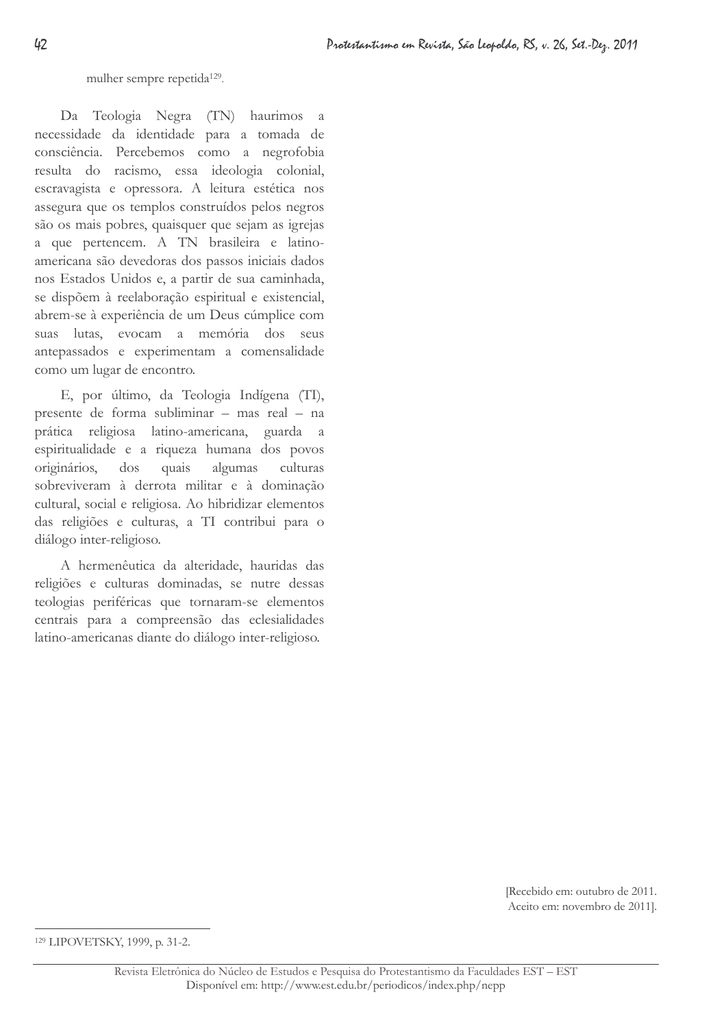mulher sempre repetida[129].

Da Teologia Negra (TN) haurimos a necessidade da identidade para a tomada de consciência. Percebemos como a negrofobia resulta do racismo, essa ideologia colonial, escravagista e opressora. A leitura estética nos assegura que os templos construídos pelos negros são os mais pobres, quaisquer que sejam as igrejas a que pertencem. A TN brasileira e latino-americana são devedoras dos passos iniciais dados nos Estados Unidos e, a partir de sua caminhada, se dispõem à reelaboração espiritual e existencial, abrem-se à experiência de um Deus cúmplice com suas lutas, evocam a memória dos seus antepassados e experimentam a comensalidade como um lugar de encontro.

E, por último, da Teologia Indígena (TI), presente de forma subliminar – mas real – na prática religiosa latino-americana, guarda a espiritualidade e a riqueza humana dos povos originários, dos quais algumas culturas sobreviveram à derrota militar e à dominação cultural, social e religiosa. Ao hibridizar elementos das religiões e culturas, a TI contribui para o diálogo inter-religioso.

A hermenêutica da alteridade, hauridas das religiões e culturas dominadas, se nutre dessas teologias periféricas que tornaram-se elementos centrais para a compreensão das eclesialidades latino-americanas diante do diálogo inter-religioso.

[Recebido em: outubro de 2011.
Aceito em: novembro de 2011].

---

[129] LIPOVETSKY, 1999, p. 31-2.